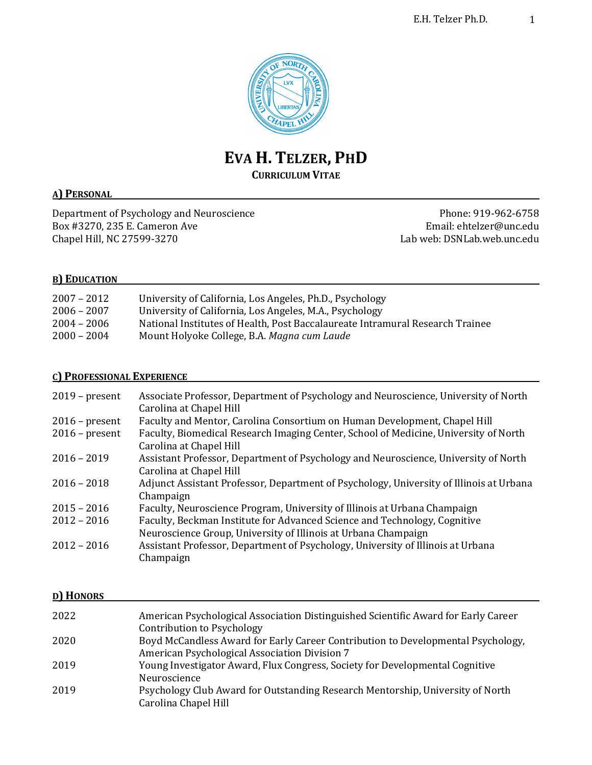# EVA H. TELZER, PHD

**CURRICULUM VITAE**

## A) PERSONAL

Department of Psychology and Neuroscience
Box #3270, 235 E. Cameron Ave
Chapel Hill, NC 27599-3270

Phone: 919-962-6758
Email: ehtelzer@unc.edu
Lab web: DSNLab.web.unc.edu

## B) EDUCATION

| | |
|---|---|
| 2007 – 2012 | University of California, Los Angeles, Ph.D., Psychology |
| 2006 – 2007 | University of California, Los Angeles, M.A., Psychology |
| 2004 – 2006 | National Institutes of Health, Post Baccalaureate Intramural Research Trainee |
| 2000 – 2004 | Mount Holyoke College, B.A. *Magna cum Laude* |

## C) PROFESSIONAL EXPERIENCE

| | |
|---|---|
| 2019 – present | Associate Professor, Department of Psychology and Neuroscience, University of North Carolina at Chapel Hill |
| 2016 – present | Faculty and Mentor, Carolina Consortium on Human Development, Chapel Hill |
| 2016 – present | Faculty, Biomedical Research Imaging Center, School of Medicine, University of North Carolina at Chapel Hill |
| 2016 – 2019 | Assistant Professor, Department of Psychology and Neuroscience, University of North Carolina at Chapel Hill |
| 2016 – 2018 | Adjunct Assistant Professor, Department of Psychology, University of Illinois at Urbana Champaign |
| 2015 – 2016 | Faculty, Neuroscience Program, University of Illinois at Urbana Champaign |
| 2012 – 2016 | Faculty, Beckman Institute for Advanced Science and Technology, Cognitive Neuroscience Group, University of Illinois at Urbana Champaign |
| 2012 – 2016 | Assistant Professor, Department of Psychology, University of Illinois at Urbana Champaign |

## D) HONORS

| | |
|---|---|
| 2022 | American Psychological Association Distinguished Scientific Award for Early Career Contribution to Psychology |
| 2020 | Boyd McCandless Award for Early Career Contribution to Developmental Psychology, American Psychological Association Division 7 |
| 2019 | Young Investigator Award, Flux Congress, Society for Developmental Cognitive Neuroscience |
| 2019 | Psychology Club Award for Outstanding Research Mentorship, University of North Carolina Chapel Hill |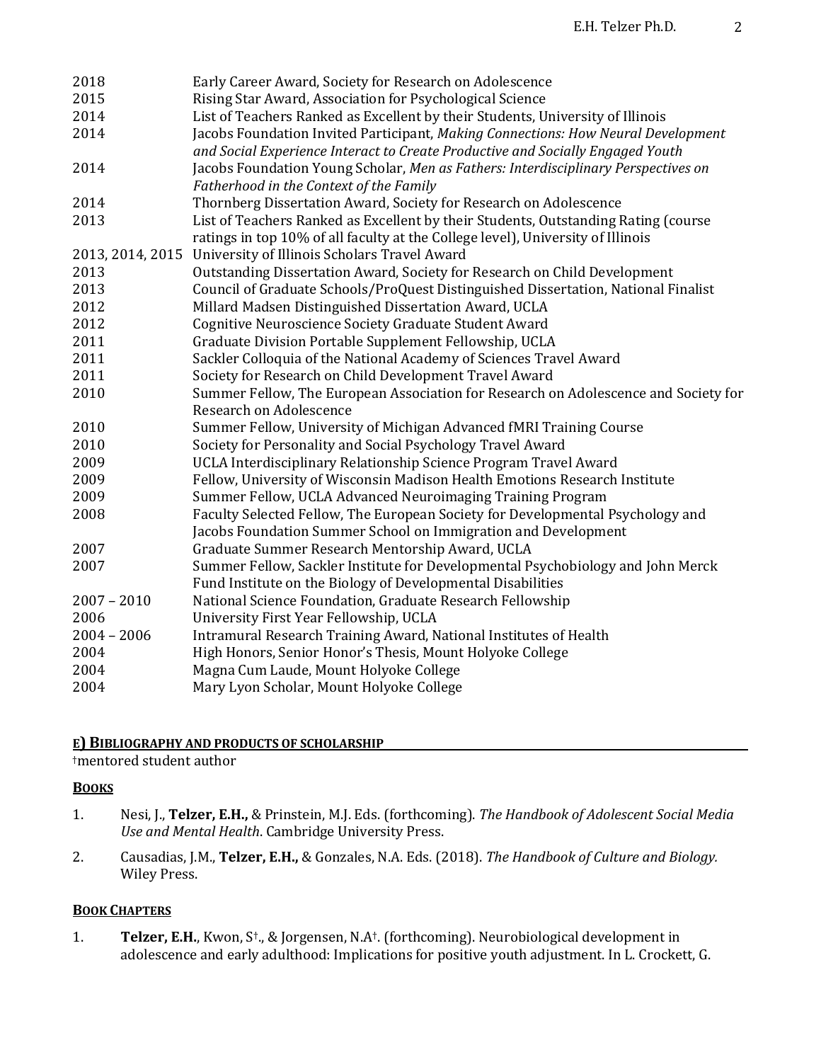| | |
|---|---|
| 2018 | Early Career Award, Society for Research on Adolescence |
| 2015 | Rising Star Award, Association for Psychological Science |
| 2014 | List of Teachers Ranked as Excellent by their Students, University of Illinois |
| 2014 | Jacobs Foundation Invited Participant, *Making Connections: How Neural Development and Social Experience Interact to Create Productive and Socially Engaged Youth* |
| 2014 | Jacobs Foundation Young Scholar, *Men as Fathers: Interdisciplinary Perspectives on Fatherhood in the Context of the Family* |
| 2014 | Thornberg Dissertation Award, Society for Research on Adolescence |
| 2013 | List of Teachers Ranked as Excellent by their Students, Outstanding Rating (course ratings in top 10% of all faculty at the College level), University of Illinois |
| 2013, 2014, 2015 | University of Illinois Scholars Travel Award |
| 2013 | Outstanding Dissertation Award, Society for Research on Child Development |
| 2013 | Council of Graduate Schools/ProQuest Distinguished Dissertation, National Finalist |
| 2012 | Millard Madsen Distinguished Dissertation Award, UCLA |
| 2012 | Cognitive Neuroscience Society Graduate Student Award |
| 2011 | Graduate Division Portable Supplement Fellowship, UCLA |
| 2011 | Sackler Colloquia of the National Academy of Sciences Travel Award |
| 2011 | Society for Research on Child Development Travel Award |
| 2010 | Summer Fellow, The European Association for Research on Adolescence and Society for Research on Adolescence |
| 2010 | Summer Fellow, University of Michigan Advanced fMRI Training Course |
| 2010 | Society for Personality and Social Psychology Travel Award |
| 2009 | UCLA Interdisciplinary Relationship Science Program Travel Award |
| 2009 | Fellow, University of Wisconsin Madison Health Emotions Research Institute |
| 2009 | Summer Fellow, UCLA Advanced Neuroimaging Training Program |
| 2008 | Faculty Selected Fellow, The European Society for Developmental Psychology and Jacobs Foundation Summer School on Immigration and Development |
| 2007 | Graduate Summer Research Mentorship Award, UCLA |
| 2007 | Summer Fellow, Sackler Institute for Developmental Psychobiology and John Merck Fund Institute on the Biology of Developmental Disabilities |
| 2007 – 2010 | National Science Foundation, Graduate Research Fellowship |
| 2006 | University First Year Fellowship, UCLA |
| 2004 – 2006 | Intramural Research Training Award, National Institutes of Health |
| 2004 | High Honors, Senior Honor's Thesis, Mount Holyoke College |
| 2004 | Magna Cum Laude, Mount Holyoke College |
| 2004 | Mary Lyon Scholar, Mount Holyoke College |

## E) BIBLIOGRAPHY AND PRODUCTS OF SCHOLARSHIP

†mentored student author

### BOOKS

1. Nesi, J., **Telzer, E.H.,** & Prinstein, M.J. Eds. (forthcoming). *The Handbook of Adolescent Social Media Use and Mental Health*. Cambridge University Press.

2. Causadias, J.M., **Telzer, E.H.,** & Gonzales, N.A. Eds. (2018). *The Handbook of Culture and Biology.* Wiley Press.

### BOOK CHAPTERS

1. **Telzer, E.H.**, Kwon, S†., & Jorgensen, N.A†. (forthcoming). Neurobiological development in adolescence and early adulthood: Implications for positive youth adjustment. In L. Crockett, G.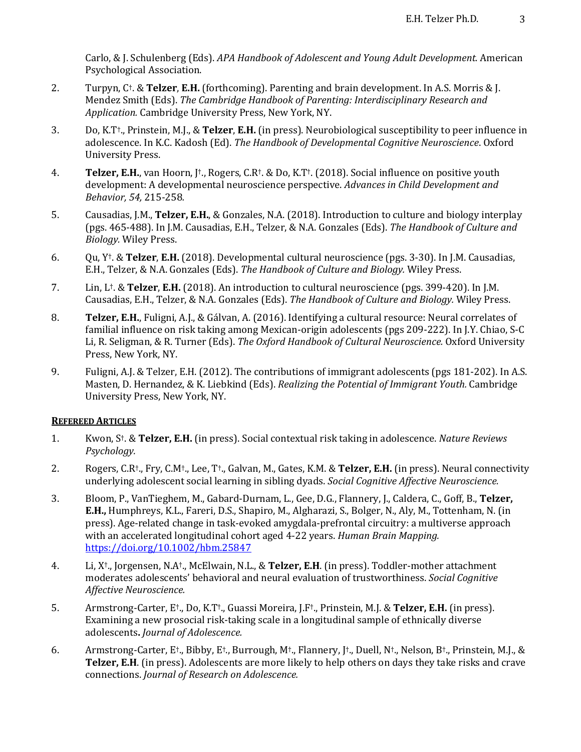Carlo, & J. Schulenberg (Eds). *APA Handbook of Adolescent and Young Adult Development.* American Psychological Association.

2. Turpyn, C†. & **Telzer**, **E.H.** (forthcoming). Parenting and brain development. In A.S. Morris & J. Mendez Smith (Eds). *The Cambridge Handbook of Parenting: Interdisciplinary Research and Application.* Cambridge University Press, New York, NY.

3. Do, K.T†., Prinstein, M.J., & **Telzer**, **E.H.** (in press). Neurobiological susceptibility to peer influence in adolescence. In K.C. Kadosh (Ed). *The Handbook of Developmental Cognitive Neuroscience*. Oxford University Press.

4. **Telzer, E.H.**, van Hoorn, J†., Rogers, C.R†. & Do, K.T†. (2018). Social influence on positive youth development: A developmental neuroscience perspective. *Advances in Child Development and Behavior, 54,* 215-258*.*

5. Causadias, J.M., **Telzer, E.H.**, & Gonzales, N.A. (2018). Introduction to culture and biology interplay (pgs. 465-488). In J.M. Causadias, E.H., Telzer, & N.A. Gonzales (Eds). *The Handbook of Culture and Biology.* Wiley Press.

6. Qu, Y†. & **Telzer**, **E.H.** (2018). Developmental cultural neuroscience (pgs. 3-30). In J.M. Causadias, E.H., Telzer, & N.A. Gonzales (Eds). *The Handbook of Culture and Biology.* Wiley Press.

7. Lin, L†. & **Telzer**, **E.H.** (2018). An introduction to cultural neuroscience (pgs. 399-420). In J.M. Causadias, E.H., Telzer, & N.A. Gonzales (Eds). *The Handbook of Culture and Biology.* Wiley Press.

8. **Telzer, E.H.**, Fuligni, A.J., & Gálvan, A. (2016). Identifying a cultural resource: Neural correlates of familial influence on risk taking among Mexican-origin adolescents (pgs 209-222). In J.Y. Chiao, S-C Li, R. Seligman, & R. Turner (Eds). *The Oxford Handbook of Cultural Neuroscience.* Oxford University Press, New York, NY.

9. Fuligni, A.J. & Telzer, E.H. (2012). The contributions of immigrant adolescents (pgs 181-202). In A.S. Masten, D. Hernandez, & K. Liebkind (Eds). *Realizing the Potential of Immigrant Youth.* Cambridge University Press, New York, NY.

## **REFEREED ARTICLES**

1. Kwon, S†. & **Telzer, E.H.** (in press). Social contextual risk taking in adolescence. *Nature Reviews Psychology.*

2. Rogers, C.R†., Fry, C.M†., Lee, T†., Galvan, M., Gates, K.M. & **Telzer, E.H.** (in press). Neural connectivity underlying adolescent social learning in sibling dyads. *Social Cognitive Affective Neuroscience.*

3. Bloom, P., VanTieghem, M., Gabard-Durnam, L., Gee, D.G., Flannery, J., Caldera, C., Goff, B., **Telzer, E.H.,** Humphreys, K.L., Fareri, D.S., Shapiro, M., Algharazi, S., Bolger, N., Aly, M., Tottenham, N. (in press). Age-related change in task-evoked amygdala-prefrontal circuitry: a multiverse approach with an accelerated longitudinal cohort aged 4-22 years. *Human Brain Mapping.* https://doi.org/10.1002/hbm.25847

4. Li, X†., Jorgensen, N.A†., McElwain, N.L., & **Telzer, E.H**. (in press). Toddler-mother attachment moderates adolescents' behavioral and neural evaluation of trustworthiness. *Social Cognitive Affective Neuroscience.*

5. Armstrong-Carter, E†., Do, K.T†., Guassi Moreira, J.F†., Prinstein, M.J. & **Telzer, E.H.** (in press). Examining a new prosocial risk-taking scale in a longitudinal sample of ethnically diverse adolescents**.** *Journal of Adolescence.*

6. Armstrong-Carter, E†., Bibby, E†., Burrough, M†., Flannery, J†., Duell, N†., Nelson, B†., Prinstein, M.J., & **Telzer, E.H**. (in press). Adolescents are more likely to help others on days they take risks and crave connections. *Journal of Research on Adolescence.*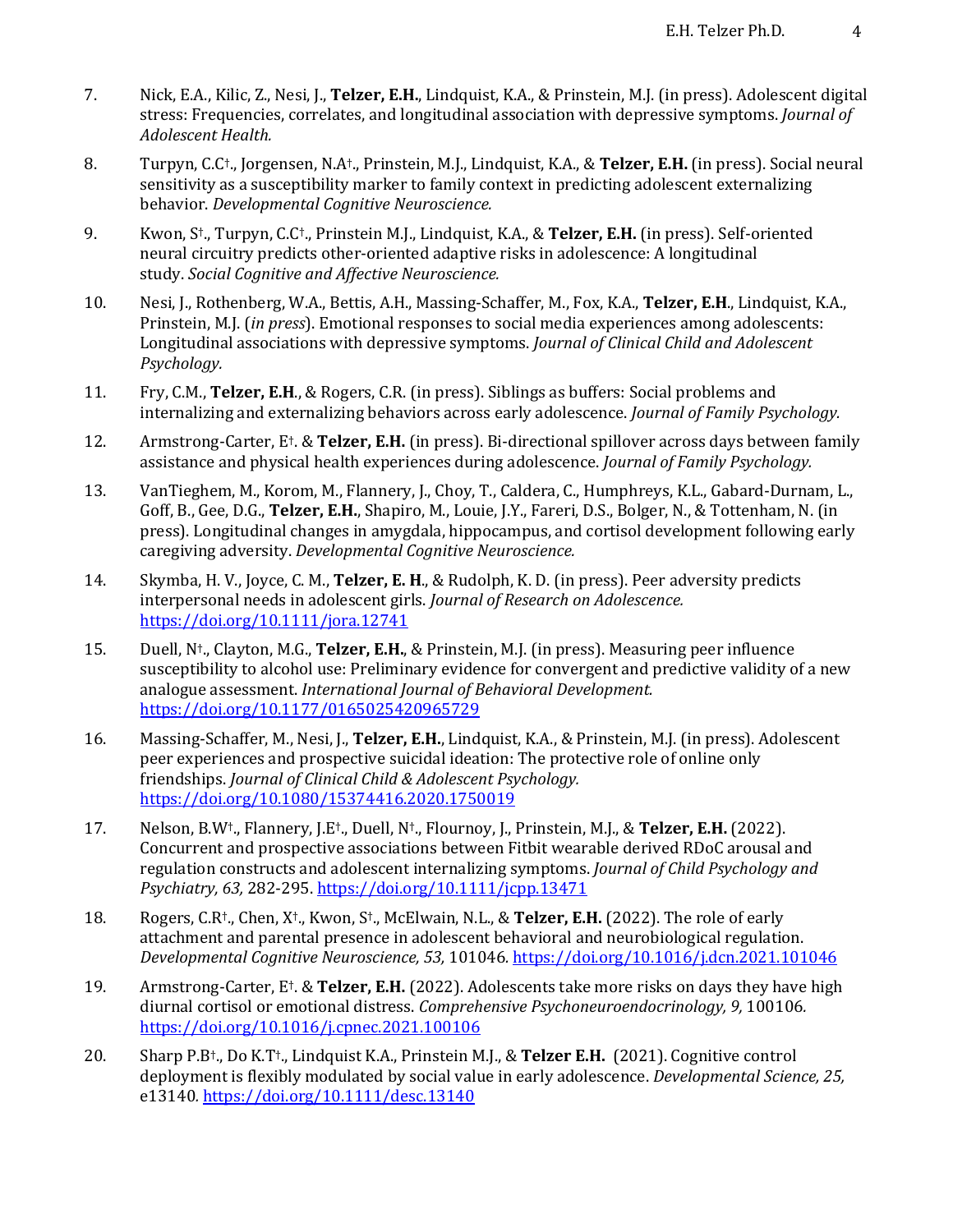7. Nick, E.A., Kilic, Z., Nesi, J., **Telzer, E.H.**, Lindquist, K.A., & Prinstein, M.J. (in press). Adolescent digital stress: Frequencies, correlates, and longitudinal association with depressive symptoms. *Journal of Adolescent Health.*

8. Turpyn, C.C†., Jorgensen, N.A†., Prinstein, M.J., Lindquist, K.A., & **Telzer, E.H.** (in press). Social neural sensitivity as a susceptibility marker to family context in predicting adolescent externalizing behavior. *Developmental Cognitive Neuroscience.*

9. Kwon, S†., Turpyn, C.C†., Prinstein M.J., Lindquist, K.A., & **Telzer, E.H.** (in press). Self-oriented neural circuitry predicts other-oriented adaptive risks in adolescence: A longitudinal study. *Social Cognitive and Affective Neuroscience.*

10. Nesi, J., Rothenberg, W.A., Bettis, A.H., Massing-Schaffer, M., Fox, K.A., **Telzer, E.H**., Lindquist, K.A., Prinstein, M.J. (*in press*). Emotional responses to social media experiences among adolescents: Longitudinal associations with depressive symptoms. *Journal of Clinical Child and Adolescent Psychology.*

11. Fry, C.M., **Telzer, E.H**., & Rogers, C.R. (in press). Siblings as buffers: Social problems and internalizing and externalizing behaviors across early adolescence. *Journal of Family Psychology.*

12. Armstrong-Carter, E†. & **Telzer, E.H.** (in press). Bi-directional spillover across days between family assistance and physical health experiences during adolescence. *Journal of Family Psychology.*

13. VanTieghem, M., Korom, M., Flannery, J., Choy, T., Caldera, C., Humphreys, K.L., Gabard-Durnam, L., Goff, B., Gee, D.G., **Telzer, E.H.**, Shapiro, M., Louie, J.Y., Fareri, D.S., Bolger, N., & Tottenham, N. (in press). Longitudinal changes in amygdala, hippocampus, and cortisol development following early caregiving adversity. *Developmental Cognitive Neuroscience.*

14. Skymba, H. V., Joyce, C. M., **Telzer, E. H**., & Rudolph, K. D. (in press). Peer adversity predicts interpersonal needs in adolescent girls. *Journal of Research on Adolescence.* https://doi.org/10.1111/jora.12741

15. Duell, N†., Clayton, M.G., **Telzer, E.H.**, & Prinstein, M.J. (in press). Measuring peer influence susceptibility to alcohol use: Preliminary evidence for convergent and predictive validity of a new analogue assessment. *International Journal of Behavioral Development.* https://doi.org/10.1177/0165025420965729

16. Massing-Schaffer, M., Nesi, J., **Telzer, E.H.**, Lindquist, K.A., & Prinstein, M.J. (in press). Adolescent peer experiences and prospective suicidal ideation: The protective role of online only friendships. *Journal of Clinical Child & Adolescent Psychology.* https://doi.org/10.1080/15374416.2020.1750019

17. Nelson, B.W†., Flannery, J.E†., Duell, N†., Flournoy, J., Prinstein, M.J., & **Telzer, E.H.** (2022). Concurrent and prospective associations between Fitbit wearable derived RDoC arousal and regulation constructs and adolescent internalizing symptoms. *Journal of Child Psychology and Psychiatry, 63,* 282-295. https://doi.org/10.1111/jcpp.13471

18. Rogers, C.R†., Chen, X†., Kwon, S†., McElwain, N.L., & **Telzer, E.H.** (2022). The role of early attachment and parental presence in adolescent behavioral and neurobiological regulation. *Developmental Cognitive Neuroscience, 53,* 101046. https://doi.org/10.1016/j.dcn.2021.101046

19. Armstrong-Carter, E†. & **Telzer, E.H.** (2022). Adolescents take more risks on days they have high diurnal cortisol or emotional distress. *Comprehensive Psychoneuroendocrinology, 9,* 100106. https://doi.org/10.1016/j.cpnec.2021.100106

20. Sharp P.B†., Do K.T†., Lindquist K.A., Prinstein M.J., & **Telzer E.H.** (2021). Cognitive control deployment is flexibly modulated by social value in early adolescence. *Developmental Science, 25,* e13140. https://doi.org/10.1111/desc.13140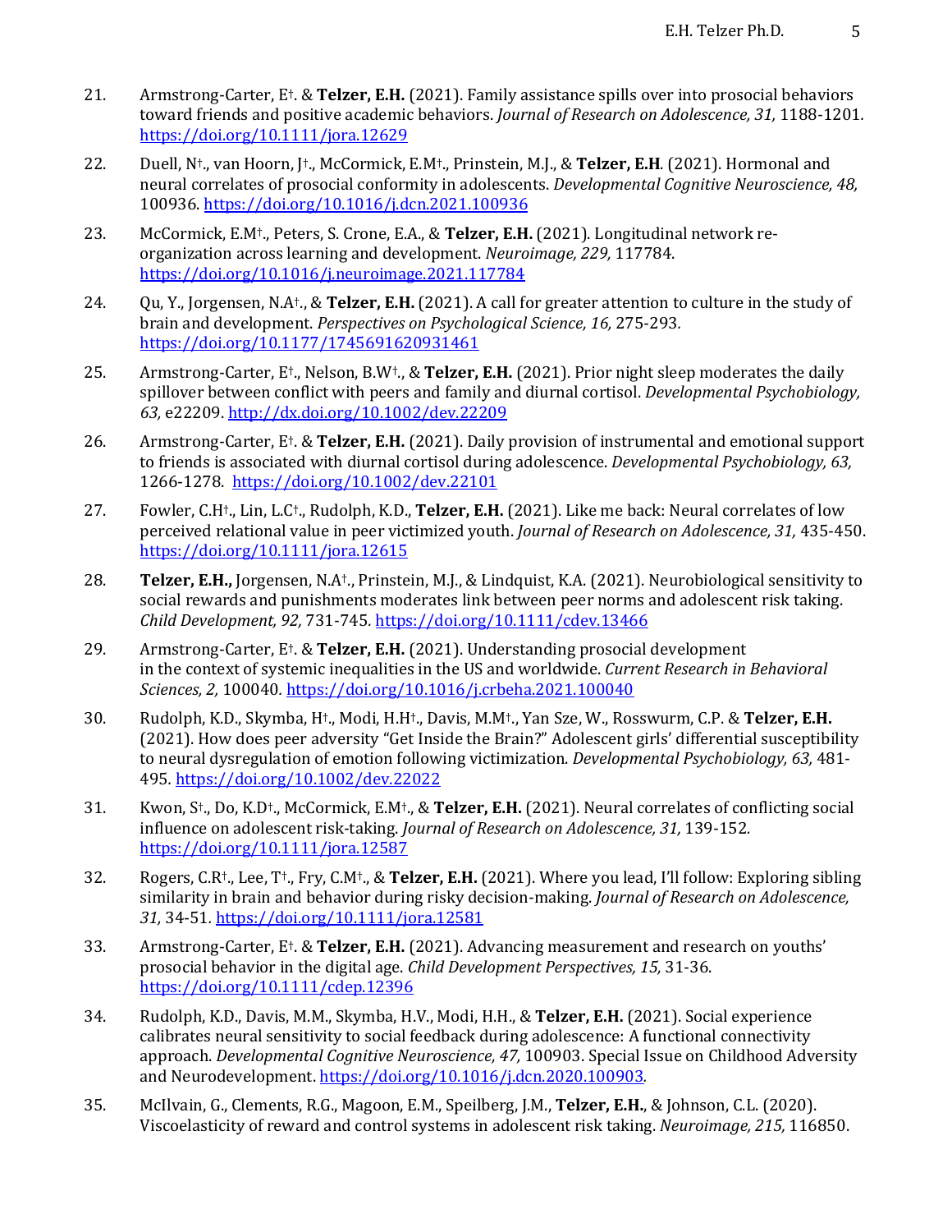21. Armstrong-Carter, E†. & **Telzer, E.H.** (2021). Family assistance spills over into prosocial behaviors toward friends and positive academic behaviors. *Journal of Research on Adolescence, 31,* 1188-1201. https://doi.org/10.1111/jora.12629

22. Duell, N†., van Hoorn, J†., McCormick, E.M†., Prinstein, M.J., & **Telzer, E.H**. (2021). Hormonal and neural correlates of prosocial conformity in adolescents. *Developmental Cognitive Neuroscience, 48,* 100936. https://doi.org/10.1016/j.dcn.2021.100936

23. McCormick, E.M†., Peters, S. Crone, E.A., & **Telzer, E.H.** (2021). Longitudinal network re-organization across learning and development. *Neuroimage, 229,* 117784. https://doi.org/10.1016/j.neuroimage.2021.117784

24. Qu, Y., Jorgensen, N.A†., & **Telzer, E.H.** (2021). A call for greater attention to culture in the study of brain and development. *Perspectives on Psychological Science, 16,* 275-293. https://doi.org/10.1177/1745691620931461

25. Armstrong-Carter, E†., Nelson, B.W†., & **Telzer, E.H.** (2021). Prior night sleep moderates the daily spillover between conflict with peers and family and diurnal cortisol. *Developmental Psychobiology, 63,* e22209. http://dx.doi.org/10.1002/dev.22209

26. Armstrong-Carter, E†. & **Telzer, E.H.** (2021). Daily provision of instrumental and emotional support to friends is associated with diurnal cortisol during adolescence. *Developmental Psychobiology, 63,* 1266-1278. https://doi.org/10.1002/dev.22101

27. Fowler, C.H†., Lin, L.C†., Rudolph, K.D., **Telzer, E.H.** (2021). Like me back: Neural correlates of low perceived relational value in peer victimized youth. *Journal of Research on Adolescence, 31,* 435-450. https://doi.org/10.1111/jora.12615

28. **Telzer, E.H.,** Jorgensen, N.A†., Prinstein, M.J., & Lindquist, K.A. (2021). Neurobiological sensitivity to social rewards and punishments moderates link between peer norms and adolescent risk taking. *Child Development, 92,* 731-745. https://doi.org/10.1111/cdev.13466

29. Armstrong-Carter, E†. & **Telzer, E.H.** (2021). Understanding prosocial development in the context of systemic inequalities in the US and worldwide. *Current Research in Behavioral Sciences, 2,* 100040. https://doi.org/10.1016/j.crbeha.2021.100040

30. Rudolph, K.D., Skymba, H†., Modi, H.H†., Davis, M.M†., Yan Sze, W., Rosswurm, C.P. & **Telzer, E.H.** (2021). How does peer adversity "Get Inside the Brain?" Adolescent girls' differential susceptibility to neural dysregulation of emotion following victimization. *Developmental Psychobiology, 63,* 481-495. https://doi.org/10.1002/dev.22022

31. Kwon, S†., Do, K.D†., McCormick, E.M†., & **Telzer, E.H.** (2021). Neural correlates of conflicting social influence on adolescent risk-taking. *Journal of Research on Adolescence, 31,* 139-152. https://doi.org/10.1111/jora.12587

32. Rogers, C.R†., Lee, T†., Fry, C.M†., & **Telzer, E.H.** (2021). Where you lead, I'll follow: Exploring sibling similarity in brain and behavior during risky decision-making. *Journal of Research on Adolescence, 31,* 34-51. https://doi.org/10.1111/jora.12581

33. Armstrong-Carter, E†. & **Telzer, E.H.** (2021). Advancing measurement and research on youths' prosocial behavior in the digital age. *Child Development Perspectives, 15,* 31-36. https://doi.org/10.1111/cdep.12396

34. Rudolph, K.D., Davis, M.M., Skymba, H.V., Modi, H.H., & **Telzer, E.H.** (2021). Social experience calibrates neural sensitivity to social feedback during adolescence: A functional connectivity approach. *Developmental Cognitive Neuroscience, 47,* 100903. Special Issue on Childhood Adversity and Neurodevelopment. https://doi.org/10.1016/j.dcn.2020.100903.

35. McIlvain, G., Clements, R.G., Magoon, E.M., Speilberg, J.M., **Telzer, E.H.**, & Johnson, C.L. (2020). Viscoelasticity of reward and control systems in adolescent risk taking. *Neuroimage, 215,* 116850.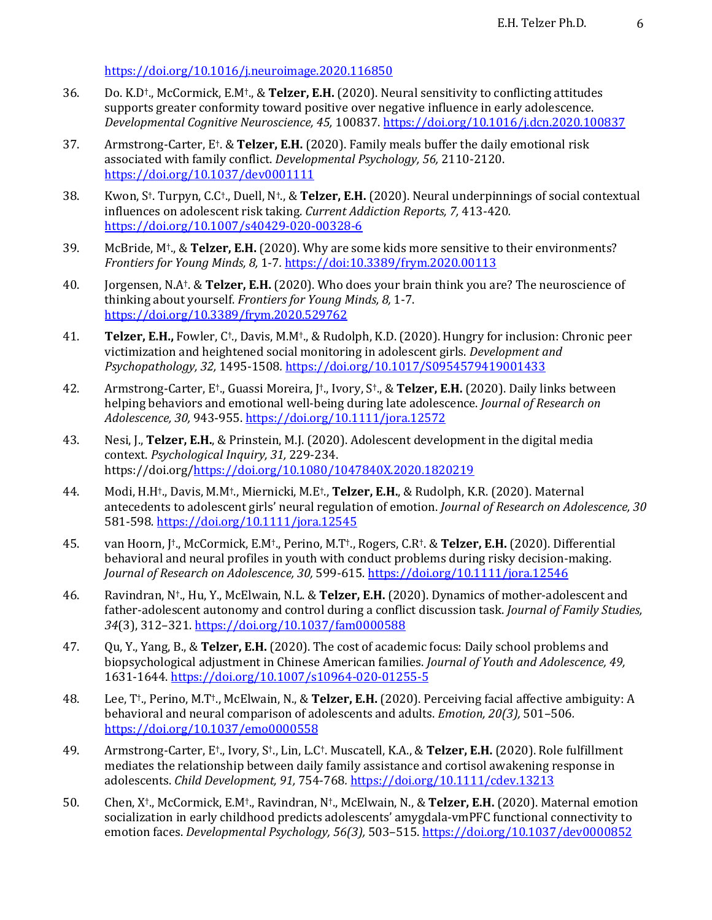https://doi.org/10.1016/j.neuroimage.2020.116850

36. Do. K.D†., McCormick, E.M†., & **Telzer, E.H.** (2020). Neural sensitivity to conflicting attitudes supports greater conformity toward positive over negative influence in early adolescence. *Developmental Cognitive Neuroscience, 45,* 100837. https://doi.org/10.1016/j.dcn.2020.100837

37. Armstrong-Carter, E†. & **Telzer, E.H.** (2020). Family meals buffer the daily emotional risk associated with family conflict. *Developmental Psychology, 56,* 2110-2120. https://doi.org/10.1037/dev0001111

38. Kwon, S†. Turpyn, C.C†., Duell, N†., & **Telzer, E.H.** (2020). Neural underpinnings of social contextual influences on adolescent risk taking. *Current Addiction Reports, 7,* 413-420. https://doi.org/10.1007/s40429-020-00328-6

39. McBride, M†., & **Telzer, E.H.** (2020). Why are some kids more sensitive to their environments? *Frontiers for Young Minds, 8,* 1-7. https://doi:10.3389/frym.2020.00113

40. Jorgensen, N.A†. & **Telzer, E.H.** (2020). Who does your brain think you are? The neuroscience of thinking about yourself. *Frontiers for Young Minds, 8,* 1-7. https://doi.org/10.3389/frym.2020.529762

41. **Telzer, E.H.,** Fowler, C†., Davis, M.M†., & Rudolph, K.D. (2020). Hungry for inclusion: Chronic peer victimization and heightened social monitoring in adolescent girls. *Development and Psychopathology, 32,* 1495-1508. https://doi.org/10.1017/S0954579419001433

42. Armstrong-Carter, E†., Guassi Moreira, J†., Ivory, S†., & **Telzer, E.H.** (2020). Daily links between helping behaviors and emotional well-being during late adolescence. *Journal of Research on Adolescence, 30,* 943-955. https://doi.org/10.1111/jora.12572

43. Nesi, J., **Telzer, E.H.**, & Prinstein, M.J. (2020). Adolescent development in the digital media context. *Psychological Inquiry, 31,* 229-234. https://doi.org/https://doi.org/10.1080/1047840X.2020.1820219

44. Modi, H.H†., Davis, M.M†., Miernicki, M.E†., **Telzer, E.H.**, & Rudolph, K.R. (2020). Maternal antecedents to adolescent girls' neural regulation of emotion. *Journal of Research on Adolescence, 30* 581-598. https://doi.org/10.1111/jora.12545

45. van Hoorn, J†., McCormick, E.M†., Perino, M.T†., Rogers, C.R†. & **Telzer, E.H.** (2020). Differential behavioral and neural profiles in youth with conduct problems during risky decision-making. *Journal of Research on Adolescence, 30,* 599-615. https://doi.org/10.1111/jora.12546

46. Ravindran, N†., Hu, Y., McElwain, N.L. & **Telzer, E.H.** (2020). Dynamics of mother-adolescent and father-adolescent autonomy and control during a conflict discussion task. *Journal of Family Studies, 34*(3), 312–321. https://doi.org/10.1037/fam0000588

47. Qu, Y., Yang, B., & **Telzer, E.H.** (2020). The cost of academic focus: Daily school problems and biopsychological adjustment in Chinese American families. *Journal of Youth and Adolescence, 49,* 1631-1644. https://doi.org/10.1007/s10964-020-01255-5

48. Lee, T†., Perino, M.T†., McElwain, N., & **Telzer, E.H.** (2020). Perceiving facial affective ambiguity: A behavioral and neural comparison of adolescents and adults. *Emotion, 20(3),* 501–506. https://doi.org/10.1037/emo0000558

49. Armstrong-Carter, E†., Ivory, S†., Lin, L.C†. Muscatell, K.A., & **Telzer, E.H.** (2020). Role fulfillment mediates the relationship between daily family assistance and cortisol awakening response in adolescents. *Child Development, 91,* 754-768. https://doi.org/10.1111/cdev.13213

50. Chen, X†., McCormick, E.M†., Ravindran, N†., McElwain, N., & **Telzer, E.H.** (2020). Maternal emotion socialization in early childhood predicts adolescents' amygdala-vmPFC functional connectivity to emotion faces. *Developmental Psychology, 56(3),* 503–515. https://doi.org/10.1037/dev0000852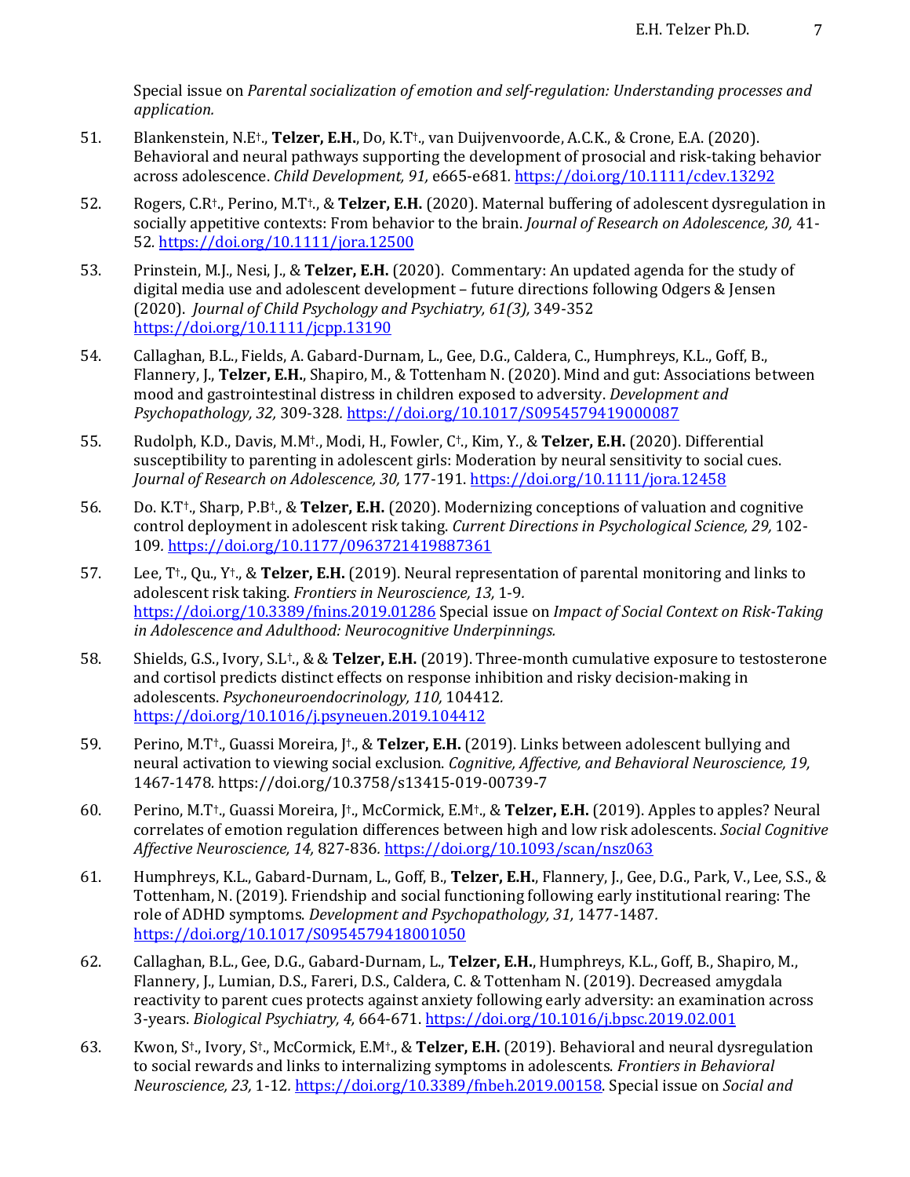Special issue on *Parental socialization of emotion and self-regulation: Understanding processes and application.*

51. Blankenstein, N.E†., **Telzer, E.H.**, Do, K.T†., van Duijvenvoorde, A.C.K., & Crone, E.A. (2020). Behavioral and neural pathways supporting the development of prosocial and risk-taking behavior across adolescence. *Child Development, 91,* e665-e681. https://doi.org/10.1111/cdev.13292

52. Rogers, C.R†., Perino, M.T†., & **Telzer, E.H.** (2020). Maternal buffering of adolescent dysregulation in socially appetitive contexts: From behavior to the brain. *Journal of Research on Adolescence, 30,* 41-52. https://doi.org/10.1111/jora.12500

53. Prinstein, M.J., Nesi, J., & **Telzer, E.H.** (2020). Commentary: An updated agenda for the study of digital media use and adolescent development – future directions following Odgers & Jensen (2020). *Journal of Child Psychology and Psychiatry, 61(3),* 349-352 https://doi.org/10.1111/jcpp.13190

54. Callaghan, B.L., Fields, A. Gabard-Durnam, L., Gee, D.G., Caldera, C., Humphreys, K.L., Goff, B., Flannery, J., **Telzer, E.H.**, Shapiro, M., & Tottenham N. (2020). Mind and gut: Associations between mood and gastrointestinal distress in children exposed to adversity. *Development and Psychopathology, 32,* 309-328. https://doi.org/10.1017/S0954579419000087

55. Rudolph, K.D., Davis, M.M†., Modi, H., Fowler, C†., Kim, Y., & **Telzer, E.H.** (2020). Differential susceptibility to parenting in adolescent girls: Moderation by neural sensitivity to social cues. *Journal of Research on Adolescence, 30,* 177-191. https://doi.org/10.1111/jora.12458

56. Do. K.T†., Sharp, P.B†., & **Telzer, E.H.** (2020). Modernizing conceptions of valuation and cognitive control deployment in adolescent risk taking. *Current Directions in Psychological Science, 29,* 102-109. https://doi.org/10.1177/0963721419887361

57. Lee, T†., Qu., Y†., & **Telzer, E.H.** (2019). Neural representation of parental monitoring and links to adolescent risk taking. *Frontiers in Neuroscience, 13,* 1-9. https://doi.org/10.3389/fnins.2019.01286 Special issue on *Impact of Social Context on Risk-Taking in Adolescence and Adulthood: Neurocognitive Underpinnings.*

58. Shields, G.S., Ivory, S.L†., & & **Telzer, E.H.** (2019). Three-month cumulative exposure to testosterone and cortisol predicts distinct effects on response inhibition and risky decision-making in adolescents. *Psychoneuroendocrinology, 110,* 104412. https://doi.org/10.1016/j.psyneuen.2019.104412

59. Perino, M.T†., Guassi Moreira, J†., & **Telzer, E.H.** (2019). Links between adolescent bullying and neural activation to viewing social exclusion. *Cognitive, Affective, and Behavioral Neuroscience, 19,* 1467-1478. https://doi.org/10.3758/s13415-019-00739-7

60. Perino, M.T†., Guassi Moreira, J†., McCormick, E.M†., & **Telzer, E.H.** (2019). Apples to apples? Neural correlates of emotion regulation differences between high and low risk adolescents. *Social Cognitive Affective Neuroscience, 14,* 827-836. https://doi.org/10.1093/scan/nsz063

61. Humphreys, K.L., Gabard-Durnam, L., Goff, B., **Telzer, E.H.**, Flannery, J., Gee, D.G., Park, V., Lee, S.S., & Tottenham, N. (2019). Friendship and social functioning following early institutional rearing: The role of ADHD symptoms. *Development and Psychopathology, 31,* 1477-1487. https://doi.org/10.1017/S0954579418001050

62. Callaghan, B.L., Gee, D.G., Gabard-Durnam, L., **Telzer, E.H.**, Humphreys, K.L., Goff, B., Shapiro, M., Flannery, J., Lumian, D.S., Fareri, D.S., Caldera, C. & Tottenham N. (2019). Decreased amygdala reactivity to parent cues protects against anxiety following early adversity: an examination across 3-years. *Biological Psychiatry, 4,* 664-671. https://doi.org/10.1016/j.bpsc.2019.02.001

63. Kwon, S†., Ivory, S†., McCormick, E.M†., & **Telzer, E.H.** (2019). Behavioral and neural dysregulation to social rewards and links to internalizing symptoms in adolescents. *Frontiers in Behavioral Neuroscience, 23,* 1-12. https://doi.org/10.3389/fnbeh.2019.00158. Special issue on *Social and*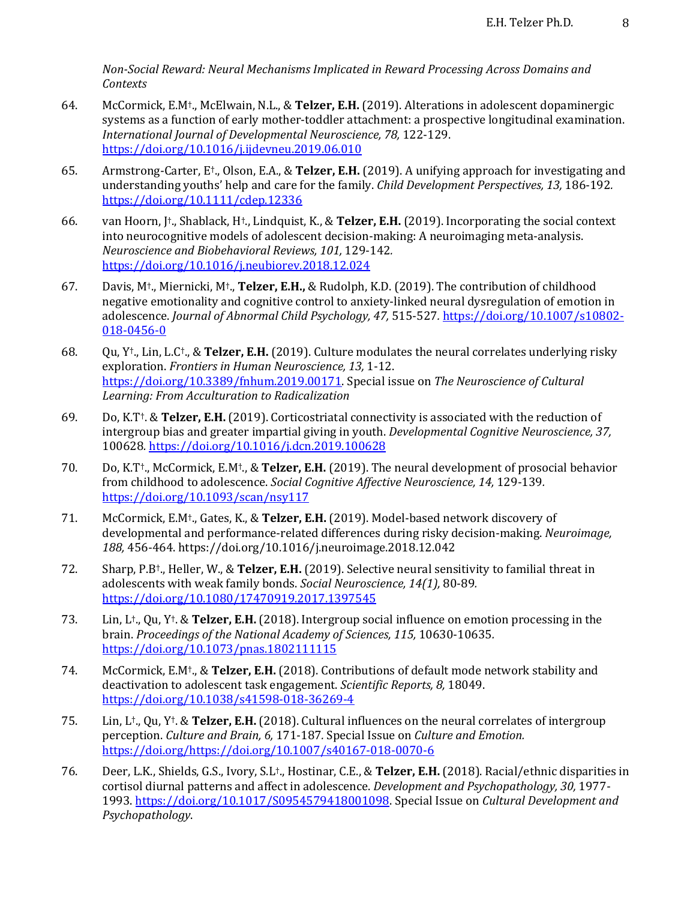*Non-Social Reward: Neural Mechanisms Implicated in Reward Processing Across Domains and Contexts*

64. McCormick, E.M†., McElwain, N.L., & **Telzer, E.H.** (2019). Alterations in adolescent dopaminergic systems as a function of early mother-toddler attachment: a prospective longitudinal examination. *International Journal of Developmental Neuroscience, 78,* 122-129. https://doi.org/10.1016/j.ijdevneu.2019.06.010

65. Armstrong-Carter, E†., Olson, E.A., & **Telzer, E.H.** (2019). A unifying approach for investigating and understanding youths' help and care for the family. *Child Development Perspectives, 13,* 186-192. https://doi.org/10.1111/cdep.12336

66. van Hoorn, J†., Shablack, H†., Lindquist, K., & **Telzer, E.H.** (2019). Incorporating the social context into neurocognitive models of adolescent decision-making: A neuroimaging meta-analysis. *Neuroscience and Biobehavioral Reviews, 101,* 129-142. https://doi.org/10.1016/j.neubiorev.2018.12.024

67. Davis, M†., Miernicki, M†., **Telzer, E.H.,** & Rudolph, K.D. (2019). The contribution of childhood negative emotionality and cognitive control to anxiety-linked neural dysregulation of emotion in adolescence. *Journal of Abnormal Child Psychology, 47,* 515-527. https://doi.org/10.1007/s10802-018-0456-0

68. Qu, Y†., Lin, L.C†., & **Telzer, E.H.** (2019). Culture modulates the neural correlates underlying risky exploration. *Frontiers in Human Neuroscience, 13,* 1-12. https://doi.org/10.3389/fnhum.2019.00171. Special issue on *The Neuroscience of Cultural Learning: From Acculturation to Radicalization*

69. Do, K.T†. & **Telzer, E.H.** (2019). Corticostriatal connectivity is associated with the reduction of intergroup bias and greater impartial giving in youth. *Developmental Cognitive Neuroscience, 37,* 100628. https://doi.org/10.1016/j.dcn.2019.100628

70. Do, K.T†., McCormick, E.M†., & **Telzer, E.H.** (2019). The neural development of prosocial behavior from childhood to adolescence. *Social Cognitive Affective Neuroscience, 14,* 129-139. https://doi.org/10.1093/scan/nsy117

71. McCormick, E.M†., Gates, K., & **Telzer, E.H.** (2019). Model-based network discovery of developmental and performance-related differences during risky decision-making. *Neuroimage, 188,* 456-464. https://doi.org/10.1016/j.neuroimage.2018.12.042

72. Sharp, P.B†., Heller, W., & **Telzer, E.H.** (2019). Selective neural sensitivity to familial threat in adolescents with weak family bonds. *Social Neuroscience, 14(1),* 80-89. https://doi.org/10.1080/17470919.2017.1397545

73. Lin, L†., Qu, Y†. & **Telzer, E.H.** (2018). Intergroup social influence on emotion processing in the brain. *Proceedings of the National Academy of Sciences, 115,* 10630-10635. https://doi.org/10.1073/pnas.1802111115

74. McCormick, E.M†., & **Telzer, E.H.** (2018). Contributions of default mode network stability and deactivation to adolescent task engagement. *Scientific Reports, 8,* 18049. https://doi.org/10.1038/s41598-018-36269-4

75. Lin, L†., Qu, Y†. & **Telzer, E.H.** (2018). Cultural influences on the neural correlates of intergroup perception. *Culture and Brain, 6,* 171-187. Special Issue on *Culture and Emotion.* https://doi.org/https://doi.org/10.1007/s40167-018-0070-6

76. Deer, L.K., Shields, G.S., Ivory, S.L†., Hostinar, C.E., & **Telzer, E.H.** (2018). Racial/ethnic disparities in cortisol diurnal patterns and affect in adolescence. *Development and Psychopathology, 30,* 1977-1993. https://doi.org/10.1017/S0954579418001098. Special Issue on *Cultural Development and Psychopathology*.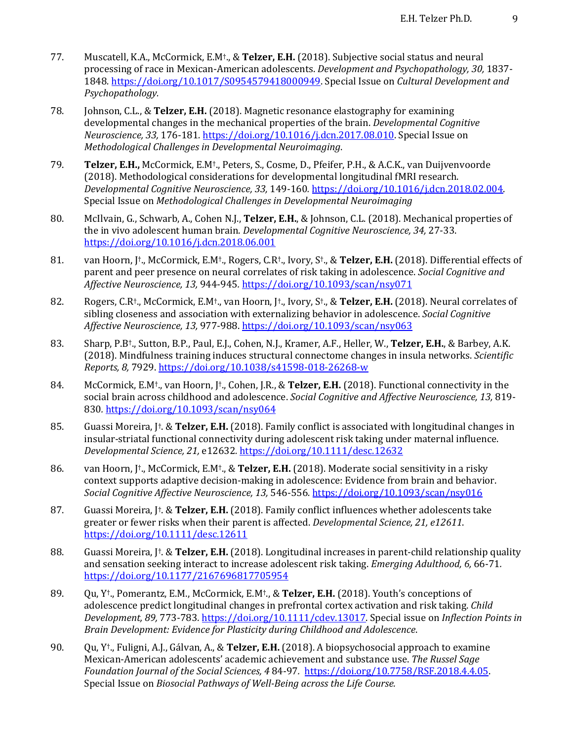77. Muscatell, K.A., McCormick, E.M†., & **Telzer, E.H.** (2018). Subjective social status and neural processing of race in Mexican-American adolescents. *Development and Psychopathology, 30,* 1837-1848. https://doi.org/10.1017/S0954579418000949. Special Issue on *Cultural Development and Psychopathology*.

78. Johnson, C.L., & **Telzer, E.H.** (2018). Magnetic resonance elastography for examining developmental changes in the mechanical properties of the brain. *Developmental Cognitive Neuroscience, 33,* 176-181. https://doi.org/10.1016/j.dcn.2017.08.010. Special Issue on *Methodological Challenges in Developmental Neuroimaging*.

79. **Telzer, E.H.,** McCormick, E.M†., Peters, S., Cosme, D., Pfeifer, P.H., & A.C.K., van Duijvenvoorde (2018). Methodological considerations for developmental longitudinal fMRI research. *Developmental Cognitive Neuroscience, 33,* 149-160. https://doi.org/10.1016/j.dcn.2018.02.004. Special Issue on *Methodological Challenges in Developmental Neuroimaging*

80. McIlvain, G., Schwarb, A., Cohen N.J., **Telzer, E.H.**, & Johnson, C.L. (2018). Mechanical properties of the in vivo adolescent human brain. *Developmental Cognitive Neuroscience, 34,* 27-33. https://doi.org/10.1016/j.dcn.2018.06.001

81. van Hoorn, J†., McCormick, E.M†., Rogers, C.R†., Ivory, S†., & **Telzer, E.H.** (2018). Differential effects of parent and peer presence on neural correlates of risk taking in adolescence. *Social Cognitive and Affective Neuroscience, 13,* 944-945. https://doi.org/10.1093/scan/nsy071

82. Rogers, C.R†., McCormick, E.M†., van Hoorn, J†., Ivory, S†., & **Telzer, E.H.** (2018). Neural correlates of sibling closeness and association with externalizing behavior in adolescence. *Social Cognitive Affective Neuroscience, 13,* 977-988. https://doi.org/10.1093/scan/nsy063

83. Sharp, P.B†., Sutton, B.P., Paul, E.J., Cohen, N.J., Kramer, A.F., Heller, W., **Telzer, E.H.**, & Barbey, A.K. (2018). Mindfulness training induces structural connectome changes in insula networks. *Scientific Reports, 8,* 7929. https://doi.org/10.1038/s41598-018-26268-w

84. McCormick, E.M†., van Hoorn, J†., Cohen, J.R., & **Telzer, E.H.** (2018). Functional connectivity in the social brain across childhood and adolescence. *Social Cognitive and Affective Neuroscience, 13,* 819-830. https://doi.org/10.1093/scan/nsy064

85. Guassi Moreira, J†. & **Telzer, E.H.** (2018). Family conflict is associated with longitudinal changes in insular-striatal functional connectivity during adolescent risk taking under maternal influence. *Developmental Science, 21,* e12632. https://doi.org/10.1111/desc.12632

86. van Hoorn, J†., McCormick, E.M†., & **Telzer, E.H.** (2018). Moderate social sensitivity in a risky context supports adaptive decision-making in adolescence: Evidence from brain and behavior. *Social Cognitive Affective Neuroscience, 13,* 546-556. https://doi.org/10.1093/scan/nsy016

87. Guassi Moreira, J†. & **Telzer, E.H.** (2018). Family conflict influences whether adolescents take greater or fewer risks when their parent is affected. *Developmental Science, 21, e12611*. https://doi.org/10.1111/desc.12611

88. Guassi Moreira, J†. & **Telzer, E.H.** (2018). Longitudinal increases in parent-child relationship quality and sensation seeking interact to increase adolescent risk taking. *Emerging Adulthood, 6,* 66-71. https://doi.org/10.1177/2167696817705954

89. Qu, Y†., Pomerantz, E.M., McCormick, E.M†., & **Telzer, E.H.** (2018). Youth's conceptions of adolescence predict longitudinal changes in prefrontal cortex activation and risk taking. *Child Development, 89,* 773-783. https://doi.org/10.1111/cdev.13017. Special issue on *Inflection Points in Brain Development: Evidence for Plasticity during Childhood and Adolescence*.

90. Qu, Y†., Fuligni, A.J., Gálvan, A., & **Telzer, E.H.** (2018). A biopsychosocial approach to examine Mexican-American adolescents' academic achievement and substance use. *The Russel Sage Foundation Journal of the Social Sciences, 4* 84-97. https://doi.org/10.7758/RSF.2018.4.4.05. Special Issue on *Biosocial Pathways of Well-Being across the Life Course.*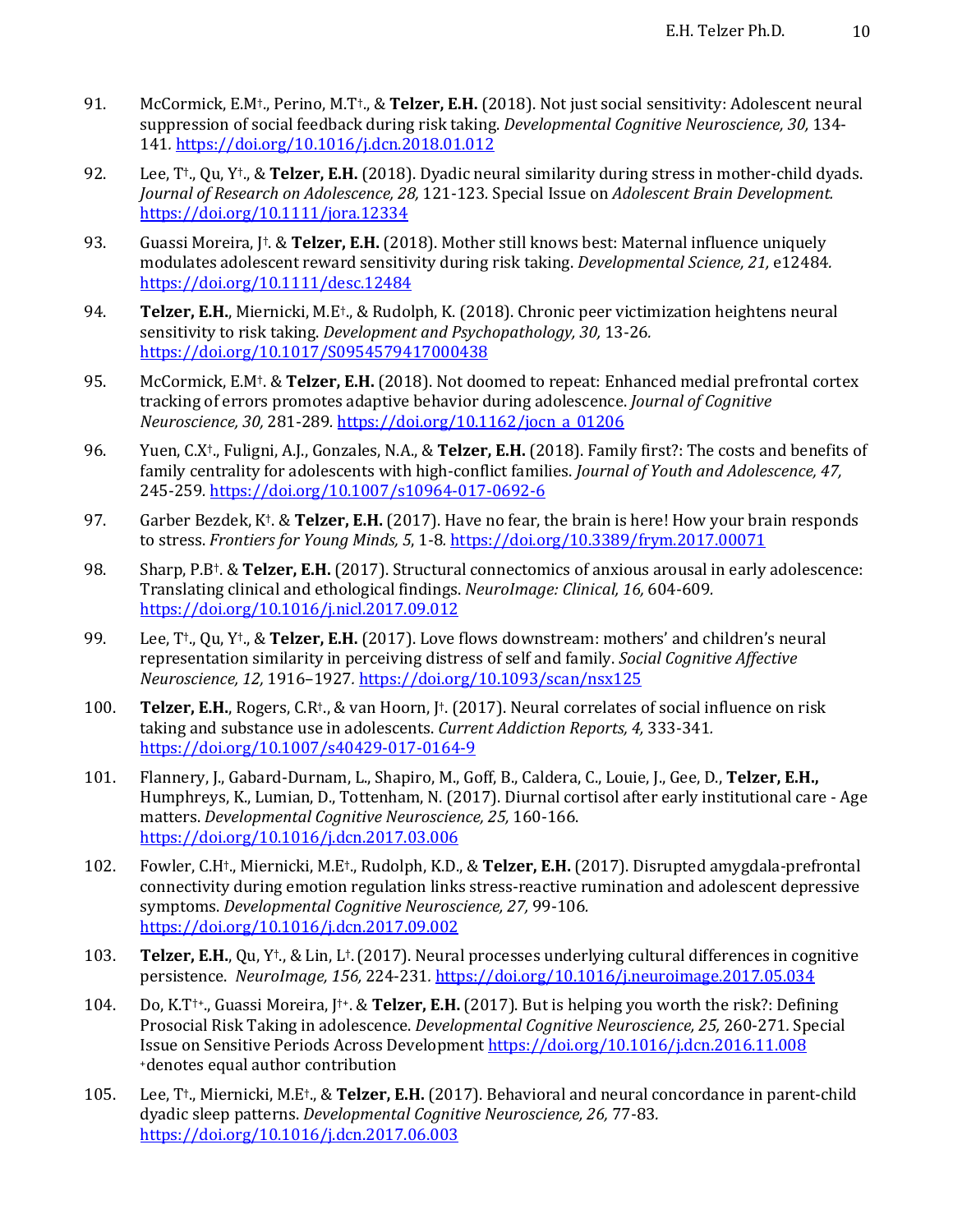91. McCormick, E.M†., Perino, M.T†., & **Telzer, E.H.** (2018). Not just social sensitivity: Adolescent neural suppression of social feedback during risk taking. *Developmental Cognitive Neuroscience, 30,* 134-141. https://doi.org/10.1016/j.dcn.2018.01.012

92. Lee, T†., Qu, Y†., & **Telzer, E.H.** (2018). Dyadic neural similarity during stress in mother-child dyads. *Journal of Research on Adolescence, 28,* 121-123. Special Issue on *Adolescent Brain Development.* https://doi.org/10.1111/jora.12334

93. Guassi Moreira, J†. & **Telzer, E.H.** (2018). Mother still knows best: Maternal influence uniquely modulates adolescent reward sensitivity during risk taking. *Developmental Science, 21,* e12484. https://doi.org/10.1111/desc.12484

94. **Telzer, E.H.**, Miernicki, M.E†., & Rudolph, K. (2018). Chronic peer victimization heightens neural sensitivity to risk taking. *Development and Psychopathology, 30,* 13-26. https://doi.org/10.1017/S0954579417000438

95. McCormick, E.M†. & **Telzer, E.H.** (2018). Not doomed to repeat: Enhanced medial prefrontal cortex tracking of errors promotes adaptive behavior during adolescence. *Journal of Cognitive Neuroscience, 30,* 281-289. https://doi.org/10.1162/jocn_a_01206

96. Yuen, C.X†., Fuligni, A.J., Gonzales, N.A., & **Telzer, E.H.** (2018). Family first?: The costs and benefits of family centrality for adolescents with high-conflict families. *Journal of Youth and Adolescence, 47,* 245-259. https://doi.org/10.1007/s10964-017-0692-6

97. Garber Bezdek, K†. & **Telzer, E.H.** (2017). Have no fear, the brain is here! How your brain responds to stress. *Frontiers for Young Minds, 5*, 1-8. https://doi.org/10.3389/frym.2017.00071

98. Sharp, P.B†. & **Telzer, E.H.** (2017). Structural connectomics of anxious arousal in early adolescence: Translating clinical and ethological findings. *NeuroImage: Clinical, 16,* 604-609. https://doi.org/10.1016/j.nicl.2017.09.012

99. Lee, T†., Qu, Y†., & **Telzer, E.H.** (2017). Love flows downstream: mothers' and children's neural representation similarity in perceiving distress of self and family. *Social Cognitive Affective Neuroscience, 12,* 1916–1927. https://doi.org/10.1093/scan/nsx125

100. **Telzer, E.H.**, Rogers, C.R†., & van Hoorn, J†. (2017). Neural correlates of social influence on risk taking and substance use in adolescents. *Current Addiction Reports, 4,* 333-341. https://doi.org/10.1007/s40429-017-0164-9

101. Flannery, J., Gabard-Durnam, L., Shapiro, M., Goff, B., Caldera, C., Louie, J., Gee, D., **Telzer, E.H.,** Humphreys, K., Lumian, D., Tottenham, N. (2017). Diurnal cortisol after early institutional care - Age matters. *Developmental Cognitive Neuroscience, 25,* 160-166. https://doi.org/10.1016/j.dcn.2017.03.006

102. Fowler, C.H†., Miernicki, M.E†., Rudolph, K.D., & **Telzer, E.H.** (2017). Disrupted amygdala-prefrontal connectivity during emotion regulation links stress-reactive rumination and adolescent depressive symptoms. *Developmental Cognitive Neuroscience, 27,* 99-106. https://doi.org/10.1016/j.dcn.2017.09.002

103. **Telzer, E.H.**, Qu, Y†., & Lin, L†. (2017). Neural processes underlying cultural differences in cognitive persistence. *NeuroImage, 156,* 224-231. https://doi.org/10.1016/j.neuroimage.2017.05.034

104. Do, K.T†+., Guassi Moreira, J†+. & **Telzer, E.H.** (2017). But is helping you worth the risk?: Defining Prosocial Risk Taking in adolescence. *Developmental Cognitive Neuroscience, 25,* 260-271. Special Issue on Sensitive Periods Across Development https://doi.org/10.1016/j.dcn.2016.11.008
+denotes equal author contribution

105. Lee, T†., Miernicki, M.E†., & **Telzer, E.H.** (2017). Behavioral and neural concordance in parent-child dyadic sleep patterns. *Developmental Cognitive Neuroscience, 26,* 77-83. https://doi.org/10.1016/j.dcn.2017.06.003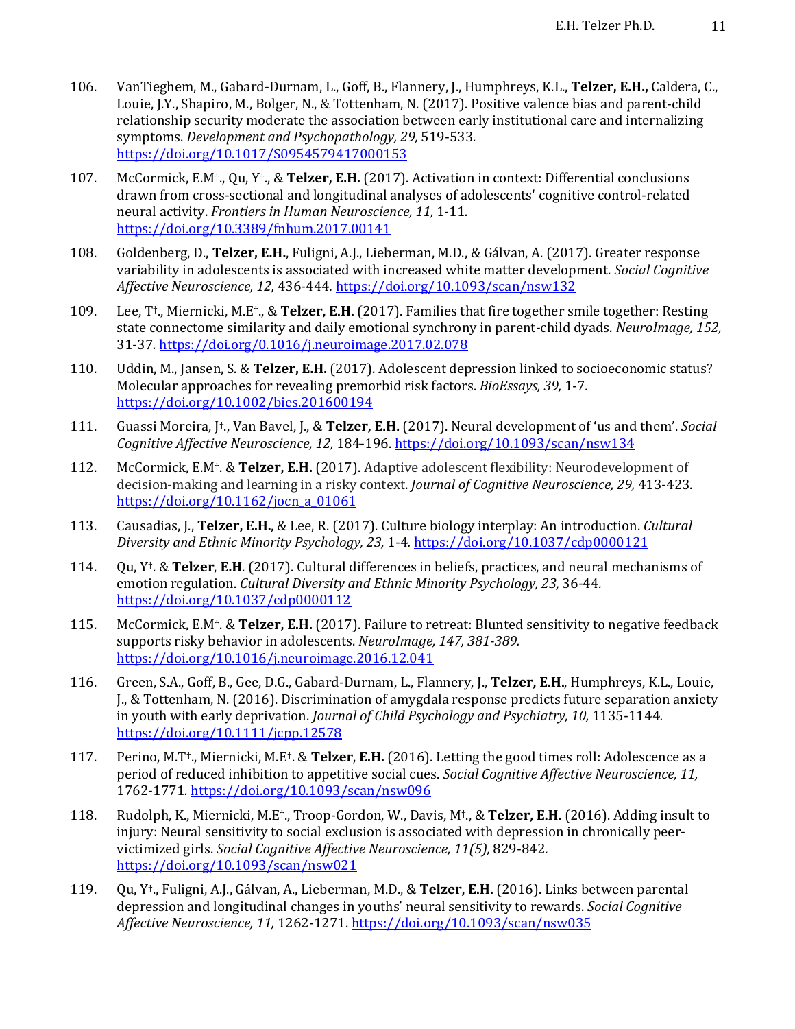106. VanTieghem, M., Gabard-Durnam, L., Goff, B., Flannery, J., Humphreys, K.L., **Telzer, E.H.,** Caldera, C., Louie, J.Y., Shapiro, M., Bolger, N., & Tottenham, N. (2017). Positive valence bias and parent-child relationship security moderate the association between early institutional care and internalizing symptoms. *Development and Psychopathology, 29,* 519-533. https://doi.org/10.1017/S0954579417000153

107. McCormick, E.M†., Qu, Y†., & **Telzer, E.H.** (2017). Activation in context: Differential conclusions drawn from cross-sectional and longitudinal analyses of adolescents' cognitive control-related neural activity. *Frontiers in Human Neuroscience, 11,* 1-11. https://doi.org/10.3389/fnhum.2017.00141

108. Goldenberg, D., **Telzer, E.H.**, Fuligni, A.J., Lieberman, M.D., & Gálvan, A. (2017). Greater response variability in adolescents is associated with increased white matter development. *Social Cognitive Affective Neuroscience, 12,* 436-444. https://doi.org/10.1093/scan/nsw132

109. Lee, T†., Miernicki, M.E†., & **Telzer, E.H.** (2017). Families that fire together smile together: Resting state connectome similarity and daily emotional synchrony in parent-child dyads. *NeuroImage, 152,* 31-37. https://doi.org/0.1016/j.neuroimage.2017.02.078

110. Uddin, M., Jansen, S. & **Telzer, E.H.** (2017). Adolescent depression linked to socioeconomic status? Molecular approaches for revealing premorbid risk factors. *BioEssays, 39,* 1-7. https://doi.org/10.1002/bies.201600194

111. Guassi Moreira, J†., Van Bavel, J., & **Telzer, E.H.** (2017). Neural development of 'us and them'. *Social Cognitive Affective Neuroscience, 12,* 184-196. https://doi.org/10.1093/scan/nsw134

112. McCormick, E.M†. & **Telzer, E.H.** (2017). Adaptive adolescent flexibility: Neurodevelopment of decision-making and learning in a risky context. *Journal of Cognitive Neuroscience, 29,* 413-423. https://doi.org/10.1162/jocn_a_01061

113. Causadias, J., **Telzer, E.H.**, & Lee, R. (2017). Culture biology interplay: An introduction. *Cultural Diversity and Ethnic Minority Psychology, 23,* 1-4. https://doi.org/10.1037/cdp0000121

114. Qu, Y†. & **Telzer**, **E.H**. (2017). Cultural differences in beliefs, practices, and neural mechanisms of emotion regulation. *Cultural Diversity and Ethnic Minority Psychology, 23,* 36-44. https://doi.org/10.1037/cdp0000112

115. McCormick, E.M†. & **Telzer, E.H.** (2017). Failure to retreat: Blunted sensitivity to negative feedback supports risky behavior in adolescents. *NeuroImage, 147, 381-389.* https://doi.org/10.1016/j.neuroimage.2016.12.041

116. Green, S.A., Goff, B., Gee, D.G., Gabard-Durnam, L., Flannery, J., **Telzer, E.H.**, Humphreys, K.L., Louie, J., & Tottenham, N. (2016). Discrimination of amygdala response predicts future separation anxiety in youth with early deprivation. *Journal of Child Psychology and Psychiatry, 10,* 1135-1144. https://doi.org/10.1111/jcpp.12578

117. Perino, M.T†., Miernicki, M.E†. & **Telzer**, **E.H.** (2016). Letting the good times roll: Adolescence as a period of reduced inhibition to appetitive social cues. *Social Cognitive Affective Neuroscience, 11,* 1762-1771. https://doi.org/10.1093/scan/nsw096

118. Rudolph, K., Miernicki, M.E†., Troop-Gordon, W., Davis, M†., & **Telzer, E.H.** (2016). Adding insult to injury: Neural sensitivity to social exclusion is associated with depression in chronically peer-victimized girls. *Social Cognitive Affective Neuroscience, 11(5),* 829-842. https://doi.org/10.1093/scan/nsw021

119. Qu, Y†., Fuligni, A.J., Gálvan, A., Lieberman, M.D., & **Telzer, E.H.** (2016). Links between parental depression and longitudinal changes in youths' neural sensitivity to rewards. *Social Cognitive Affective Neuroscience, 11,* 1262-1271. https://doi.org/10.1093/scan/nsw035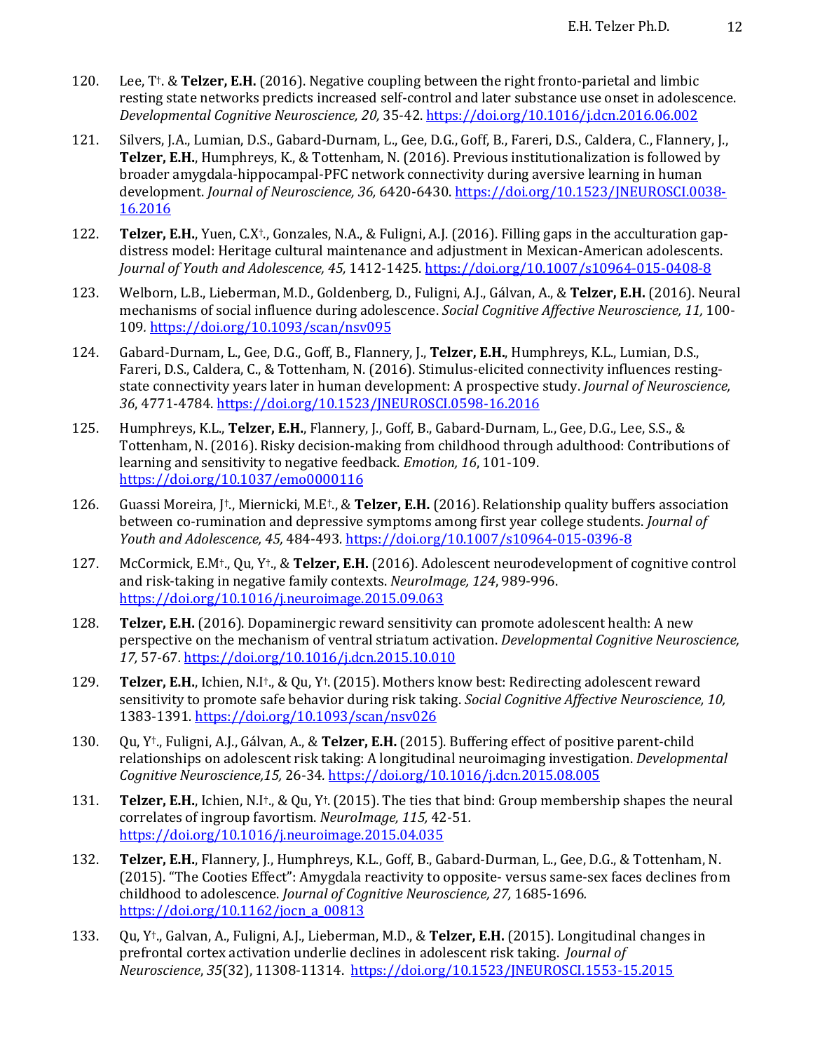120. Lee, T[†]. & **Telzer, E.H.** (2016). Negative coupling between the right fronto-parietal and limbic resting state networks predicts increased self-control and later substance use onset in adolescence. *Developmental Cognitive Neuroscience, 20,* 35-42. https://doi.org/10.1016/j.dcn.2016.06.002

121. Silvers, J.A., Lumian, D.S., Gabard-Durnam, L., Gee, D.G., Goff, B., Fareri, D.S., Caldera, C., Flannery, J., **Telzer, E.H.**, Humphreys, K., & Tottenham, N. (2016). Previous institutionalization is followed by broader amygdala-hippocampal-PFC network connectivity during aversive learning in human development. *Journal of Neuroscience, 36,* 6420-6430. https://doi.org/10.1523/JNEUROSCI.0038-16.2016

122. **Telzer, E.H.**, Yuen, C.X[†]., Gonzales, N.A., & Fuligni, A.J. (2016). Filling gaps in the acculturation gap-distress model: Heritage cultural maintenance and adjustment in Mexican-American adolescents. *Journal of Youth and Adolescence, 45,* 1412-1425. https://doi.org/10.1007/s10964-015-0408-8

123. Welborn, L.B., Lieberman, M.D., Goldenberg, D., Fuligni, A.J., Gálvan, A., & **Telzer, E.H.** (2016). Neural mechanisms of social influence during adolescence. *Social Cognitive Affective Neuroscience, 11,* 100-109. https://doi.org/10.1093/scan/nsv095

124. Gabard-Durnam, L., Gee, D.G., Goff, B., Flannery, J., **Telzer, E.H.**, Humphreys, K.L., Lumian, D.S., Fareri, D.S., Caldera, C., & Tottenham, N. (2016). Stimulus-elicited connectivity influences resting-state connectivity years later in human development: A prospective study. *Journal of Neuroscience, 36*, 4771-4784. https://doi.org/10.1523/JNEUROSCI.0598-16.2016

125. Humphreys, K.L., **Telzer, E.H.**, Flannery, J., Goff, B., Gabard-Durnam, L., Gee, D.G., Lee, S.S., & Tottenham, N. (2016). Risky decision-making from childhood through adulthood: Contributions of learning and sensitivity to negative feedback. *Emotion, 16*, 101-109. https://doi.org/10.1037/emo0000116

126. Guassi Moreira, J[†]., Miernicki, M.E[†]., & **Telzer, E.H.** (2016). Relationship quality buffers association between co-rumination and depressive symptoms among first year college students. *Journal of Youth and Adolescence, 45,* 484-493. https://doi.org/10.1007/s10964-015-0396-8

127. McCormick, E.M[†]., Qu, Y[†]., & **Telzer, E.H.** (2016). Adolescent neurodevelopment of cognitive control and risk-taking in negative family contexts. *NeuroImage, 124*, 989-996. https://doi.org/10.1016/j.neuroimage.2015.09.063

128. **Telzer, E.H.** (2016). Dopaminergic reward sensitivity can promote adolescent health: A new perspective on the mechanism of ventral striatum activation. *Developmental Cognitive Neuroscience, 17,* 57-67. https://doi.org/10.1016/j.dcn.2015.10.010

129. **Telzer, E.H.**, Ichien, N.I[†]., & Qu, Y[†]. (2015). Mothers know best: Redirecting adolescent reward sensitivity to promote safe behavior during risk taking. *Social Cognitive Affective Neuroscience, 10,* 1383-1391. https://doi.org/10.1093/scan/nsv026

130. Qu, Y[†]., Fuligni, A.J., Gálvan, A., & **Telzer, E.H.** (2015). Buffering effect of positive parent-child relationships on adolescent risk taking: A longitudinal neuroimaging investigation. *Developmental Cognitive Neuroscience,15,* 26-34. https://doi.org/10.1016/j.dcn.2015.08.005

131. **Telzer, E.H.**, Ichien, N.I[†]., & Qu, Y[†]. (2015). The ties that bind: Group membership shapes the neural correlates of ingroup favortism. *NeuroImage, 115,* 42-51. https://doi.org/10.1016/j.neuroimage.2015.04.035

132. **Telzer, E.H.**, Flannery, J., Humphreys, K.L., Goff, B., Gabard-Durman, L., Gee, D.G., & Tottenham, N. (2015). "The Cooties Effect": Amygdala reactivity to opposite- versus same-sex faces declines from childhood to adolescence. *Journal of Cognitive Neuroscience, 27,* 1685-1696. https://doi.org/10.1162/jocn_a_00813

133. Qu, Y[†]., Galvan, A., Fuligni, A.J., Lieberman, M.D., & **Telzer, E.H.** (2015). Longitudinal changes in prefrontal cortex activation underlie declines in adolescent risk taking. *Journal of Neuroscience*, *35*(32), 11308-11314. https://doi.org/10.1523/JNEUROSCI.1553-15.2015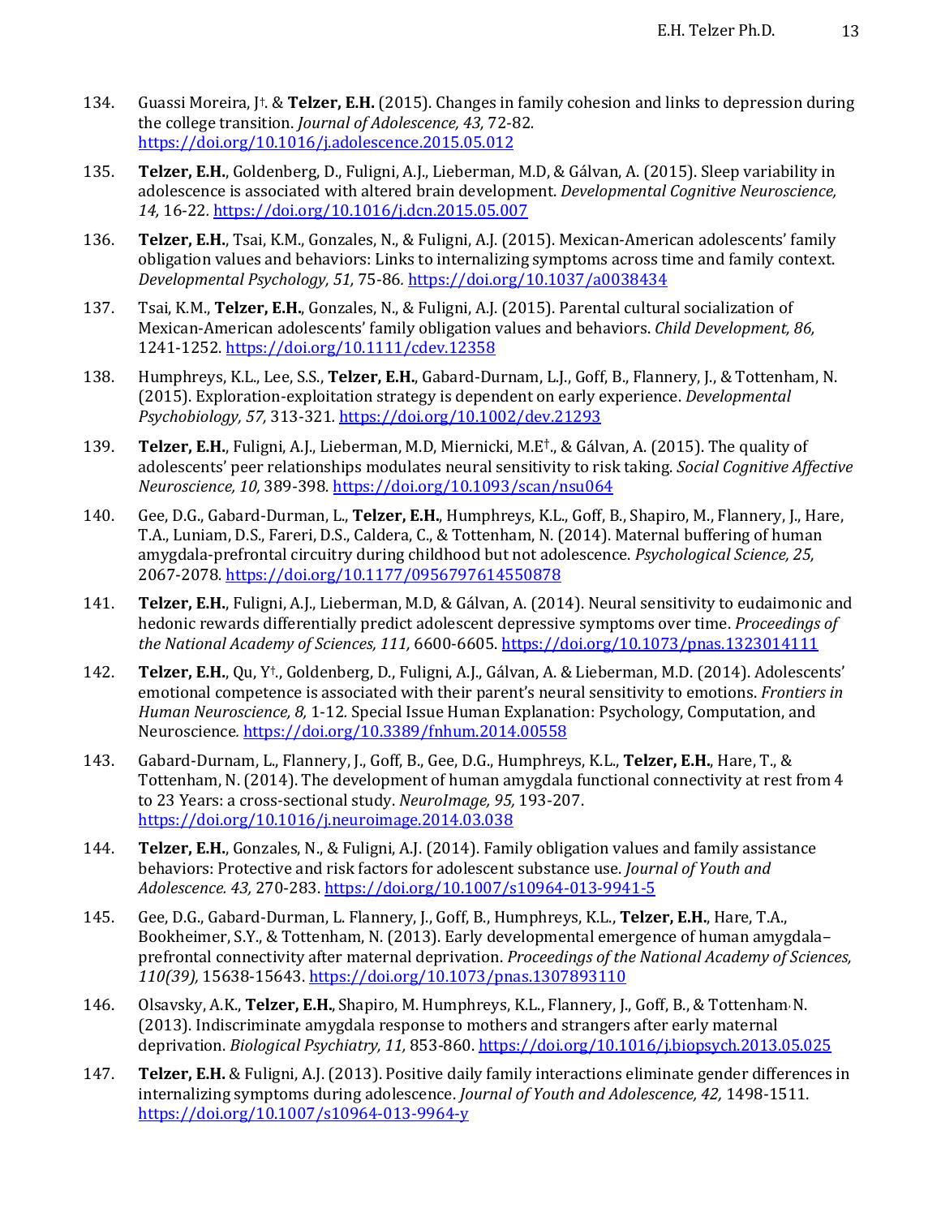134. Guassi Moreira, J†. & **Telzer, E.H.** (2015). Changes in family cohesion and links to depression during the college transition. *Journal of Adolescence, 43,* 72-82. https://doi.org/10.1016/j.adolescence.2015.05.012

135. **Telzer, E.H.**, Goldenberg, D., Fuligni, A.J., Lieberman, M.D, & Gálvan, A. (2015). Sleep variability in adolescence is associated with altered brain development. *Developmental Cognitive Neuroscience, 14,* 16-22. https://doi.org/10.1016/j.dcn.2015.05.007

136. **Telzer, E.H.**, Tsai, K.M., Gonzales, N., & Fuligni, A.J. (2015). Mexican-American adolescents' family obligation values and behaviors: Links to internalizing symptoms across time and family context. *Developmental Psychology, 51,* 75-86. https://doi.org/10.1037/a0038434

137. Tsai, K.M., **Telzer, E.H.**, Gonzales, N., & Fuligni, A.J. (2015). Parental cultural socialization of Mexican-American adolescents' family obligation values and behaviors. *Child Development, 86,* 1241-1252. https://doi.org/10.1111/cdev.12358

138. Humphreys, K.L., Lee, S.S., **Telzer, E.H.**, Gabard-Durnam, L.J., Goff, B., Flannery, J., & Tottenham, N. (2015). Exploration-exploitation strategy is dependent on early experience. *Developmental Psychobiology, 57,* 313-321. https://doi.org/10.1002/dev.21293

139. **Telzer, E.H.**, Fuligni, A.J., Lieberman, M.D, Miernicki, M.E†., & Gálvan, A. (2015). The quality of adolescents' peer relationships modulates neural sensitivity to risk taking. *Social Cognitive Affective Neuroscience, 10,* 389-398. https://doi.org/10.1093/scan/nsu064

140. Gee, D.G., Gabard-Durman, L., **Telzer, E.H.**, Humphreys, K.L., Goff, B., Shapiro, M., Flannery, J., Hare, T.A., Luniam, D.S., Fareri, D.S., Caldera, C., & Tottenham, N. (2014). Maternal buffering of human amygdala-prefrontal circuitry during childhood but not adolescence. *Psychological Science, 25,* 2067-2078. https://doi.org/10.1177/0956797614550878

141. **Telzer, E.H.**, Fuligni, A.J., Lieberman, M.D, & Gálvan, A. (2014). Neural sensitivity to eudaimonic and hedonic rewards differentially predict adolescent depressive symptoms over time. *Proceedings of the National Academy of Sciences, 111,* 6600-6605. https://doi.org/10.1073/pnas.1323014111

142. **Telzer, E.H.**, Qu, Y†., Goldenberg, D., Fuligni, A.J., Gálvan, A. & Lieberman, M.D. (2014). Adolescents' emotional competence is associated with their parent's neural sensitivity to emotions. *Frontiers in Human Neuroscience, 8,* 1-12. Special Issue Human Explanation: Psychology, Computation, and Neuroscience. https://doi.org/10.3389/fnhum.2014.00558

143. Gabard-Durnam, L., Flannery, J., Goff, B., Gee, D.G., Humphreys, K.L., **Telzer, E.H.**, Hare, T., & Tottenham, N. (2014). The development of human amygdala functional connectivity at rest from 4 to 23 Years: a cross-sectional study. *NeuroImage, 95,* 193-207. https://doi.org/10.1016/j.neuroimage.2014.03.038

144. **Telzer, E.H.**, Gonzales, N., & Fuligni, A.J. (2014). Family obligation values and family assistance behaviors: Protective and risk factors for adolescent substance use. *Journal of Youth and Adolescence. 43,* 270-283. https://doi.org/10.1007/s10964-013-9941-5

145. Gee, D.G., Gabard-Durman, L. Flannery, J., Goff, B., Humphreys, K.L., **Telzer, E.H.**, Hare, T.A., Bookheimer, S.Y., & Tottenham, N. (2013). Early developmental emergence of human amygdala–prefrontal connectivity after maternal deprivation. *Proceedings of the National Academy of Sciences, 110(39),* 15638-15643. https://doi.org/10.1073/pnas.1307893110

146. Olsavsky, A.K., **Telzer, E.H.**, Shapiro, M. Humphreys, K.L., Flannery, J., Goff, B., & Tottenham, N. (2013). Indiscriminate amygdala response to mothers and strangers after early maternal deprivation. *Biological Psychiatry, 11,* 853-860. https://doi.org/10.1016/j.biopsych.2013.05.025

147. **Telzer, E.H.** & Fuligni, A.J. (2013). Positive daily family interactions eliminate gender differences in internalizing symptoms during adolescence. *Journal of Youth and Adolescence, 42,* 1498-1511. https://doi.org/10.1007/s10964-013-9964-y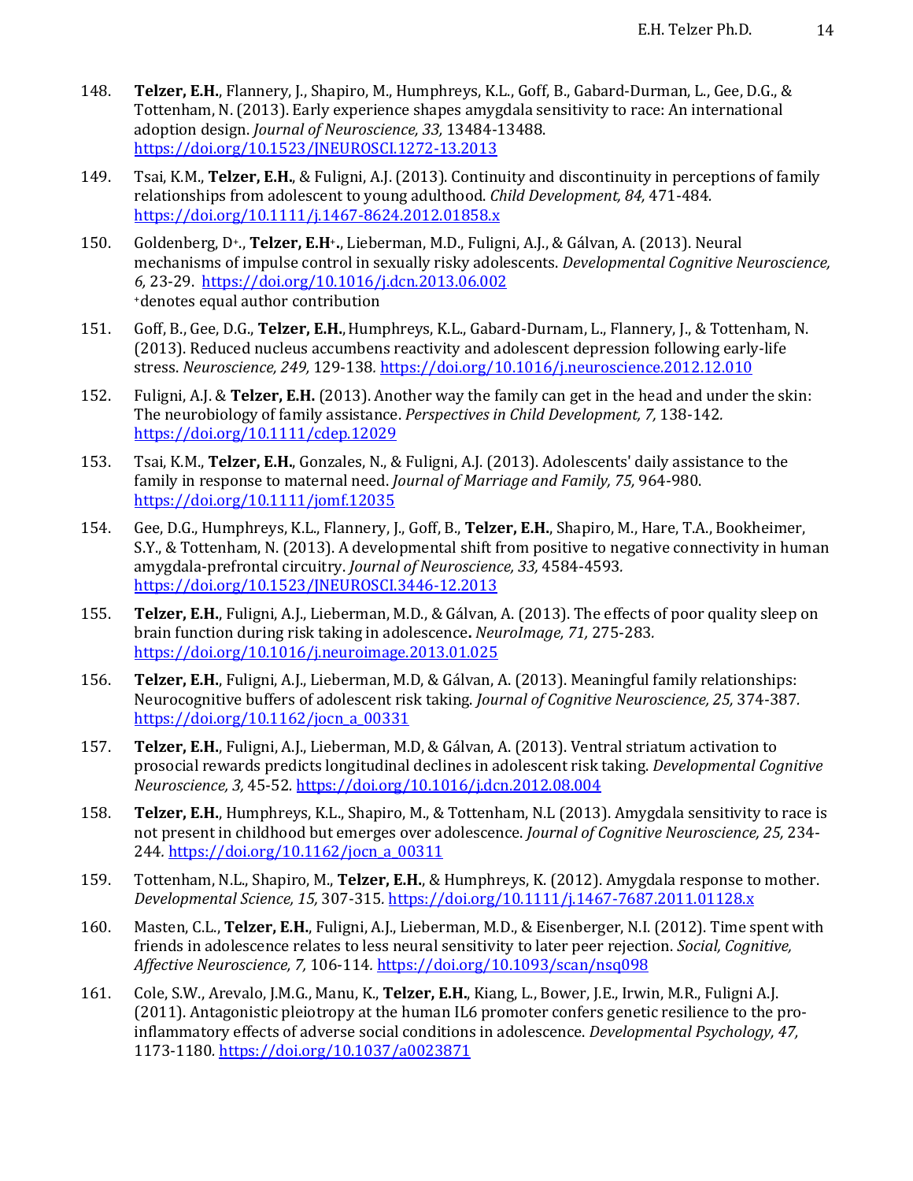148. **Telzer, E.H.**, Flannery, J., Shapiro, M., Humphreys, K.L., Goff, B., Gabard-Durman, L., Gee, D.G., & Tottenham, N. (2013). Early experience shapes amygdala sensitivity to race: An international adoption design. *Journal of Neuroscience, 33,* 13484-13488. https://doi.org/10.1523/JNEUROSCI.1272-13.2013

149. Tsai, K.M., **Telzer, E.H.**, & Fuligni, A.J. (2013). Continuity and discontinuity in perceptions of family relationships from adolescent to young adulthood. *Child Development, 84,* 471-484. https://doi.org/10.1111/j.1467-8624.2012.01858.x

150. Goldenberg, D[+]., **Telzer, E.H[+].**, Lieberman, M.D., Fuligni, A.J., & Gálvan, A. (2013). Neural mechanisms of impulse control in sexually risky adolescents. *Developmental Cognitive Neuroscience, 6,* 23-29. https://doi.org/10.1016/j.dcn.2013.06.002
[+]denotes equal author contribution

151. Goff, B., Gee, D.G., **Telzer, E.H.**, Humphreys, K.L., Gabard-Durnam, L., Flannery, J., & Tottenham, N. (2013). Reduced nucleus accumbens reactivity and adolescent depression following early-life stress. *Neuroscience, 249,* 129-138. https://doi.org/10.1016/j.neuroscience.2012.12.010

152. Fuligni, A.J. & **Telzer, E.H.** (2013). Another way the family can get in the head and under the skin: The neurobiology of family assistance. *Perspectives in Child Development, 7,* 138-142. https://doi.org/10.1111/cdep.12029

153. Tsai, K.M., **Telzer, E.H.**, Gonzales, N., & Fuligni, A.J. (2013). Adolescents' daily assistance to the family in response to maternal need. *Journal of Marriage and Family, 75,* 964-980. https://doi.org/10.1111/jomf.12035

154. Gee, D.G., Humphreys, K.L., Flannery, J., Goff, B., **Telzer, E.H.**, Shapiro, M., Hare, T.A., Bookheimer, S.Y., & Tottenham, N. (2013). A developmental shift from positive to negative connectivity in human amygdala-prefrontal circuitry. *Journal of Neuroscience, 33,* 4584-4593. https://doi.org/10.1523/JNEUROSCI.3446-12.2013

155. **Telzer, E.H.**, Fuligni, A.J., Lieberman, M.D., & Gálvan, A. (2013). The effects of poor quality sleep on brain function during risk taking in adolescence**.** *NeuroImage, 71,* 275-283. https://doi.org/10.1016/j.neuroimage.2013.01.025

156. **Telzer, E.H.**, Fuligni, A.J., Lieberman, M.D, & Gálvan, A. (2013). Meaningful family relationships: Neurocognitive buffers of adolescent risk taking. *Journal of Cognitive Neuroscience, 25,* 374-387. https://doi.org/10.1162/jocn_a_00331

157. **Telzer, E.H.**, Fuligni, A.J., Lieberman, M.D, & Gálvan, A. (2013). Ventral striatum activation to prosocial rewards predicts longitudinal declines in adolescent risk taking. *Developmental Cognitive Neuroscience, 3,* 45-52. https://doi.org/10.1016/j.dcn.2012.08.004

158. **Telzer, E.H.**, Humphreys, K.L., Shapiro, M., & Tottenham, N.L (2013). Amygdala sensitivity to race is not present in childhood but emerges over adolescence. *Journal of Cognitive Neuroscience, 25,* 234-244. https://doi.org/10.1162/jocn_a_00311

159. Tottenham, N.L., Shapiro, M., **Telzer, E.H.**, & Humphreys, K. (2012). Amygdala response to mother. *Developmental Science, 15,* 307-315. https://doi.org/10.1111/j.1467-7687.2011.01128.x

160. Masten, C.L., **Telzer, E.H.**, Fuligni, A.J., Lieberman, M.D., & Eisenberger, N.I. (2012). Time spent with friends in adolescence relates to less neural sensitivity to later peer rejection. *Social, Cognitive, Affective Neuroscience, 7,* 106-114. https://doi.org/10.1093/scan/nsq098

161. Cole, S.W., Arevalo, J.M.G., Manu, K., **Telzer, E.H.**, Kiang, L., Bower, J.E., Irwin, M.R., Fuligni A.J. (2011). Antagonistic pleiotropy at the human IL6 promoter confers genetic resilience to the pro-inflammatory effects of adverse social conditions in adolescence. *Developmental Psychology, 47,* 1173-1180. https://doi.org/10.1037/a0023871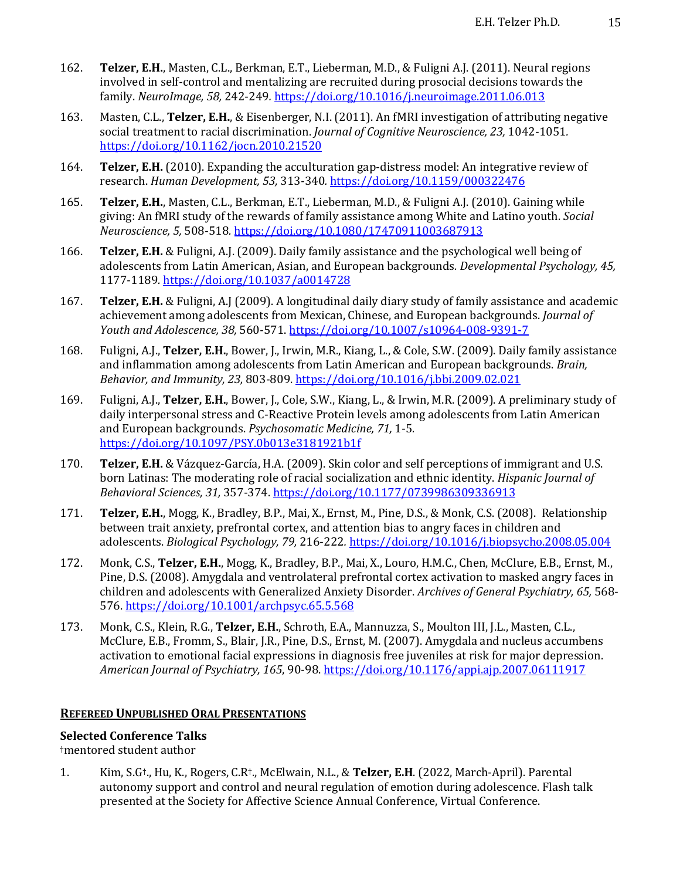162. **Telzer, E.H.**, Masten, C.L., Berkman, E.T., Lieberman, M.D., & Fuligni A.J. (2011). Neural regions involved in self-control and mentalizing are recruited during prosocial decisions towards the family. *NeuroImage, 58,* 242-249. https://doi.org/10.1016/j.neuroimage.2011.06.013

163. Masten, C.L., **Telzer, E.H.**, & Eisenberger, N.I. (2011). An fMRI investigation of attributing negative social treatment to racial discrimination. *Journal of Cognitive Neuroscience, 23,* 1042-1051. https://doi.org/10.1162/jocn.2010.21520

164. **Telzer, E.H.** (2010). Expanding the acculturation gap-distress model: An integrative review of research. *Human Development, 53,* 313-340. https://doi.org/10.1159/000322476

165. **Telzer, E.H.**, Masten, C.L., Berkman, E.T., Lieberman, M.D., & Fuligni A.J. (2010). Gaining while giving: An fMRI study of the rewards of family assistance among White and Latino youth. *Social Neuroscience, 5,* 508-518. https://doi.org/10.1080/17470911003687913

166. **Telzer, E.H.** & Fuligni, A.J. (2009). Daily family assistance and the psychological well being of adolescents from Latin American, Asian, and European backgrounds. *Developmental Psychology, 45,* 1177-1189. https://doi.org/10.1037/a0014728

167. **Telzer, E.H.** & Fuligni, A.J (2009). A longitudinal daily diary study of family assistance and academic achievement among adolescents from Mexican, Chinese, and European backgrounds. *Journal of Youth and Adolescence, 38,* 560-571. https://doi.org/10.1007/s10964-008-9391-7

168. Fuligni, A.J., **Telzer, E.H.**, Bower, J., Irwin, M.R., Kiang, L., & Cole, S.W. (2009). Daily family assistance and inflammation among adolescents from Latin American and European backgrounds. *Brain, Behavior, and Immunity, 23,* 803-809. https://doi.org/10.1016/j.bbi.2009.02.021

169. Fuligni, A.J., **Telzer, E.H.**, Bower, J., Cole, S.W., Kiang, L., & Irwin, M.R. (2009). A preliminary study of daily interpersonal stress and C-Reactive Protein levels among adolescents from Latin American and European backgrounds. *Psychosomatic Medicine, 71,* 1-5. https://doi.org/10.1097/PSY.0b013e3181921b1f

170. **Telzer, E.H.** & Vázquez-García, H.A. (2009). Skin color and self perceptions of immigrant and U.S. born Latinas: The moderating role of racial socialization and ethnic identity. *Hispanic Journal of Behavioral Sciences, 31,* 357-374. https://doi.org/10.1177/0739986309336913

171. **Telzer, E.H.**, Mogg, K., Bradley, B.P., Mai, X., Ernst, M., Pine, D.S., & Monk, C.S. (2008). Relationship between trait anxiety, prefrontal cortex, and attention bias to angry faces in children and adolescents. *Biological Psychology, 79,* 216-222. https://doi.org/10.1016/j.biopsycho.2008.05.004

172. Monk, C.S., **Telzer, E.H.**, Mogg, K., Bradley, B.P., Mai, X., Louro, H.M.C., Chen, McClure, E.B., Ernst, M., Pine, D.S. (2008). Amygdala and ventrolateral prefrontal cortex activation to masked angry faces in children and adolescents with Generalized Anxiety Disorder. *Archives of General Psychiatry, 65,* 568-576. https://doi.org/10.1001/archpsyc.65.5.568

173. Monk, C.S., Klein, R.G., **Telzer, E.H.**, Schroth, E.A., Mannuzza, S., Moulton III, J.L., Masten, C.L., McClure, E.B., Fromm, S., Blair, J.R., Pine, D.S., Ernst, M. (2007). Amygdala and nucleus accumbens activation to emotional facial expressions in diagnosis free juveniles at risk for major depression. *American Journal of Psychiatry, 165*, 90-98. https://doi.org/10.1176/appi.ajp.2007.06111917

## Refereed Unpublished Oral Presentations

### Selected Conference Talks

†mentored student author

1. Kim, S.G†., Hu, K., Rogers, C.R†., McElwain, N.L., & **Telzer, E.H**. (2022, March-April). Parental autonomy support and control and neural regulation of emotion during adolescence. Flash talk presented at the Society for Affective Science Annual Conference, Virtual Conference.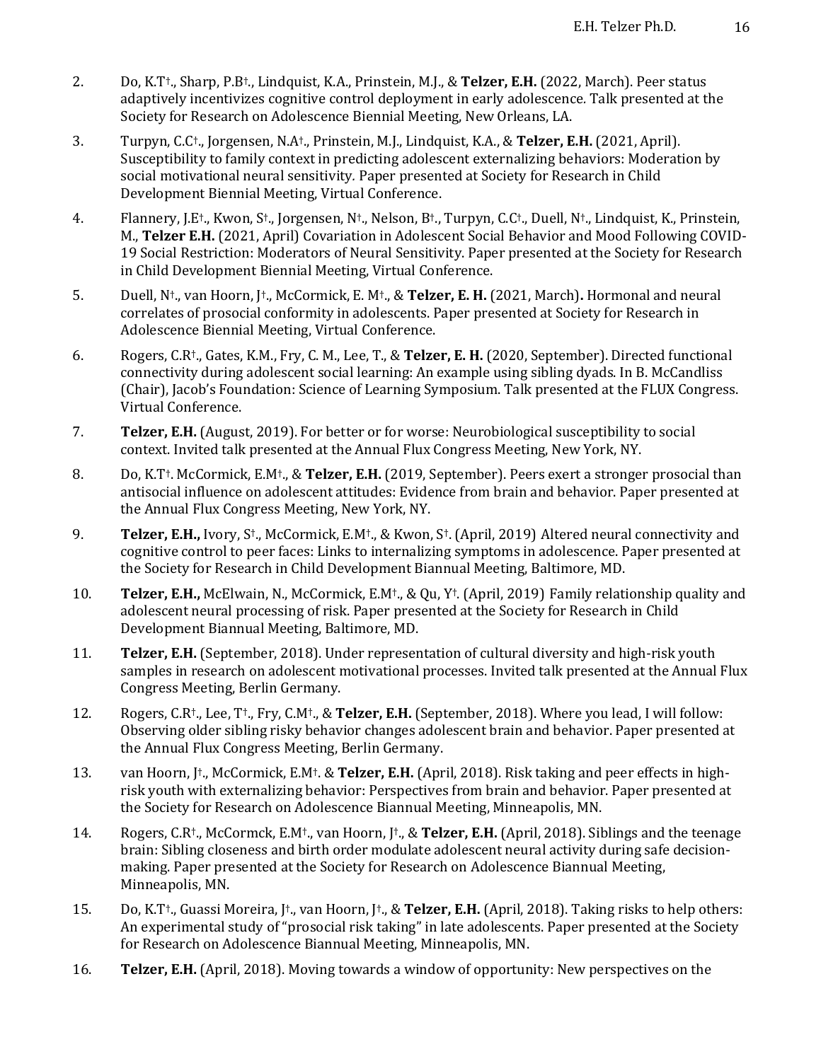2. Do, K.T†., Sharp, P.B†., Lindquist, K.A., Prinstein, M.J., & **Telzer, E.H.** (2022, March). Peer status adaptively incentivizes cognitive control deployment in early adolescence. Talk presented at the Society for Research on Adolescence Biennial Meeting, New Orleans, LA.

3. Turpyn, C.C†., Jorgensen, N.A†., Prinstein, M.J., Lindquist, K.A., & **Telzer, E.H.** (2021, April). Susceptibility to family context in predicting adolescent externalizing behaviors: Moderation by social motivational neural sensitivity. Paper presented at Society for Research in Child Development Biennial Meeting, Virtual Conference.

4. Flannery, J.E†., Kwon, S†., Jorgensen, N†., Nelson, B†., Turpyn, C.C†., Duell, N†., Lindquist, K., Prinstein, M., **Telzer E.H.** (2021, April) Covariation in Adolescent Social Behavior and Mood Following COVID-19 Social Restriction: Moderators of Neural Sensitivity. Paper presented at the Society for Research in Child Development Biennial Meeting, Virtual Conference.

5. Duell, N†., van Hoorn, J†., McCormick, E. M†., & **Telzer, E. H.** (2021, March). Hormonal and neural correlates of prosocial conformity in adolescents. Paper presented at Society for Research in Adolescence Biennial Meeting, Virtual Conference.

6. Rogers, C.R†., Gates, K.M., Fry, C. M., Lee, T., & **Telzer, E. H.** (2020, September). Directed functional connectivity during adolescent social learning: An example using sibling dyads. In B. McCandliss (Chair), Jacob's Foundation: Science of Learning Symposium. Talk presented at the FLUX Congress. Virtual Conference.

7. **Telzer, E.H.** (August, 2019). For better or for worse: Neurobiological susceptibility to social context. Invited talk presented at the Annual Flux Congress Meeting, New York, NY.

8. Do, K.T†. McCormick, E.M†., & **Telzer, E.H.** (2019, September). Peers exert a stronger prosocial than antisocial influence on adolescent attitudes: Evidence from brain and behavior. Paper presented at the Annual Flux Congress Meeting, New York, NY.

9. **Telzer, E.H.,** Ivory, S†., McCormick, E.M†., & Kwon, S†. (April, 2019) Altered neural connectivity and cognitive control to peer faces: Links to internalizing symptoms in adolescence. Paper presented at the Society for Research in Child Development Biannual Meeting, Baltimore, MD.

10. **Telzer, E.H.,** McElwain, N., McCormick, E.M†., & Qu, Y†. (April, 2019) Family relationship quality and adolescent neural processing of risk. Paper presented at the Society for Research in Child Development Biannual Meeting, Baltimore, MD.

11. **Telzer, E.H.** (September, 2018). Under representation of cultural diversity and high-risk youth samples in research on adolescent motivational processes. Invited talk presented at the Annual Flux Congress Meeting, Berlin Germany.

12. Rogers, C.R†., Lee, T†., Fry, C.M†., & **Telzer, E.H.** (September, 2018). Where you lead, I will follow: Observing older sibling risky behavior changes adolescent brain and behavior. Paper presented at the Annual Flux Congress Meeting, Berlin Germany.

13. van Hoorn, J†., McCormick, E.M†. & **Telzer, E.H.** (April, 2018). Risk taking and peer effects in high-risk youth with externalizing behavior: Perspectives from brain and behavior. Paper presented at the Society for Research on Adolescence Biannual Meeting, Minneapolis, MN.

14. Rogers, C.R†., McCormck, E.M†., van Hoorn, J†., & **Telzer, E.H.** (April, 2018). Siblings and the teenage brain: Sibling closeness and birth order modulate adolescent neural activity during safe decision-making. Paper presented at the Society for Research on Adolescence Biannual Meeting, Minneapolis, MN.

15. Do, K.T†., Guassi Moreira, J†., van Hoorn, J†., & **Telzer, E.H.** (April, 2018). Taking risks to help others: An experimental study of "prosocial risk taking" in late adolescents. Paper presented at the Society for Research on Adolescence Biannual Meeting, Minneapolis, MN.

16. **Telzer, E.H.** (April, 2018). Moving towards a window of opportunity: New perspectives on the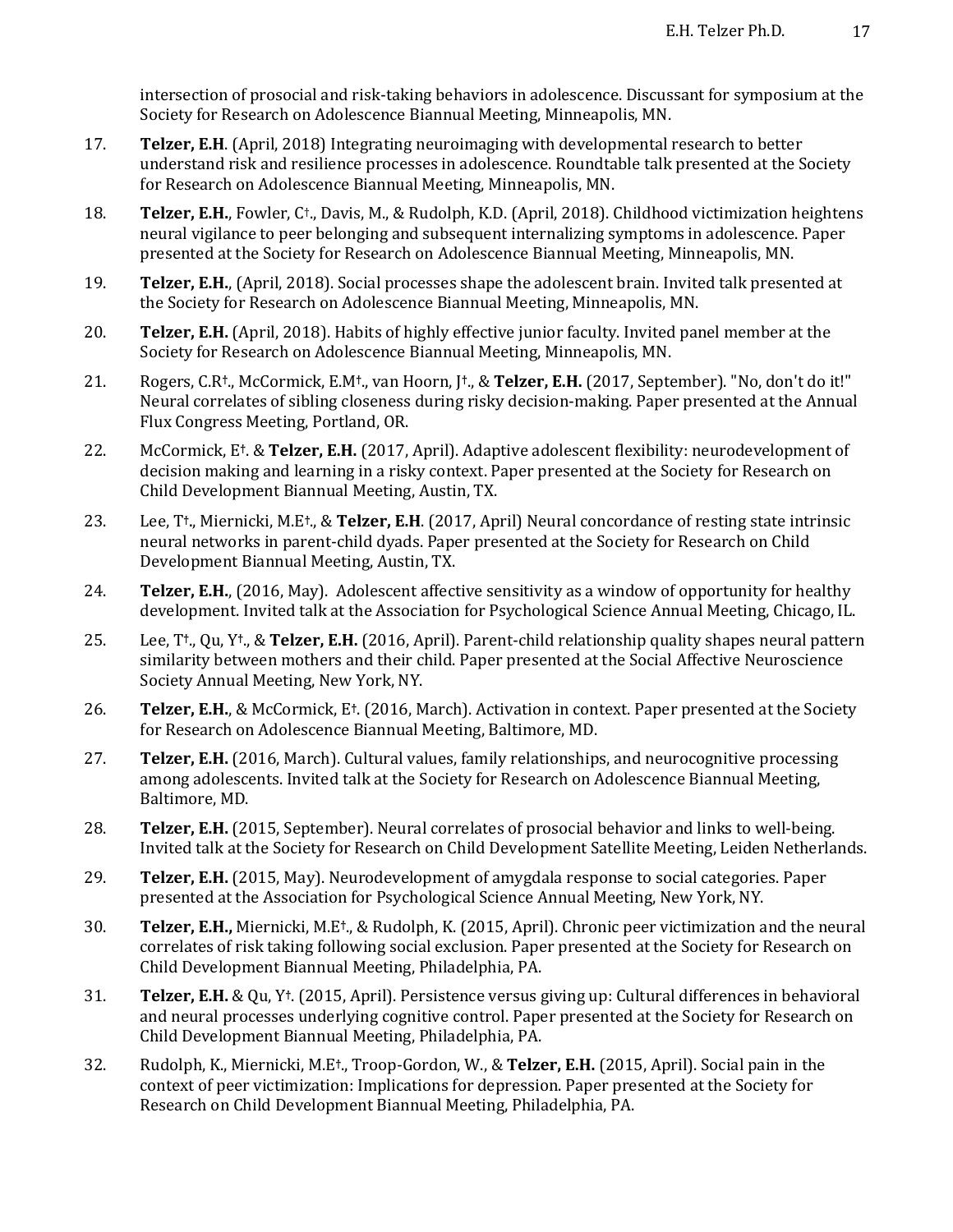intersection of prosocial and risk-taking behaviors in adolescence. Discussant for symposium at the Society for Research on Adolescence Biannual Meeting, Minneapolis, MN.

17. **Telzer, E.H**. (April, 2018) Integrating neuroimaging with developmental research to better understand risk and resilience processes in adolescence. Roundtable talk presented at the Society for Research on Adolescence Biannual Meeting, Minneapolis, MN.

18. **Telzer, E.H.**, Fowler, C†., Davis, M., & Rudolph, K.D. (April, 2018). Childhood victimization heightens neural vigilance to peer belonging and subsequent internalizing symptoms in adolescence. Paper presented at the Society for Research on Adolescence Biannual Meeting, Minneapolis, MN.

19. **Telzer, E.H.**, (April, 2018). Social processes shape the adolescent brain. Invited talk presented at the Society for Research on Adolescence Biannual Meeting, Minneapolis, MN.

20. **Telzer, E.H.** (April, 2018). Habits of highly effective junior faculty. Invited panel member at the Society for Research on Adolescence Biannual Meeting, Minneapolis, MN.

21. Rogers, C.R†., McCormick, E.M†., van Hoorn, J†., & **Telzer, E.H.** (2017, September). "No, don't do it!" Neural correlates of sibling closeness during risky decision-making. Paper presented at the Annual Flux Congress Meeting, Portland, OR.

22. McCormick, E†. & **Telzer, E.H.** (2017, April). Adaptive adolescent flexibility: neurodevelopment of decision making and learning in a risky context. Paper presented at the Society for Research on Child Development Biannual Meeting, Austin, TX.

23. Lee, T†., Miernicki, M.E†., & **Telzer, E.H**. (2017, April) Neural concordance of resting state intrinsic neural networks in parent-child dyads. Paper presented at the Society for Research on Child Development Biannual Meeting, Austin, TX.

24. **Telzer, E.H.**, (2016, May). Adolescent affective sensitivity as a window of opportunity for healthy development. Invited talk at the Association for Psychological Science Annual Meeting, Chicago, IL.

25. Lee, T†., Qu, Y†., & **Telzer, E.H.** (2016, April). Parent-child relationship quality shapes neural pattern similarity between mothers and their child. Paper presented at the Social Affective Neuroscience Society Annual Meeting, New York, NY.

26. **Telzer, E.H.**, & McCormick, E†. (2016, March). Activation in context. Paper presented at the Society for Research on Adolescence Biannual Meeting, Baltimore, MD.

27. **Telzer, E.H.** (2016, March). Cultural values, family relationships, and neurocognitive processing among adolescents. Invited talk at the Society for Research on Adolescence Biannual Meeting, Baltimore, MD.

28. **Telzer, E.H.** (2015, September). Neural correlates of prosocial behavior and links to well-being. Invited talk at the Society for Research on Child Development Satellite Meeting, Leiden Netherlands.

29. **Telzer, E.H.** (2015, May). Neurodevelopment of amygdala response to social categories. Paper presented at the Association for Psychological Science Annual Meeting, New York, NY.

30. **Telzer, E.H.,** Miernicki, M.E†., & Rudolph, K. (2015, April). Chronic peer victimization and the neural correlates of risk taking following social exclusion. Paper presented at the Society for Research on Child Development Biannual Meeting, Philadelphia, PA.

31. **Telzer, E.H.** & Qu, Y†. (2015, April). Persistence versus giving up: Cultural differences in behavioral and neural processes underlying cognitive control. Paper presented at the Society for Research on Child Development Biannual Meeting, Philadelphia, PA.

32. Rudolph, K., Miernicki, M.E†., Troop-Gordon, W., & **Telzer, E.H.** (2015, April). Social pain in the context of peer victimization: Implications for depression. Paper presented at the Society for Research on Child Development Biannual Meeting, Philadelphia, PA.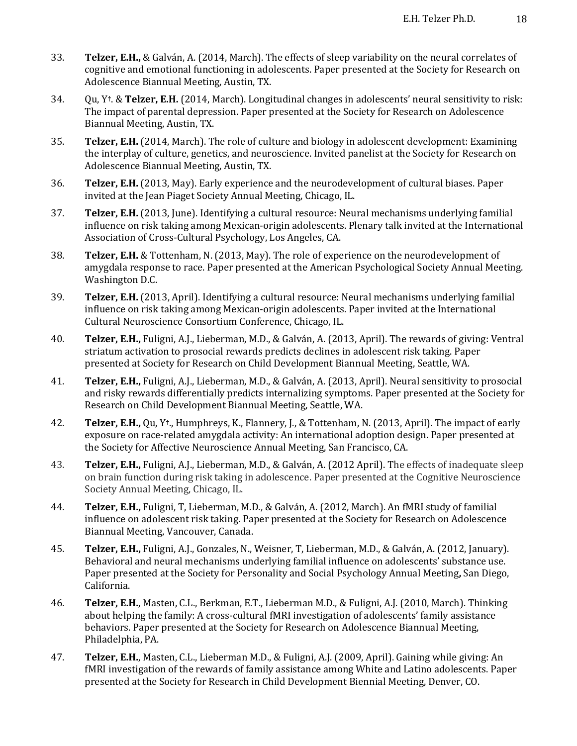33. **Telzer, E.H.,** & Galván, A. (2014, March). The effects of sleep variability on the neural correlates of cognitive and emotional functioning in adolescents. Paper presented at the Society for Research on Adolescence Biannual Meeting, Austin, TX.

34. Qu, Y†. & **Telzer, E.H.** (2014, March). Longitudinal changes in adolescents' neural sensitivity to risk: The impact of parental depression. Paper presented at the Society for Research on Adolescence Biannual Meeting, Austin, TX.

35. **Telzer, E.H.** (2014, March). The role of culture and biology in adolescent development: Examining the interplay of culture, genetics, and neuroscience. Invited panelist at the Society for Research on Adolescence Biannual Meeting, Austin, TX.

36. **Telzer, E.H.** (2013, May). Early experience and the neurodevelopment of cultural biases. Paper invited at the Jean Piaget Society Annual Meeting, Chicago, IL.

37. **Telzer, E.H.** (2013, June). Identifying a cultural resource: Neural mechanisms underlying familial influence on risk taking among Mexican-origin adolescents. Plenary talk invited at the International Association of Cross-Cultural Psychology, Los Angeles, CA.

38. **Telzer, E.H.** & Tottenham, N. (2013, May). The role of experience on the neurodevelopment of amygdala response to race. Paper presented at the American Psychological Society Annual Meeting. Washington D.C.

39. **Telzer, E.H.** (2013, April). Identifying a cultural resource: Neural mechanisms underlying familial influence on risk taking among Mexican-origin adolescents. Paper invited at the International Cultural Neuroscience Consortium Conference, Chicago, IL.

40. **Telzer, E.H.,** Fuligni, A.J., Lieberman, M.D., & Galván, A. (2013, April). The rewards of giving: Ventral striatum activation to prosocial rewards predicts declines in adolescent risk taking. Paper presented at Society for Research on Child Development Biannual Meeting, Seattle, WA.

41. **Telzer, E.H.,** Fuligni, A.J., Lieberman, M.D., & Galván, A. (2013, April). Neural sensitivity to prosocial and risky rewards differentially predicts internalizing symptoms. Paper presented at the Society for Research on Child Development Biannual Meeting, Seattle, WA.

42. **Telzer, E.H.,** Qu, Y†., Humphreys, K., Flannery, J., & Tottenham, N. (2013, April). The impact of early exposure on race-related amygdala activity: An international adoption design. Paper presented at the Society for Affective Neuroscience Annual Meeting, San Francisco, CA.

43. **Telzer, E.H.,** Fuligni, A.J., Lieberman, M.D., & Galván, A. (2012 April). The effects of inadequate sleep on brain function during risk taking in adolescence. Paper presented at the Cognitive Neuroscience Society Annual Meeting, Chicago, IL.

44. **Telzer, E.H.,** Fuligni, T, Lieberman, M.D., & Galván, A. (2012, March). An fMRI study of familial influence on adolescent risk taking. Paper presented at the Society for Research on Adolescence Biannual Meeting, Vancouver, Canada.

45. **Telzer, E.H.,** Fuligni, A.J., Gonzales, N., Weisner, T, Lieberman, M.D., & Galván, A. (2012, January). Behavioral and neural mechanisms underlying familial influence on adolescents' substance use. Paper presented at the Society for Personality and Social Psychology Annual Meeting**,** San Diego, California.

46. **Telzer, E.H.**, Masten, C.L., Berkman, E.T., Lieberman M.D., & Fuligni, A.J. (2010, March). Thinking about helping the family: A cross-cultural fMRI investigation of adolescents' family assistance behaviors. Paper presented at the Society for Research on Adolescence Biannual Meeting, Philadelphia, PA.

47. **Telzer, E.H.**, Masten, C.L., Lieberman M.D., & Fuligni, A.J. (2009, April). Gaining while giving: An fMRI investigation of the rewards of family assistance among White and Latino adolescents. Paper presented at the Society for Research in Child Development Biennial Meeting, Denver, CO.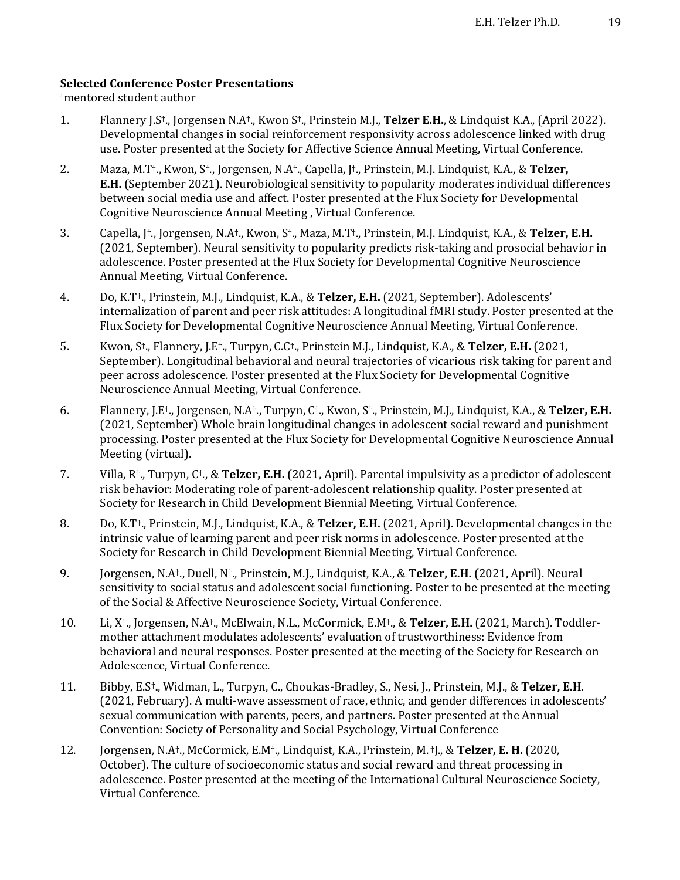**Selected Conference Poster Presentations**

†mentored student author

1. Flannery J.S†., Jorgensen N.A†., Kwon S†., Prinstein M.J., **Telzer E.H.**, & Lindquist K.A., (April 2022). Developmental changes in social reinforcement responsivity across adolescence linked with drug use. Poster presented at the Society for Affective Science Annual Meeting, Virtual Conference.

2. Maza, M.T†., Kwon, S†., Jorgensen, N.A†., Capella, J†., Prinstein, M.J. Lindquist, K.A., & **Telzer, E.H.** (September 2021). Neurobiological sensitivity to popularity moderates individual differences between social media use and affect. Poster presented at the Flux Society for Developmental Cognitive Neuroscience Annual Meeting , Virtual Conference.

3. Capella, J†., Jorgensen, N.A†., Kwon, S†., Maza, M.T†., Prinstein, M.J. Lindquist, K.A., & **Telzer, E.H.** (2021, September). Neural sensitivity to popularity predicts risk-taking and prosocial behavior in adolescence. Poster presented at the Flux Society for Developmental Cognitive Neuroscience Annual Meeting, Virtual Conference.

4. Do, K.T†., Prinstein, M.J., Lindquist, K.A., & **Telzer, E.H.** (2021, September). Adolescents' internalization of parent and peer risk attitudes: A longitudinal fMRI study. Poster presented at the Flux Society for Developmental Cognitive Neuroscience Annual Meeting, Virtual Conference.

5. Kwon, S†., Flannery, J.E†., Turpyn, C.C†., Prinstein M.J., Lindquist, K.A., & **Telzer, E.H.** (2021, September). Longitudinal behavioral and neural trajectories of vicarious risk taking for parent and peer across adolescence. Poster presented at the Flux Society for Developmental Cognitive Neuroscience Annual Meeting, Virtual Conference.

6. Flannery, J.E†., Jorgensen, N.A†., Turpyn, C†., Kwon, S†., Prinstein, M.J., Lindquist, K.A., & **Telzer, E.H.** (2021, September) Whole brain longitudinal changes in adolescent social reward and punishment processing. Poster presented at the Flux Society for Developmental Cognitive Neuroscience Annual Meeting (virtual).

7. Villa, R†., Turpyn, C†., & **Telzer, E.H.** (2021, April). Parental impulsivity as a predictor of adolescent risk behavior: Moderating role of parent-adolescent relationship quality. Poster presented at Society for Research in Child Development Biennial Meeting, Virtual Conference.

8. Do, K.T†., Prinstein, M.J., Lindquist, K.A., & **Telzer, E.H.** (2021, April). Developmental changes in the intrinsic value of learning parent and peer risk norms in adolescence. Poster presented at the Society for Research in Child Development Biennial Meeting, Virtual Conference.

9. Jorgensen, N.A†., Duell, N†., Prinstein, M.J., Lindquist, K.A., & **Telzer, E.H.** (2021, April). Neural sensitivity to social status and adolescent social functioning. Poster to be presented at the meeting of the Social & Affective Neuroscience Society, Virtual Conference.

10. Li, X†., Jorgensen, N.A†., McElwain, N.L., McCormick, E.M†., & **Telzer, E.H.** (2021, March). Toddler-mother attachment modulates adolescents' evaluation of trustworthiness: Evidence from behavioral and neural responses. Poster presented at the meeting of the Society for Research on Adolescence, Virtual Conference.

11. Bibby, E.S†**.**, Widman, L., Turpyn, C., Choukas-Bradley, S., Nesi, J., Prinstein, M.J., & **Telzer, E.H**. (2021, February). A multi-wave assessment of race, ethnic, and gender differences in adolescents' sexual communication with parents, peers, and partners. Poster presented at the Annual Convention: Society of Personality and Social Psychology, Virtual Conference

12. Jorgensen, N.A†., McCormick, E.M†., Lindquist, K.A., Prinstein, M. †J., & **Telzer, E. H.** (2020, October). The culture of socioeconomic status and social reward and threat processing in adolescence. Poster presented at the meeting of the International Cultural Neuroscience Society, Virtual Conference.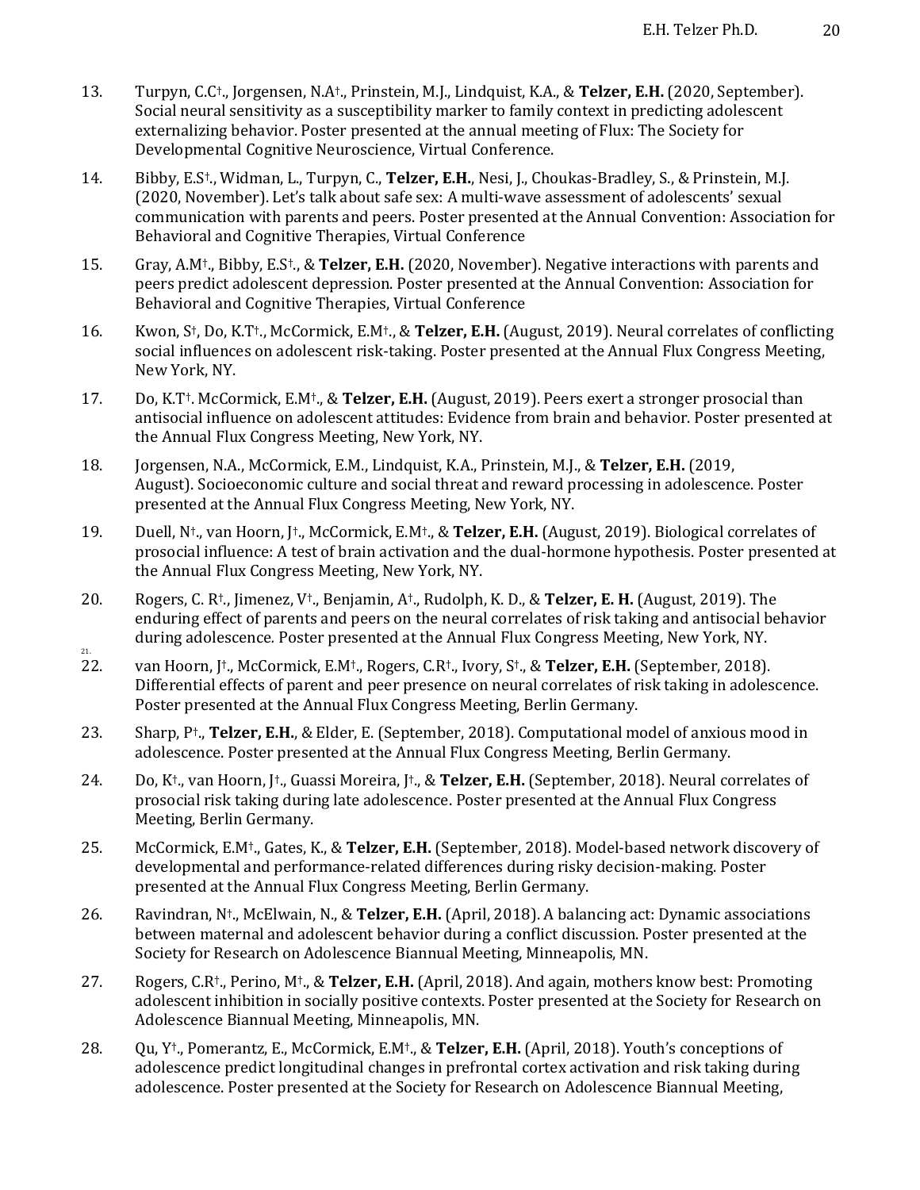13. Turpyn, C.C†., Jorgensen, N.A†., Prinstein, M.J., Lindquist, K.A., & **Telzer, E.H.** (2020, September). Social neural sensitivity as a susceptibility marker to family context in predicting adolescent externalizing behavior. Poster presented at the annual meeting of Flux: The Society for Developmental Cognitive Neuroscience, Virtual Conference.

14. Bibby, E.S†., Widman, L., Turpyn, C., **Telzer, E.H.**, Nesi, J., Choukas-Bradley, S., & Prinstein, M.J. (2020, November). Let's talk about safe sex: A multi-wave assessment of adolescents' sexual communication with parents and peers. Poster presented at the Annual Convention: Association for Behavioral and Cognitive Therapies, Virtual Conference

15. Gray, A.M†., Bibby, E.S†., & **Telzer, E.H.** (2020, November). Negative interactions with parents and peers predict adolescent depression. Poster presented at the Annual Convention: Association for Behavioral and Cognitive Therapies, Virtual Conference

16. Kwon, S†, Do, K.T†., McCormick, E.M†., & **Telzer, E.H.** (August, 2019). Neural correlates of conflicting social influences on adolescent risk-taking. Poster presented at the Annual Flux Congress Meeting, New York, NY.

17. Do, K.T†. McCormick, E.M†., & **Telzer, E.H.** (August, 2019). Peers exert a stronger prosocial than antisocial influence on adolescent attitudes: Evidence from brain and behavior. Poster presented at the Annual Flux Congress Meeting, New York, NY.

18. Jorgensen, N.A., McCormick, E.M., Lindquist, K.A., Prinstein, M.J., & **Telzer, E.H.** (2019, August). Socioeconomic culture and social threat and reward processing in adolescence. Poster presented at the Annual Flux Congress Meeting, New York, NY.

19. Duell, N†., van Hoorn, J†., McCormick, E.M†., & **Telzer, E.H.** (August, 2019). Biological correlates of prosocial influence: A test of brain activation and the dual-hormone hypothesis. Poster presented at the Annual Flux Congress Meeting, New York, NY.

20. Rogers, C. R†., Jimenez, V†., Benjamin, A†., Rudolph, K. D., & **Telzer, E. H.** (August, 2019). The enduring effect of parents and peers on the neural correlates of risk taking and antisocial behavior during adolescence. Poster presented at the Annual Flux Congress Meeting, New York, NY.

21.

22. van Hoorn, J†., McCormick, E.M†., Rogers, C.R†., Ivory, S†., & **Telzer, E.H.** (September, 2018). Differential effects of parent and peer presence on neural correlates of risk taking in adolescence. Poster presented at the Annual Flux Congress Meeting, Berlin Germany.

23. Sharp, P†., **Telzer, E.H.**, & Elder, E. (September, 2018). Computational model of anxious mood in adolescence. Poster presented at the Annual Flux Congress Meeting, Berlin Germany.

24. Do, K†., van Hoorn, J†., Guassi Moreira, J†., & **Telzer, E.H.** (September, 2018). Neural correlates of prosocial risk taking during late adolescence. Poster presented at the Annual Flux Congress Meeting, Berlin Germany.

25. McCormick, E.M†., Gates, K., & **Telzer, E.H.** (September, 2018). Model-based network discovery of developmental and performance-related differences during risky decision-making. Poster presented at the Annual Flux Congress Meeting, Berlin Germany.

26. Ravindran, N†., McElwain, N., & **Telzer, E.H.** (April, 2018). A balancing act: Dynamic associations between maternal and adolescent behavior during a conflict discussion. Poster presented at the Society for Research on Adolescence Biannual Meeting, Minneapolis, MN.

27. Rogers, C.R†., Perino, M†., & **Telzer, E.H.** (April, 2018). And again, mothers know best: Promoting adolescent inhibition in socially positive contexts. Poster presented at the Society for Research on Adolescence Biannual Meeting, Minneapolis, MN.

28. Qu, Y†., Pomerantz, E., McCormick, E.M†., & **Telzer, E.H.** (April, 2018). Youth's conceptions of adolescence predict longitudinal changes in prefrontal cortex activation and risk taking during adolescence. Poster presented at the Society for Research on Adolescence Biannual Meeting,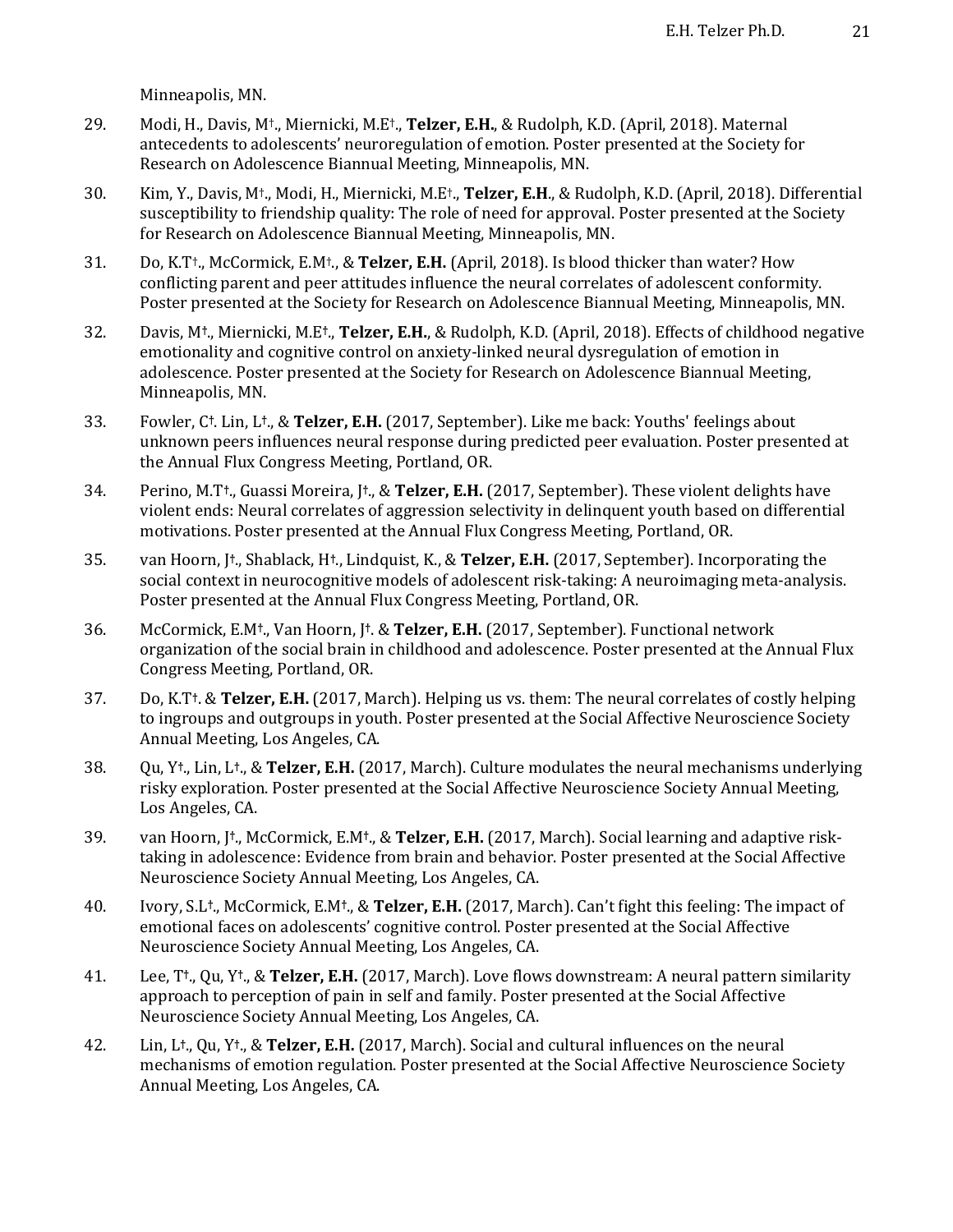Minneapolis, MN.

29. Modi, H., Davis, M†., Miernicki, M.E†., **Telzer, E.H.**, & Rudolph, K.D. (April, 2018). Maternal antecedents to adolescents' neuroregulation of emotion. Poster presented at the Society for Research on Adolescence Biannual Meeting, Minneapolis, MN.

30. Kim, Y., Davis, M†., Modi, H., Miernicki, M.E†., **Telzer, E.H.**, & Rudolph, K.D. (April, 2018). Differential susceptibility to friendship quality: The role of need for approval. Poster presented at the Society for Research on Adolescence Biannual Meeting, Minneapolis, MN.

31. Do, K.T†., McCormick, E.M†., & **Telzer, E.H.** (April, 2018). Is blood thicker than water? How conflicting parent and peer attitudes influence the neural correlates of adolescent conformity. Poster presented at the Society for Research on Adolescence Biannual Meeting, Minneapolis, MN.

32. Davis, M†., Miernicki, M.E†., **Telzer, E.H.**, & Rudolph, K.D. (April, 2018). Effects of childhood negative emotionality and cognitive control on anxiety-linked neural dysregulation of emotion in adolescence. Poster presented at the Society for Research on Adolescence Biannual Meeting, Minneapolis, MN.

33. Fowler, C†. Lin, L†., & **Telzer, E.H.** (2017, September). Like me back: Youths' feelings about unknown peers influences neural response during predicted peer evaluation. Poster presented at the Annual Flux Congress Meeting, Portland, OR.

34. Perino, M.T†., Guassi Moreira, J†., & **Telzer, E.H.** (2017, September). These violent delights have violent ends: Neural correlates of aggression selectivity in delinquent youth based on differential motivations. Poster presented at the Annual Flux Congress Meeting, Portland, OR.

35. van Hoorn, J†., Shablack, H†., Lindquist, K., & **Telzer, E.H.** (2017, September). Incorporating the social context in neurocognitive models of adolescent risk-taking: A neuroimaging meta-analysis. Poster presented at the Annual Flux Congress Meeting, Portland, OR.

36. McCormick, E.M†., Van Hoorn, J†. & **Telzer, E.H.** (2017, September). Functional network organization of the social brain in childhood and adolescence. Poster presented at the Annual Flux Congress Meeting, Portland, OR.

37. Do, K.T†. & **Telzer, E.H.** (2017, March). Helping us vs. them: The neural correlates of costly helping to ingroups and outgroups in youth. Poster presented at the Social Affective Neuroscience Society Annual Meeting, Los Angeles, CA.

38. Qu, Y†., Lin, L†., & **Telzer, E.H.** (2017, March). Culture modulates the neural mechanisms underlying risky exploration. Poster presented at the Social Affective Neuroscience Society Annual Meeting, Los Angeles, CA.

39. van Hoorn, J†., McCormick, E.M†., & **Telzer, E.H.** (2017, March). Social learning and adaptive risk-taking in adolescence: Evidence from brain and behavior. Poster presented at the Social Affective Neuroscience Society Annual Meeting, Los Angeles, CA.

40. Ivory, S.L†., McCormick, E.M†., & **Telzer, E.H.** (2017, March). Can't fight this feeling: The impact of emotional faces on adolescents' cognitive control. Poster presented at the Social Affective Neuroscience Society Annual Meeting, Los Angeles, CA.

41. Lee, T†., Qu, Y†., & **Telzer, E.H.** (2017, March). Love flows downstream: A neural pattern similarity approach to perception of pain in self and family. Poster presented at the Social Affective Neuroscience Society Annual Meeting, Los Angeles, CA.

42. Lin, L†., Qu, Y†., & **Telzer, E.H.** (2017, March). Social and cultural influences on the neural mechanisms of emotion regulation. Poster presented at the Social Affective Neuroscience Society Annual Meeting, Los Angeles, CA.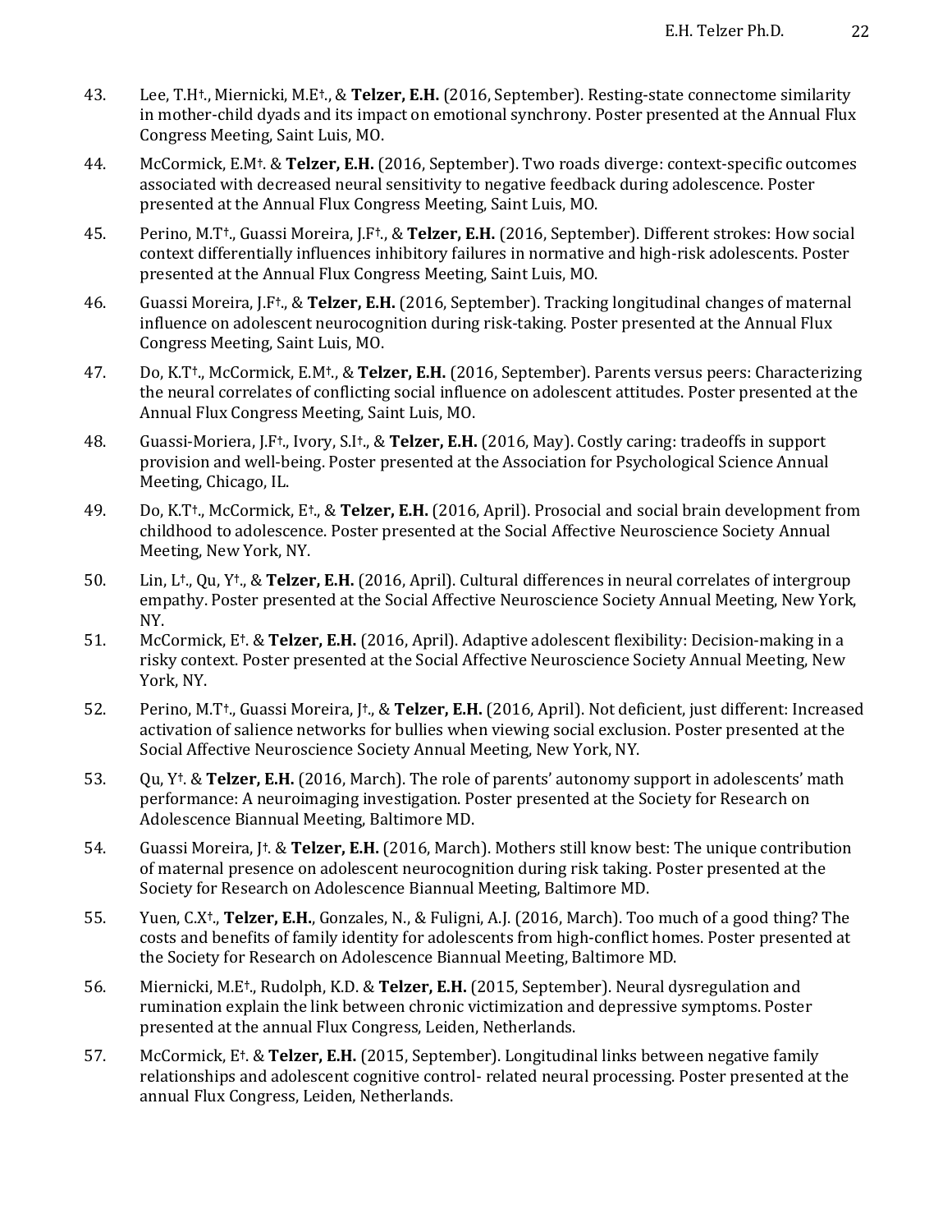43. Lee, T.H†., Miernicki, M.E†., & **Telzer, E.H.** (2016, September). Resting-state connectome similarity in mother-child dyads and its impact on emotional synchrony. Poster presented at the Annual Flux Congress Meeting, Saint Luis, MO.

44. McCormick, E.M†. & **Telzer, E.H.** (2016, September). Two roads diverge: context-specific outcomes associated with decreased neural sensitivity to negative feedback during adolescence. Poster presented at the Annual Flux Congress Meeting, Saint Luis, MO.

45. Perino, M.T†., Guassi Moreira, J.F†., & **Telzer, E.H.** (2016, September). Different strokes: How social context differentially influences inhibitory failures in normative and high-risk adolescents. Poster presented at the Annual Flux Congress Meeting, Saint Luis, MO.

46. Guassi Moreira, J.F†., & **Telzer, E.H.** (2016, September). Tracking longitudinal changes of maternal influence on adolescent neurocognition during risk-taking. Poster presented at the Annual Flux Congress Meeting, Saint Luis, MO.

47. Do, K.T†., McCormick, E.M†., & **Telzer, E.H.** (2016, September). Parents versus peers: Characterizing the neural correlates of conflicting social influence on adolescent attitudes. Poster presented at the Annual Flux Congress Meeting, Saint Luis, MO.

48. Guassi-Moriera, J.F†., Ivory, S.I†., & **Telzer, E.H.** (2016, May). Costly caring: tradeoffs in support provision and well-being. Poster presented at the Association for Psychological Science Annual Meeting, Chicago, IL.

49. Do, K.T†., McCormick, E†., & **Telzer, E.H.** (2016, April). Prosocial and social brain development from childhood to adolescence. Poster presented at the Social Affective Neuroscience Society Annual Meeting, New York, NY.

50. Lin, L†., Qu, Y†., & **Telzer, E.H.** (2016, April). Cultural differences in neural correlates of intergroup empathy. Poster presented at the Social Affective Neuroscience Society Annual Meeting, New York, NY.

51. McCormick, E†. & **Telzer, E.H.** (2016, April). Adaptive adolescent flexibility: Decision-making in a risky context. Poster presented at the Social Affective Neuroscience Society Annual Meeting, New York, NY.

52. Perino, M.T†., Guassi Moreira, J†., & **Telzer, E.H.** (2016, April). Not deficient, just different: Increased activation of salience networks for bullies when viewing social exclusion. Poster presented at the Social Affective Neuroscience Society Annual Meeting, New York, NY.

53. Qu, Y†. & **Telzer, E.H.** (2016, March). The role of parents' autonomy support in adolescents' math performance: A neuroimaging investigation. Poster presented at the Society for Research on Adolescence Biannual Meeting, Baltimore MD.

54. Guassi Moreira, J†. & **Telzer, E.H.** (2016, March). Mothers still know best: The unique contribution of maternal presence on adolescent neurocognition during risk taking. Poster presented at the Society for Research on Adolescence Biannual Meeting, Baltimore MD.

55. Yuen, C.X†., **Telzer, E.H.**, Gonzales, N., & Fuligni, A.J. (2016, March). Too much of a good thing? The costs and benefits of family identity for adolescents from high-conflict homes. Poster presented at the Society for Research on Adolescence Biannual Meeting, Baltimore MD.

56. Miernicki, M.E†., Rudolph, K.D. & **Telzer, E.H.** (2015, September). Neural dysregulation and rumination explain the link between chronic victimization and depressive symptoms. Poster presented at the annual Flux Congress, Leiden, Netherlands.

57. McCormick, E†. & **Telzer, E.H.** (2015, September). Longitudinal links between negative family relationships and adolescent cognitive control- related neural processing. Poster presented at the annual Flux Congress, Leiden, Netherlands.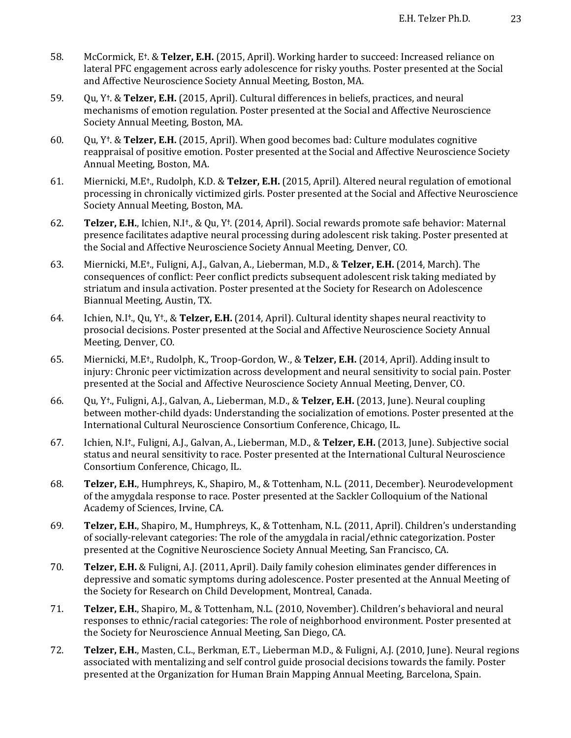58. McCormick, E†. & **Telzer, E.H.** (2015, April). Working harder to succeed: Increased reliance on lateral PFC engagement across early adolescence for risky youths. Poster presented at the Social and Affective Neuroscience Society Annual Meeting, Boston, MA.

59. Qu, Y†. & **Telzer, E.H.** (2015, April). Cultural differences in beliefs, practices, and neural mechanisms of emotion regulation. Poster presented at the Social and Affective Neuroscience Society Annual Meeting, Boston, MA.

60. Qu, Y†. & **Telzer, E.H.** (2015, April). When good becomes bad: Culture modulates cognitive reappraisal of positive emotion. Poster presented at the Social and Affective Neuroscience Society Annual Meeting, Boston, MA.

61. Miernicki, M.E†., Rudolph, K.D. & **Telzer, E.H.** (2015, April). Altered neural regulation of emotional processing in chronically victimized girls. Poster presented at the Social and Affective Neuroscience Society Annual Meeting, Boston, MA.

62. **Telzer, E.H.**, Ichien, N.I†., & Qu, Y†. (2014, April). Social rewards promote safe behavior: Maternal presence facilitates adaptive neural processing during adolescent risk taking. Poster presented at the Social and Affective Neuroscience Society Annual Meeting, Denver, CO.

63. Miernicki, M.E†., Fuligni, A.J., Galvan, A., Lieberman, M.D., & **Telzer, E.H.** (2014, March). The consequences of conflict: Peer conflict predicts subsequent adolescent risk taking mediated by striatum and insula activation. Poster presented at the Society for Research on Adolescence Biannual Meeting, Austin, TX.

64. Ichien, N.I†., Qu, Y†., & **Telzer, E.H.** (2014, April). Cultural identity shapes neural reactivity to prosocial decisions. Poster presented at the Social and Affective Neuroscience Society Annual Meeting, Denver, CO.

65. Miernicki, M.E†., Rudolph, K., Troop-Gordon, W., & **Telzer, E.H.** (2014, April). Adding insult to injury: Chronic peer victimization across development and neural sensitivity to social pain. Poster presented at the Social and Affective Neuroscience Society Annual Meeting, Denver, CO.

66. Qu, Y†., Fuligni, A.J., Galvan, A., Lieberman, M.D., & **Telzer, E.H.** (2013, June). Neural coupling between mother-child dyads: Understanding the socialization of emotions. Poster presented at the International Cultural Neuroscience Consortium Conference, Chicago, IL.

67. Ichien, N.I†., Fuligni, A.J., Galvan, A., Lieberman, M.D., & **Telzer, E.H.** (2013, June). Subjective social status and neural sensitivity to race. Poster presented at the International Cultural Neuroscience Consortium Conference, Chicago, IL.

68. **Telzer, E.H.**, Humphreys, K., Shapiro, M., & Tottenham, N.L. (2011, December). Neurodevelopment of the amygdala response to race. Poster presented at the Sackler Colloquium of the National Academy of Sciences, Irvine, CA.

69. **Telzer, E.H.**, Shapiro, M., Humphreys, K., & Tottenham, N.L. (2011, April). Children's understanding of socially-relevant categories: The role of the amygdala in racial/ethnic categorization. Poster presented at the Cognitive Neuroscience Society Annual Meeting, San Francisco, CA.

70. **Telzer, E.H.** & Fuligni, A.J. (2011, April). Daily family cohesion eliminates gender differences in depressive and somatic symptoms during adolescence. Poster presented at the Annual Meeting of the Society for Research on Child Development, Montreal, Canada.

71. **Telzer, E.H.**, Shapiro, M., & Tottenham, N.L. (2010, November). Children's behavioral and neural responses to ethnic/racial categories: The role of neighborhood environment. Poster presented at the Society for Neuroscience Annual Meeting, San Diego, CA.

72. **Telzer, E.H.**, Masten, C.L., Berkman, E.T., Lieberman M.D., & Fuligni, A.J. (2010, June). Neural regions associated with mentalizing and self control guide prosocial decisions towards the family. Poster presented at the Organization for Human Brain Mapping Annual Meeting, Barcelona, Spain.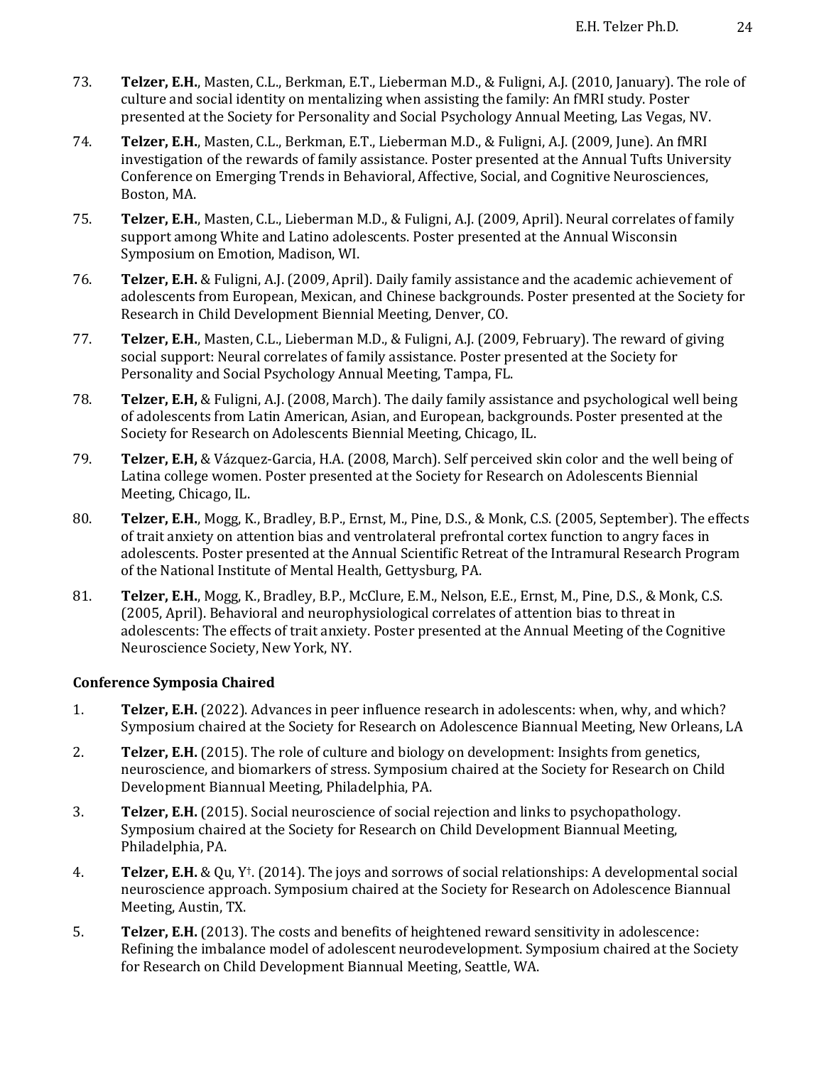73. **Telzer, E.H.**, Masten, C.L., Berkman, E.T., Lieberman M.D., & Fuligni, A.J. (2010, January). The role of culture and social identity on mentalizing when assisting the family: An fMRI study. Poster presented at the Society for Personality and Social Psychology Annual Meeting, Las Vegas, NV.

74. **Telzer, E.H.**, Masten, C.L., Berkman, E.T., Lieberman M.D., & Fuligni, A.J. (2009, June). An fMRI investigation of the rewards of family assistance. Poster presented at the Annual Tufts University Conference on Emerging Trends in Behavioral, Affective, Social, and Cognitive Neurosciences, Boston, MA.

75. **Telzer, E.H.**, Masten, C.L., Lieberman M.D., & Fuligni, A.J. (2009, April). Neural correlates of family support among White and Latino adolescents. Poster presented at the Annual Wisconsin Symposium on Emotion, Madison, WI.

76. **Telzer, E.H.** & Fuligni, A.J. (2009, April). Daily family assistance and the academic achievement of adolescents from European, Mexican, and Chinese backgrounds. Poster presented at the Society for Research in Child Development Biennial Meeting, Denver, CO.

77. **Telzer, E.H.**, Masten, C.L., Lieberman M.D., & Fuligni, A.J. (2009, February). The reward of giving social support: Neural correlates of family assistance. Poster presented at the Society for Personality and Social Psychology Annual Meeting, Tampa, FL.

78. **Telzer, E.H,** & Fuligni, A.J. (2008, March). The daily family assistance and psychological well being of adolescents from Latin American, Asian, and European, backgrounds. Poster presented at the Society for Research on Adolescents Biennial Meeting, Chicago, IL.

79. **Telzer, E.H,** & Vázquez-Garcia, H.A. (2008, March). Self perceived skin color and the well being of Latina college women. Poster presented at the Society for Research on Adolescents Biennial Meeting, Chicago, IL.

80. **Telzer, E.H.**, Mogg, K., Bradley, B.P., Ernst, M., Pine, D.S., & Monk, C.S. (2005, September). The effects of trait anxiety on attention bias and ventrolateral prefrontal cortex function to angry faces in adolescents. Poster presented at the Annual Scientific Retreat of the Intramural Research Program of the National Institute of Mental Health, Gettysburg, PA.

81. **Telzer, E.H.**, Mogg, K., Bradley, B.P., McClure, E.M., Nelson, E.E., Ernst, M., Pine, D.S., & Monk, C.S. (2005, April). Behavioral and neurophysiological correlates of attention bias to threat in adolescents: The effects of trait anxiety. Poster presented at the Annual Meeting of the Cognitive Neuroscience Society, New York, NY.

### Conference Symposia Chaired

1. **Telzer, E.H.** (2022). Advances in peer influence research in adolescents: when, why, and which? Symposium chaired at the Society for Research on Adolescence Biannual Meeting, New Orleans, LA

2. **Telzer, E.H.** (2015). The role of culture and biology on development: Insights from genetics, neuroscience, and biomarkers of stress. Symposium chaired at the Society for Research on Child Development Biannual Meeting, Philadelphia, PA.

3. **Telzer, E.H.** (2015). Social neuroscience of social rejection and links to psychopathology. Symposium chaired at the Society for Research on Child Development Biannual Meeting, Philadelphia, PA.

4. **Telzer, E.H.** & Qu, Y†. (2014). The joys and sorrows of social relationships: A developmental social neuroscience approach. Symposium chaired at the Society for Research on Adolescence Biannual Meeting, Austin, TX.

5. **Telzer, E.H.** (2013). The costs and benefits of heightened reward sensitivity in adolescence: Refining the imbalance model of adolescent neurodevelopment. Symposium chaired at the Society for Research on Child Development Biannual Meeting, Seattle, WA.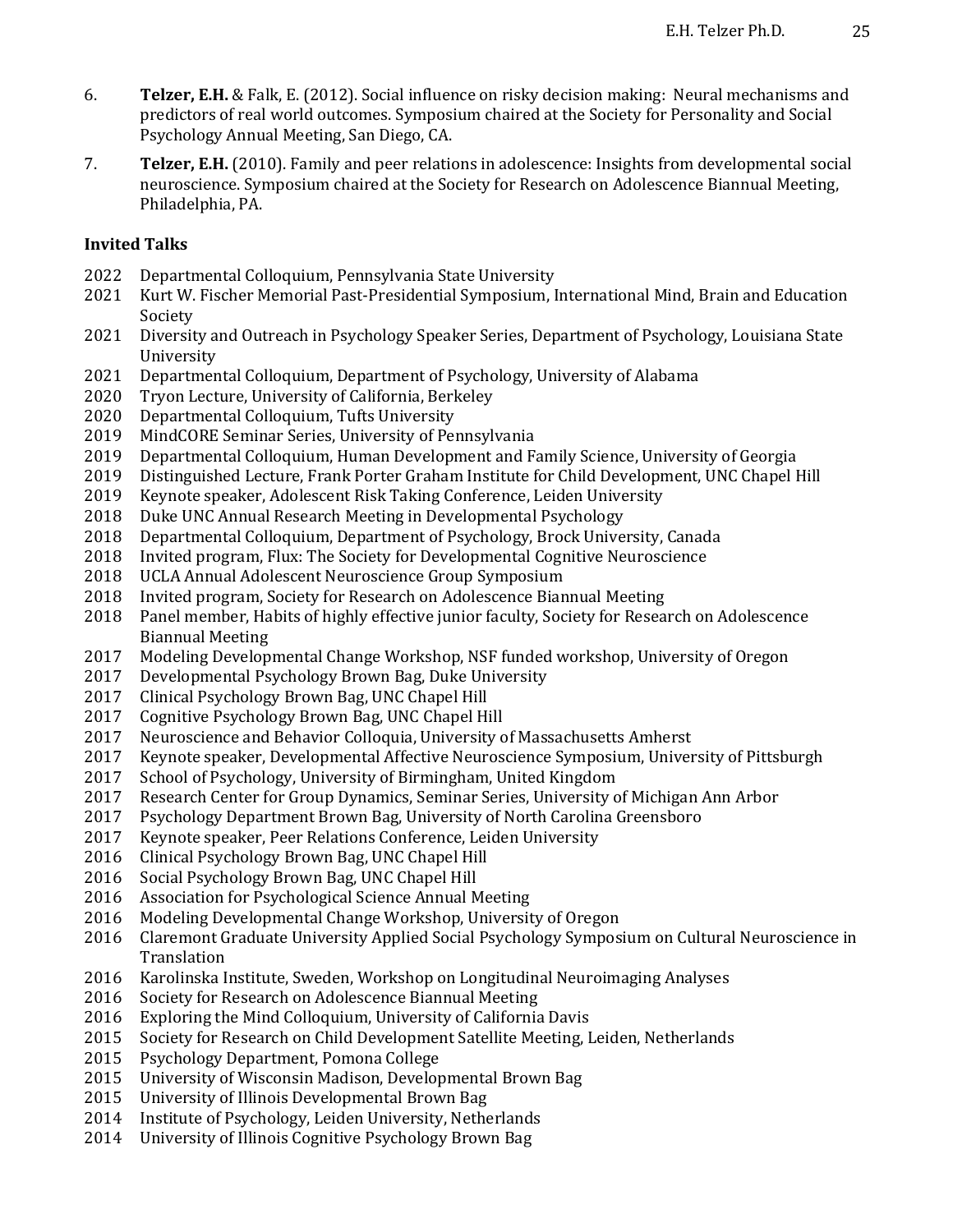6. **Telzer, E.H.** & Falk, E. (2012). Social influence on risky decision making: Neural mechanisms and predictors of real world outcomes. Symposium chaired at the Society for Personality and Social Psychology Annual Meeting, San Diego, CA.

7. **Telzer, E.H.** (2010). Family and peer relations in adolescence: Insights from developmental social neuroscience. Symposium chaired at the Society for Research on Adolescence Biannual Meeting, Philadelphia, PA.

**Invited Talks**

2022 Departmental Colloquium, Pennsylvania State University
2021 Kurt W. Fischer Memorial Past-Presidential Symposium, International Mind, Brain and Education Society
2021 Diversity and Outreach in Psychology Speaker Series, Department of Psychology, Louisiana State University
2021 Departmental Colloquium, Department of Psychology, University of Alabama
2020 Tryon Lecture, University of California, Berkeley
2020 Departmental Colloquium, Tufts University
2019 MindCORE Seminar Series, University of Pennsylvania
2019 Departmental Colloquium, Human Development and Family Science, University of Georgia
2019 Distinguished Lecture, Frank Porter Graham Institute for Child Development, UNC Chapel Hill
2019 Keynote speaker, Adolescent Risk Taking Conference, Leiden University
2018 Duke UNC Annual Research Meeting in Developmental Psychology
2018 Departmental Colloquium, Department of Psychology, Brock University, Canada
2018 Invited program, Flux: The Society for Developmental Cognitive Neuroscience
2018 UCLA Annual Adolescent Neuroscience Group Symposium
2018 Invited program, Society for Research on Adolescence Biannual Meeting
2018 Panel member, Habits of highly effective junior faculty, Society for Research on Adolescence Biannual Meeting
2017 Modeling Developmental Change Workshop, NSF funded workshop, University of Oregon
2017 Developmental Psychology Brown Bag, Duke University
2017 Clinical Psychology Brown Bag, UNC Chapel Hill
2017 Cognitive Psychology Brown Bag, UNC Chapel Hill
2017 Neuroscience and Behavior Colloquia, University of Massachusetts Amherst
2017 Keynote speaker, Developmental Affective Neuroscience Symposium, University of Pittsburgh
2017 School of Psychology, University of Birmingham, United Kingdom
2017 Research Center for Group Dynamics, Seminar Series, University of Michigan Ann Arbor
2017 Psychology Department Brown Bag, University of North Carolina Greensboro
2017 Keynote speaker, Peer Relations Conference, Leiden University
2016 Clinical Psychology Brown Bag, UNC Chapel Hill
2016 Social Psychology Brown Bag, UNC Chapel Hill
2016 Association for Psychological Science Annual Meeting
2016 Modeling Developmental Change Workshop, University of Oregon
2016 Claremont Graduate University Applied Social Psychology Symposium on Cultural Neuroscience in Translation
2016 Karolinska Institute, Sweden, Workshop on Longitudinal Neuroimaging Analyses
2016 Society for Research on Adolescence Biannual Meeting
2016 Exploring the Mind Colloquium, University of California Davis
2015 Society for Research on Child Development Satellite Meeting, Leiden, Netherlands
2015 Psychology Department, Pomona College
2015 University of Wisconsin Madison, Developmental Brown Bag
2015 University of Illinois Developmental Brown Bag
2014 Institute of Psychology, Leiden University, Netherlands
2014 University of Illinois Cognitive Psychology Brown Bag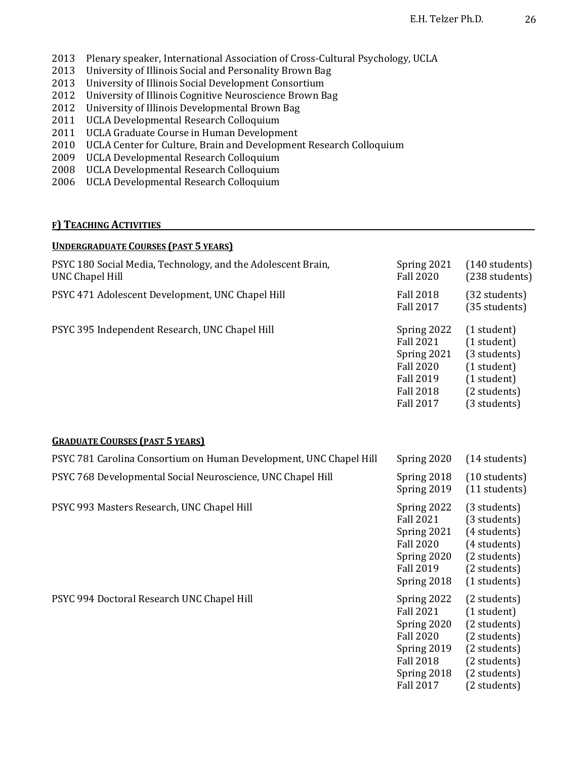2013 Plenary speaker, International Association of Cross-Cultural Psychology, UCLA
2013 University of Illinois Social and Personality Brown Bag
2013 University of Illinois Social Development Consortium
2012 University of Illinois Cognitive Neuroscience Brown Bag
2012 University of Illinois Developmental Brown Bag
2011 UCLA Developmental Research Colloquium
2011 UCLA Graduate Course in Human Development
2010 UCLA Center for Culture, Brain and Development Research Colloquium
2009 UCLA Developmental Research Colloquium
2008 UCLA Developmental Research Colloquium
2006 UCLA Developmental Research Colloquium

## F) Teaching Activities

### Undergraduate Courses (past 5 years)

| Course | Term | Students |
|---|---|---|
| PSYC 180 Social Media, Technology, and the Adolescent Brain, UNC Chapel Hill | Spring 2021 | (140 students) |
| | Fall 2020 | (238 students) |
| PSYC 471 Adolescent Development, UNC Chapel Hill | Fall 2018 | (32 students) |
| | Fall 2017 | (35 students) |
| PSYC 395 Independent Research, UNC Chapel Hill | Spring 2022 | (1 student) |
| | Fall 2021 | (1 student) |
| | Spring 2021 | (3 students) |
| | Fall 2020 | (1 student) |
| | Fall 2019 | (1 student) |
| | Fall 2018 | (2 students) |
| | Fall 2017 | (3 students) |

### Graduate Courses (past 5 years)

| Course | Term | Students |
|---|---|---|
| PSYC 781 Carolina Consortium on Human Development, UNC Chapel Hill | Spring 2020 | (14 students) |
| PSYC 768 Developmental Social Neuroscience, UNC Chapel Hill | Spring 2018 | (10 students) |
| | Spring 2019 | (11 students) |
| PSYC 993 Masters Research, UNC Chapel Hill | Spring 2022 | (3 students) |
| | Fall 2021 | (3 students) |
| | Spring 2021 | (4 students) |
| | Fall 2020 | (4 students) |
| | Spring 2020 | (2 students) |
| | Fall 2019 | (2 students) |
| | Spring 2018 | (1 students) |
| PSYC 994 Doctoral Research UNC Chapel Hill | Spring 2022 | (2 students) |
| | Fall 2021 | (1 student) |
| | Spring 2020 | (2 students) |
| | Fall 2020 | (2 students) |
| | Spring 2019 | (2 students) |
| | Fall 2018 | (2 students) |
| | Spring 2018 | (2 students) |
| | Fall 2017 | (2 students) |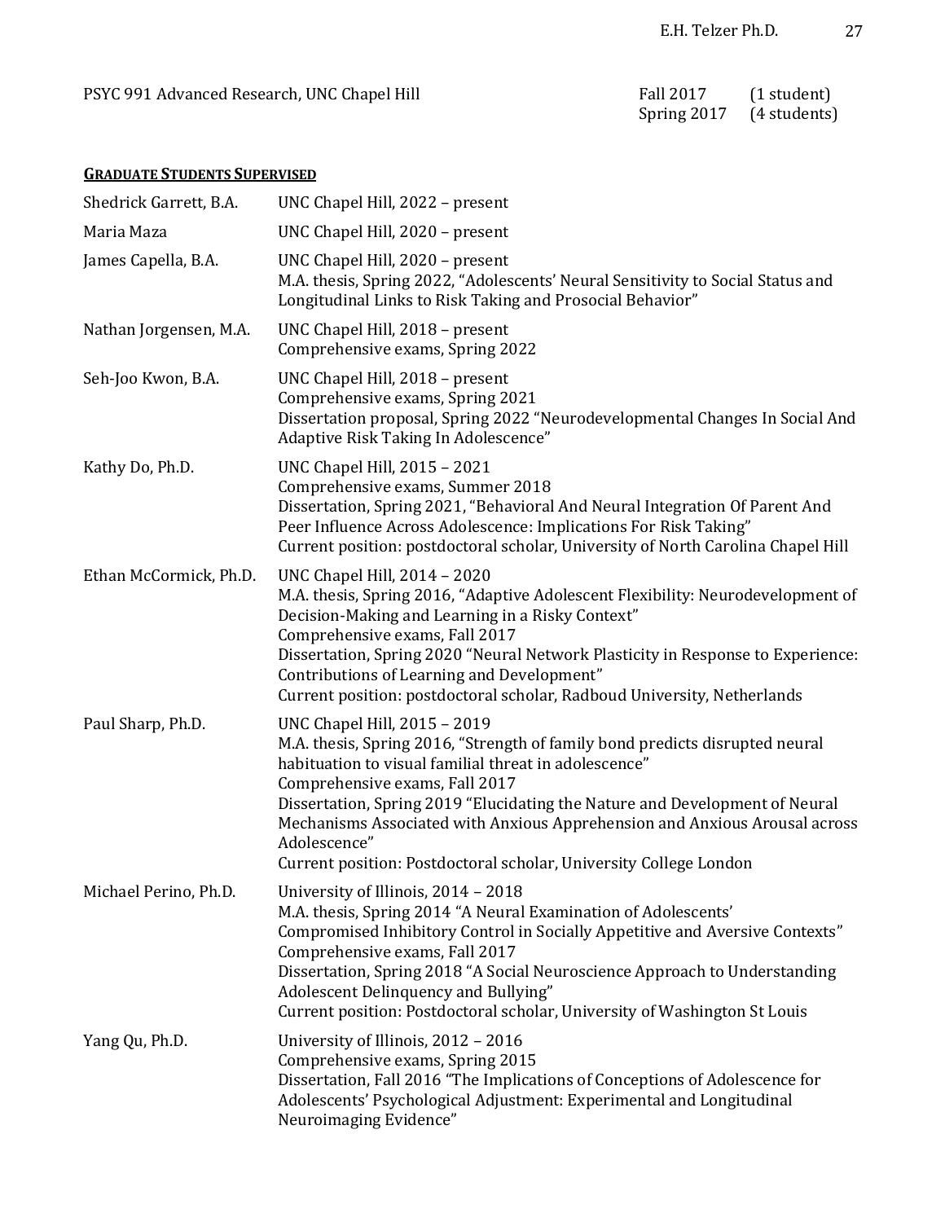PSYC 991 Advanced Research, UNC Chapel Hill — Fall 2017 (1 student); Spring 2017 (4 students)

## **GRADUATE STUDENTS SUPERVISED**

**Shedrick Garrett, B.A.**
UNC Chapel Hill, 2022 – present

**Maria Maza**
UNC Chapel Hill, 2020 – present

**James Capella, B.A.**
UNC Chapel Hill, 2020 – present
M.A. thesis, Spring 2022, "Adolescents' Neural Sensitivity to Social Status and Longitudinal Links to Risk Taking and Prosocial Behavior"

**Nathan Jorgensen, M.A.**
UNC Chapel Hill, 2018 – present
Comprehensive exams, Spring 2022

**Seh-Joo Kwon, B.A.**
UNC Chapel Hill, 2018 – present
Comprehensive exams, Spring 2021
Dissertation proposal, Spring 2022 "Neurodevelopmental Changes In Social And Adaptive Risk Taking In Adolescence"

**Kathy Do, Ph.D.**
UNC Chapel Hill, 2015 – 2021
Comprehensive exams, Summer 2018
Dissertation, Spring 2021, "Behavioral And Neural Integration Of Parent And Peer Influence Across Adolescence: Implications For Risk Taking"
Current position: postdoctoral scholar, University of North Carolina Chapel Hill

**Ethan McCormick, Ph.D.**
UNC Chapel Hill, 2014 – 2020
M.A. thesis, Spring 2016, "Adaptive Adolescent Flexibility: Neurodevelopment of Decision-Making and Learning in a Risky Context"
Comprehensive exams, Fall 2017
Dissertation, Spring 2020 "Neural Network Plasticity in Response to Experience: Contributions of Learning and Development"
Current position: postdoctoral scholar, Radboud University, Netherlands

**Paul Sharp, Ph.D.**
UNC Chapel Hill, 2015 – 2019
M.A. thesis, Spring 2016, "Strength of family bond predicts disrupted neural habituation to visual familial threat in adolescence"
Comprehensive exams, Fall 2017
Dissertation, Spring 2019 "Elucidating the Nature and Development of Neural Mechanisms Associated with Anxious Apprehension and Anxious Arousal across Adolescence"
Current position: Postdoctoral scholar, University College London

**Michael Perino, Ph.D.**
University of Illinois, 2014 – 2018
M.A. thesis, Spring 2014 "A Neural Examination of Adolescents' Compromised Inhibitory Control in Socially Appetitive and Aversive Contexts"
Comprehensive exams, Fall 2017
Dissertation, Spring 2018 "A Social Neuroscience Approach to Understanding Adolescent Delinquency and Bullying"
Current position: Postdoctoral scholar, University of Washington St Louis

**Yang Qu, Ph.D.**
University of Illinois, 2012 – 2016
Comprehensive exams, Spring 2015
Dissertation, Fall 2016 "The Implications of Conceptions of Adolescence for Adolescents' Psychological Adjustment: Experimental and Longitudinal Neuroimaging Evidence"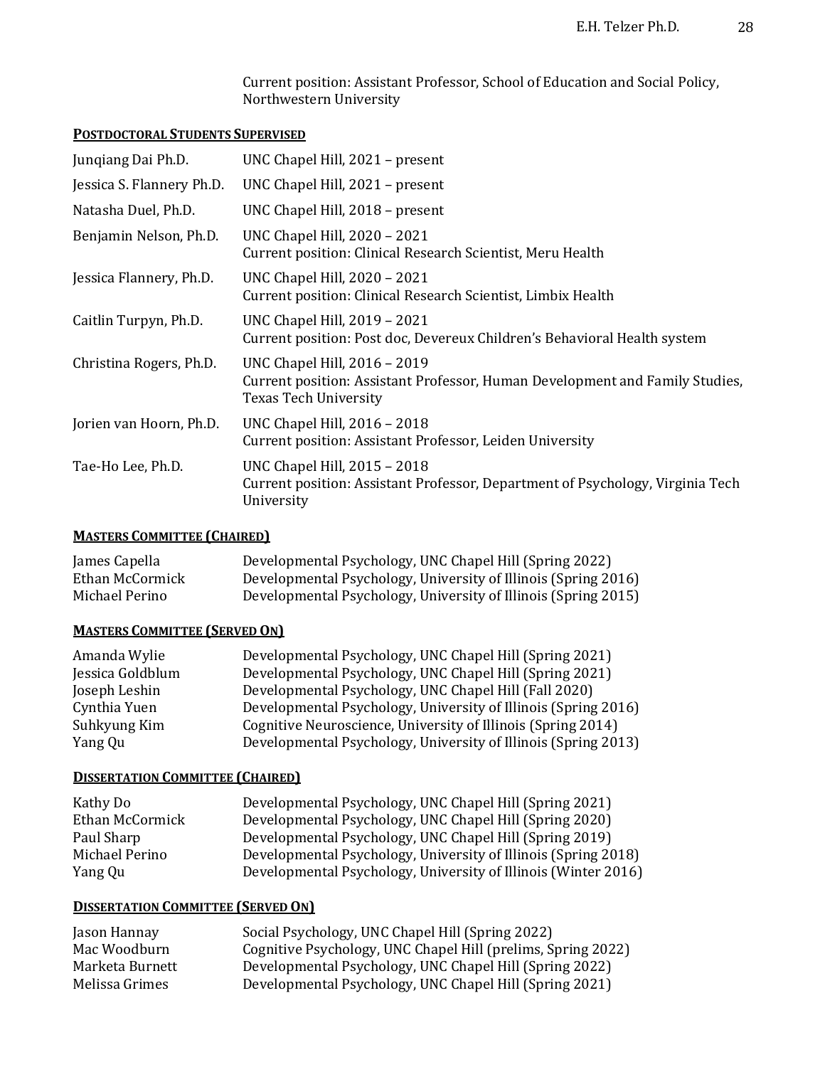Current position: Assistant Professor, School of Education and Social Policy, Northwestern University

## POSTDOCTORAL STUDENTS SUPERVISED

| | |
|---|---|
| Junqiang Dai Ph.D. | UNC Chapel Hill, 2021 – present |
| Jessica S. Flannery Ph.D. | UNC Chapel Hill, 2021 – present |
| Natasha Duel, Ph.D. | UNC Chapel Hill, 2018 – present |
| Benjamin Nelson, Ph.D. | UNC Chapel Hill, 2020 – 2021<br>Current position: Clinical Research Scientist, Meru Health |
| Jessica Flannery, Ph.D. | UNC Chapel Hill, 2020 – 2021<br>Current position: Clinical Research Scientist, Limbix Health |
| Caitlin Turpyn, Ph.D. | UNC Chapel Hill, 2019 – 2021<br>Current position: Post doc, Devereux Children's Behavioral Health system |
| Christina Rogers, Ph.D. | UNC Chapel Hill, 2016 – 2019<br>Current position: Assistant Professor, Human Development and Family Studies, Texas Tech University |
| Jorien van Hoorn, Ph.D. | UNC Chapel Hill, 2016 – 2018<br>Current position: Assistant Professor, Leiden University |
| Tae-Ho Lee, Ph.D. | UNC Chapel Hill, 2015 – 2018<br>Current position: Assistant Professor, Department of Psychology, Virginia Tech University |

## MASTERS COMMITTEE (CHAIRED)

| | |
|---|---|
| James Capella | Developmental Psychology, UNC Chapel Hill (Spring 2022) |
| Ethan McCormick | Developmental Psychology, University of Illinois (Spring 2016) |
| Michael Perino | Developmental Psychology, University of Illinois (Spring 2015) |

## MASTERS COMMITTEE (SERVED ON)

| | |
|---|---|
| Amanda Wylie | Developmental Psychology, UNC Chapel Hill (Spring 2021) |
| Jessica Goldblum | Developmental Psychology, UNC Chapel Hill (Spring 2021) |
| Joseph Leshin | Developmental Psychology, UNC Chapel Hill (Fall 2020) |
| Cynthia Yuen | Developmental Psychology, University of Illinois (Spring 2016) |
| Suhkyung Kim | Cognitive Neuroscience, University of Illinois (Spring 2014) |
| Yang Qu | Developmental Psychology, University of Illinois (Spring 2013) |

## DISSERTATION COMMITTEE (CHAIRED)

| | |
|---|---|
| Kathy Do | Developmental Psychology, UNC Chapel Hill (Spring 2021) |
| Ethan McCormick | Developmental Psychology, UNC Chapel Hill (Spring 2020) |
| Paul Sharp | Developmental Psychology, UNC Chapel Hill (Spring 2019) |
| Michael Perino | Developmental Psychology, University of Illinois (Spring 2018) |
| Yang Qu | Developmental Psychology, University of Illinois (Winter 2016) |

## DISSERTATION COMMITTEE (SERVED ON)

| | |
|---|---|
| Jason Hannay | Social Psychology, UNC Chapel Hill (Spring 2022) |
| Mac Woodburn | Cognitive Psychology, UNC Chapel Hill (prelims, Spring 2022) |
| Marketa Burnett | Developmental Psychology, UNC Chapel Hill (Spring 2022) |
| Melissa Grimes | Developmental Psychology, UNC Chapel Hill (Spring 2021) |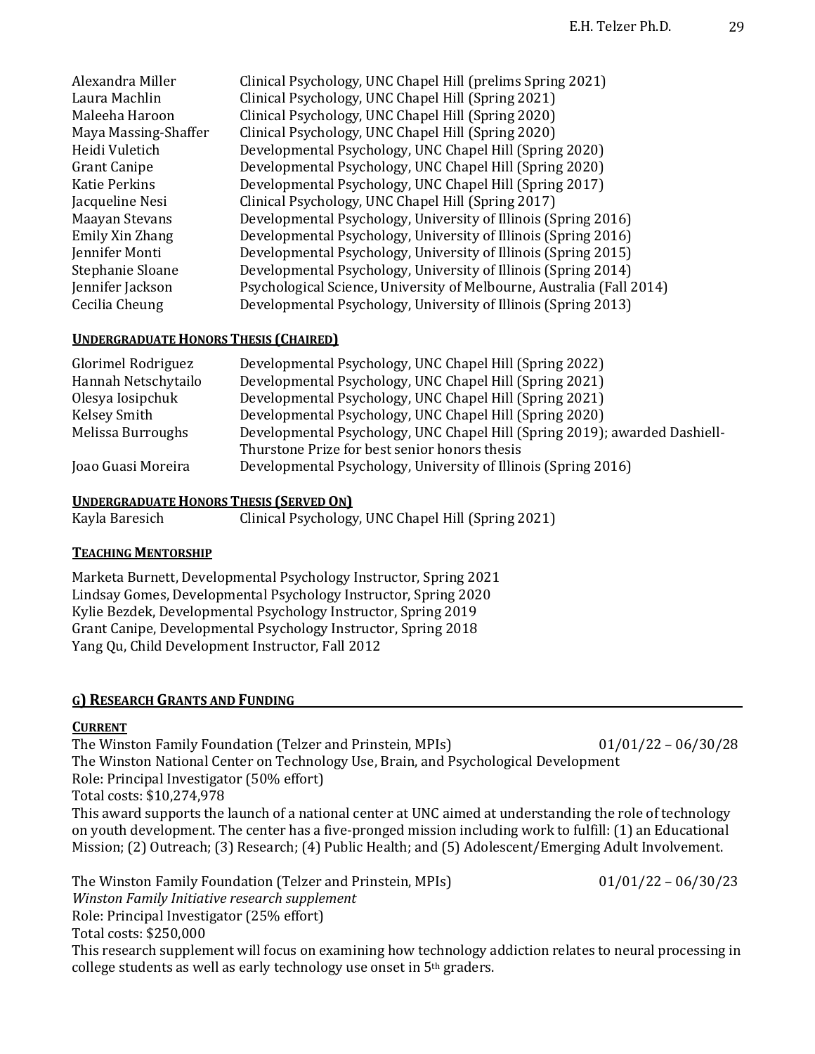| | |
|---|---|
| Alexandra Miller | Clinical Psychology, UNC Chapel Hill (prelims Spring 2021) |
| Laura Machlin | Clinical Psychology, UNC Chapel Hill (Spring 2021) |
| Maleeha Haroon | Clinical Psychology, UNC Chapel Hill (Spring 2020) |
| Maya Massing-Shaffer | Clinical Psychology, UNC Chapel Hill (Spring 2020) |
| Heidi Vuletich | Developmental Psychology, UNC Chapel Hill (Spring 2020) |
| Grant Canipe | Developmental Psychology, UNC Chapel Hill (Spring 2020) |
| Katie Perkins | Developmental Psychology, UNC Chapel Hill (Spring 2017) |
| Jacqueline Nesi | Clinical Psychology, UNC Chapel Hill (Spring 2017) |
| Maayan Stevans | Developmental Psychology, University of Illinois (Spring 2016) |
| Emily Xin Zhang | Developmental Psychology, University of Illinois (Spring 2016) |
| Jennifer Monti | Developmental Psychology, University of Illinois (Spring 2015) |
| Stephanie Sloane | Developmental Psychology, University of Illinois (Spring 2014) |
| Jennifer Jackson | Psychological Science, University of Melbourne, Australia (Fall 2014) |
| Cecilia Cheung | Developmental Psychology, University of Illinois (Spring 2013) |

**UNDERGRADUATE HONORS THESIS (CHAIRED)**

| | |
|---|---|
| Glorimel Rodriguez | Developmental Psychology, UNC Chapel Hill (Spring 2022) |
| Hannah Netschytailo | Developmental Psychology, UNC Chapel Hill (Spring 2021) |
| Olesya Iosipchuk | Developmental Psychology, UNC Chapel Hill (Spring 2021) |
| Kelsey Smith | Developmental Psychology, UNC Chapel Hill (Spring 2020) |
| Melissa Burroughs | Developmental Psychology, UNC Chapel Hill (Spring 2019); awarded Dashiell-Thurstone Prize for best senior honors thesis |
| Joao Guasi Moreira | Developmental Psychology, University of Illinois (Spring 2016) |

**UNDERGRADUATE HONORS THESIS (SERVED ON)**

| | |
|---|---|
| Kayla Baresich | Clinical Psychology, UNC Chapel Hill (Spring 2021) |

**TEACHING MENTORSHIP**

Marketa Burnett, Developmental Psychology Instructor, Spring 2021
Lindsay Gomes, Developmental Psychology Instructor, Spring 2020
Kylie Bezdek, Developmental Psychology Instructor, Spring 2019
Grant Canipe, Developmental Psychology Instructor, Spring 2018
Yang Qu, Child Development Instructor, Fall 2012

## G) RESEARCH GRANTS AND FUNDING

**CURRENT**

The Winston Family Foundation (Telzer and Prinstein, MPIs) 01/01/22 – 06/30/28
The Winston National Center on Technology Use, Brain, and Psychological Development
Role: Principal Investigator (50% effort)
Total costs: $10,274,978
This award supports the launch of a national center at UNC aimed at understanding the role of technology on youth development. The center has a five-pronged mission including work to fulfill: (1) an Educational Mission; (2) Outreach; (3) Research; (4) Public Health; and (5) Adolescent/Emerging Adult Involvement.

The Winston Family Foundation (Telzer and Prinstein, MPIs) 01/01/22 – 06/30/23
*Winston Family Initiative research supplement*
Role: Principal Investigator (25% effort)
Total costs: $250,000
This research supplement will focus on examining how technology addiction relates to neural processing in college students as well as early technology use onset in 5th graders.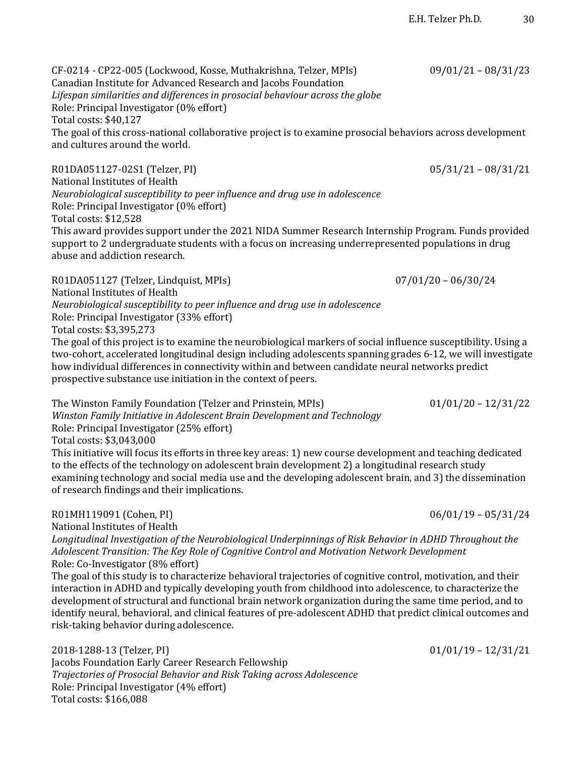CF-0214 - CP22-005 (Lockwood, Kosse, Muthakrishna, Telzer, MPIs) 09/01/21 – 08/31/23
Canadian Institute for Advanced Research and Jacobs Foundation
*Lifespan similarities and differences in prosocial behaviour across the globe*
Role: Principal Investigator (0% effort)
Total costs: $40,127
The goal of this cross-national collaborative project is to examine prosocial behaviors across development and cultures around the world.

R01DA051127-02S1 (Telzer, PI) 05/31/21 – 08/31/21
National Institutes of Health
*Neurobiological susceptibility to peer influence and drug use in adolescence*
Role: Principal Investigator (0% effort)
Total costs: $12,528
This award provides support under the 2021 NIDA Summer Research Internship Program. Funds provided support to 2 undergraduate students with a focus on increasing underrepresented populations in drug abuse and addiction research.

R01DA051127 (Telzer, Lindquist, MPIs) 07/01/20 – 06/30/24
National Institutes of Health
*Neurobiological susceptibility to peer influence and drug use in adolescence*
Role: Principal Investigator (33% effort)
Total costs: $3,395,273
The goal of this project is to examine the neurobiological markers of social influence susceptibility. Using a two-cohort, accelerated longitudinal design including adolescents spanning grades 6-12, we will investigate how individual differences in connectivity within and between candidate neural networks predict prospective substance use initiation in the context of peers.

The Winston Family Foundation (Telzer and Prinstein, MPIs) 01/01/20 – 12/31/22
*Winston Family Initiative in Adolescent Brain Development and Technology*
Role: Principal Investigator (25% effort)
Total costs: $3,043,000
This initiative will focus its efforts in three key areas: 1) new course development and teaching dedicated to the effects of the technology on adolescent brain development 2) a longitudinal research study examining technology and social media use and the developing adolescent brain, and 3) the dissemination of research findings and their implications.

R01MH119091 (Cohen, PI) 06/01/19 – 05/31/24
National Institutes of Health
*Longitudinal Investigation of the Neurobiological Underpinnings of Risk Behavior in ADHD Throughout the Adolescent Transition: The Key Role of Cognitive Control and Motivation Network Development*
Role: Co-Investigator (8% effort)
The goal of this study is to characterize behavioral trajectories of cognitive control, motivation, and their interaction in ADHD and typically developing youth from childhood into adolescence, to characterize the development of structural and functional brain network organization during the same time period, and to identify neural, behavioral, and clinical features of pre-adolescent ADHD that predict clinical outcomes and risk-taking behavior during adolescence.

2018-1288-13 (Telzer, PI) 01/01/19 – 12/31/21
Jacobs Foundation Early Career Research Fellowship
*Trajectories of Prosocial Behavior and Risk Taking across Adolescence*
Role: Principal Investigator (4% effort)
Total costs: $166,088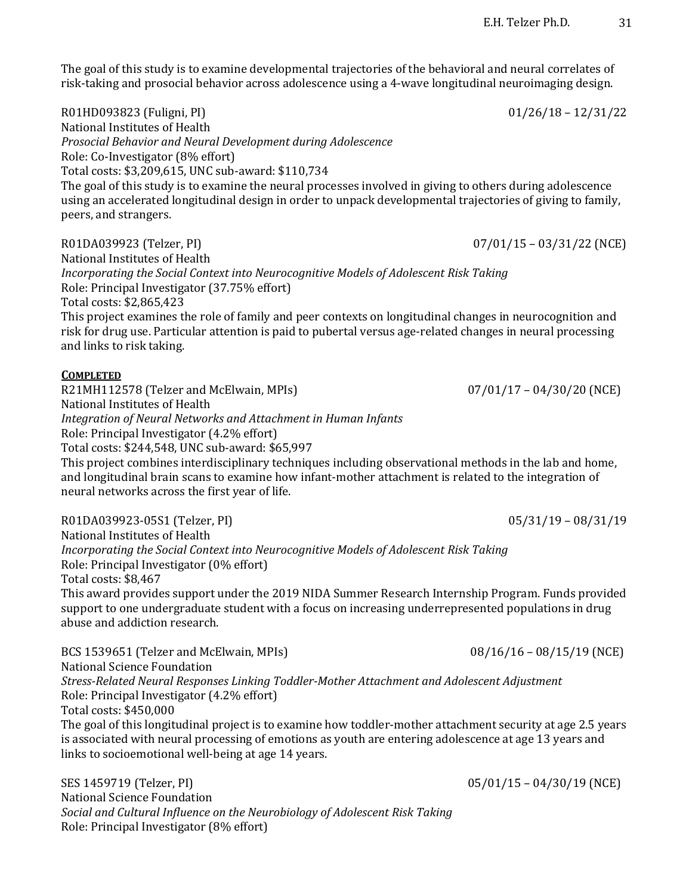The goal of this study is to examine developmental trajectories of the behavioral and neural correlates of risk-taking and prosocial behavior across adolescence using a 4-wave longitudinal neuroimaging design.

R01HD093823 (Fuligni, PI) 01/26/18 – 12/31/22
National Institutes of Health
*Prosocial Behavior and Neural Development during Adolescence*
Role: Co-Investigator (8% effort)
Total costs: $3,209,615, UNC sub-award: $110,734
The goal of this study is to examine the neural processes involved in giving to others during adolescence using an accelerated longitudinal design in order to unpack developmental trajectories of giving to family, peers, and strangers.

R01DA039923 (Telzer, PI) 07/01/15 – 03/31/22 (NCE)
National Institutes of Health
*Incorporating the Social Context into Neurocognitive Models of Adolescent Risk Taking*
Role: Principal Investigator (37.75% effort)
Total costs: $2,865,423
This project examines the role of family and peer contexts on longitudinal changes in neurocognition and risk for drug use. Particular attention is paid to pubertal versus age-related changes in neural processing and links to risk taking.

**COMPLETED**

R21MH112578 (Telzer and McElwain, MPIs) 07/01/17 – 04/30/20 (NCE)
National Institutes of Health
*Integration of Neural Networks and Attachment in Human Infants*
Role: Principal Investigator (4.2% effort)
Total costs: $244,548, UNC sub-award: $65,997
This project combines interdisciplinary techniques including observational methods in the lab and home, and longitudinal brain scans to examine how infant-mother attachment is related to the integration of neural networks across the first year of life.

R01DA039923-05S1 (Telzer, PI) 05/31/19 – 08/31/19
National Institutes of Health
*Incorporating the Social Context into Neurocognitive Models of Adolescent Risk Taking*
Role: Principal Investigator (0% effort)
Total costs: $8,467
This award provides support under the 2019 NIDA Summer Research Internship Program. Funds provided support to one undergraduate student with a focus on increasing underrepresented populations in drug abuse and addiction research.

BCS 1539651 (Telzer and McElwain, MPIs) 08/16/16 – 08/15/19 (NCE)
National Science Foundation
*Stress-Related Neural Responses Linking Toddler-Mother Attachment and Adolescent Adjustment*
Role: Principal Investigator (4.2% effort)
Total costs: $450,000
The goal of this longitudinal project is to examine how toddler-mother attachment security at age 2.5 years is associated with neural processing of emotions as youth are entering adolescence at age 13 years and links to socioemotional well-being at age 14 years.

SES 1459719 (Telzer, PI) 05/01/15 – 04/30/19 (NCE)
National Science Foundation
*Social and Cultural Influence on the Neurobiology of Adolescent Risk Taking*
Role: Principal Investigator (8% effort)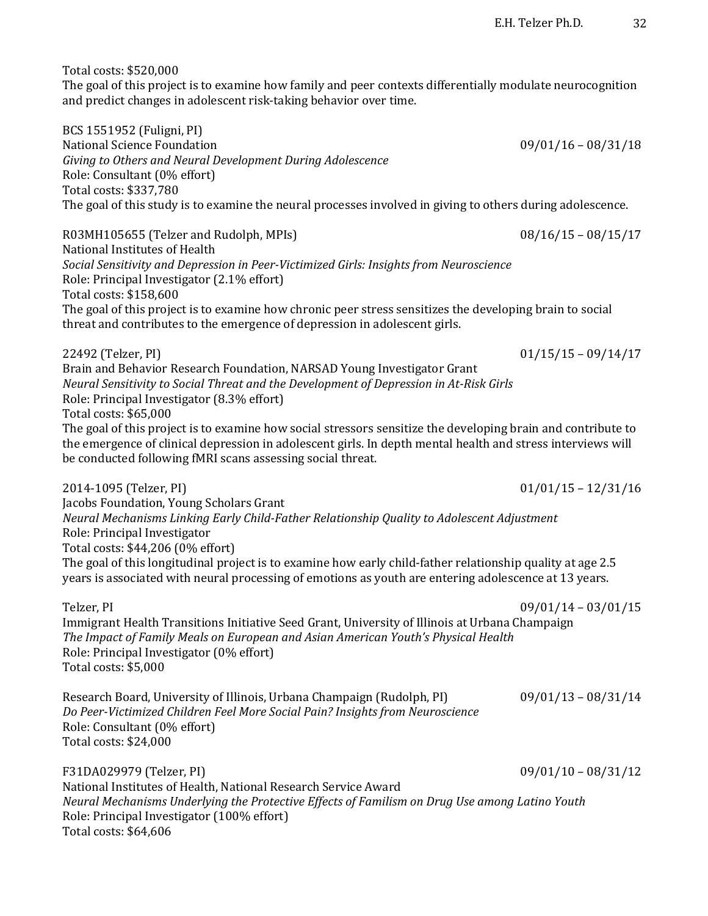Total costs: $520,000
The goal of this project is to examine how family and peer contexts differentially modulate neurocognition and predict changes in adolescent risk-taking behavior over time.

BCS 1551952 (Fuligni, PI)
National Science Foundation 09/01/16 – 08/31/18
*Giving to Others and Neural Development During Adolescence*
Role: Consultant (0% effort)
Total costs: $337,780
The goal of this study is to examine the neural processes involved in giving to others during adolescence.

R03MH105655 (Telzer and Rudolph, MPIs) 08/16/15 – 08/15/17
National Institutes of Health
*Social Sensitivity and Depression in Peer-Victimized Girls: Insights from Neuroscience*
Role: Principal Investigator (2.1% effort)
Total costs: $158,600
The goal of this project is to examine how chronic peer stress sensitizes the developing brain to social threat and contributes to the emergence of depression in adolescent girls.

22492 (Telzer, PI) 01/15/15 – 09/14/17
Brain and Behavior Research Foundation, NARSAD Young Investigator Grant
*Neural Sensitivity to Social Threat and the Development of Depression in At-Risk Girls*
Role: Principal Investigator (8.3% effort)
Total costs: $65,000
The goal of this project is to examine how social stressors sensitize the developing brain and contribute to the emergence of clinical depression in adolescent girls. In depth mental health and stress interviews will be conducted following fMRI scans assessing social threat.

2014-1095 (Telzer, PI) 01/01/15 – 12/31/16
Jacobs Foundation, Young Scholars Grant
*Neural Mechanisms Linking Early Child-Father Relationship Quality to Adolescent Adjustment*
Role: Principal Investigator
Total costs: $44,206 (0% effort)
The goal of this longitudinal project is to examine how early child-father relationship quality at age 2.5 years is associated with neural processing of emotions as youth are entering adolescence at 13 years.

Telzer, PI 09/01/14 – 03/01/15
Immigrant Health Transitions Initiative Seed Grant, University of Illinois at Urbana Champaign
*The Impact of Family Meals on European and Asian American Youth's Physical Health*
Role: Principal Investigator (0% effort)
Total costs: $5,000

Research Board, University of Illinois, Urbana Champaign (Rudolph, PI) 09/01/13 – 08/31/14
*Do Peer-Victimized Children Feel More Social Pain? Insights from Neuroscience*
Role: Consultant (0% effort)
Total costs: $24,000

F31DA029979 (Telzer, PI) 09/01/10 – 08/31/12
National Institutes of Health, National Research Service Award
*Neural Mechanisms Underlying the Protective Effects of Familism on Drug Use among Latino Youth*
Role: Principal Investigator (100% effort)
Total costs: $64,606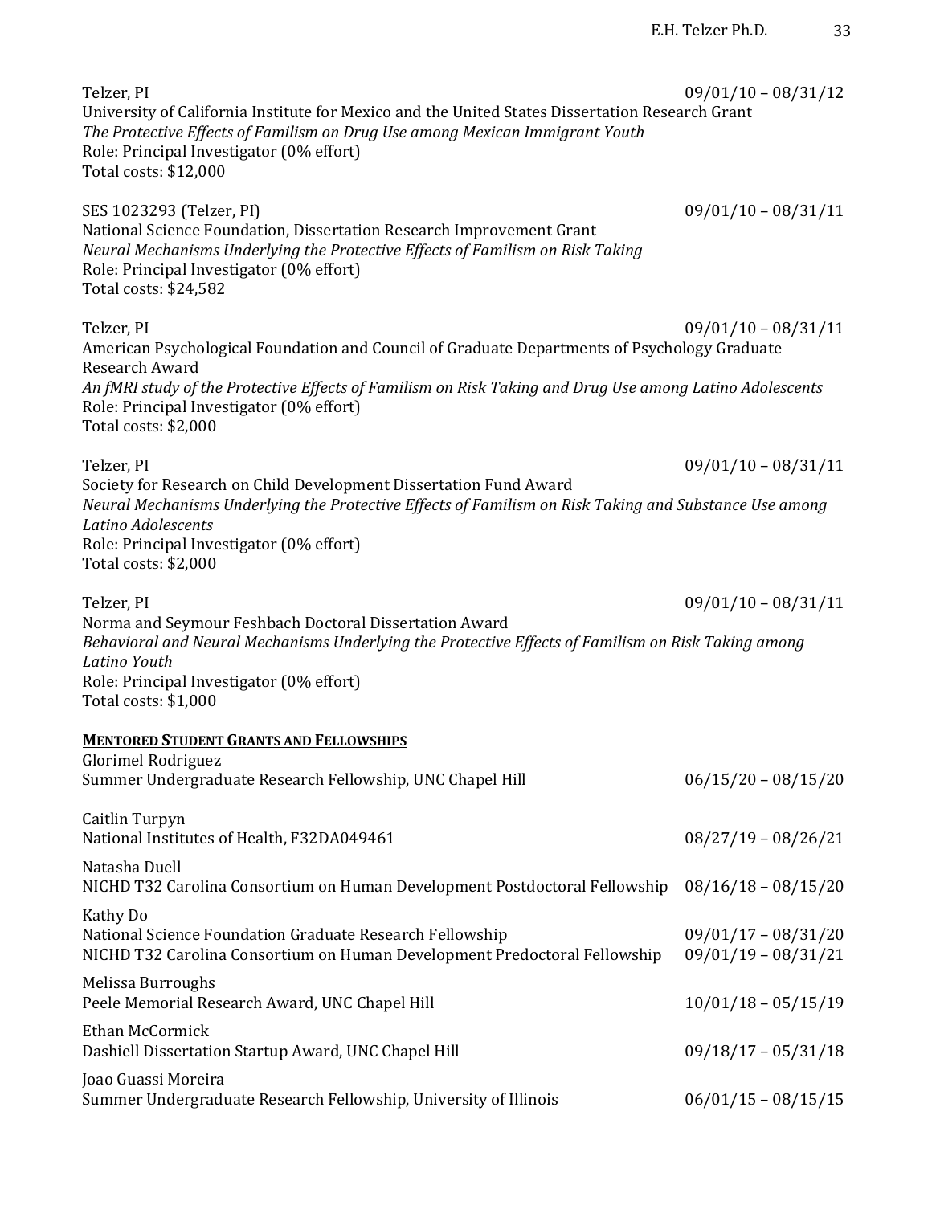Telzer, PI 09/01/10 – 08/31/12
University of California Institute for Mexico and the United States Dissertation Research Grant
*The Protective Effects of Familism on Drug Use among Mexican Immigrant Youth*
Role: Principal Investigator (0% effort)
Total costs: $12,000

SES 1023293 (Telzer, PI) 09/01/10 – 08/31/11
National Science Foundation, Dissertation Research Improvement Grant
*Neural Mechanisms Underlying the Protective Effects of Familism on Risk Taking*
Role: Principal Investigator (0% effort)
Total costs: $24,582

Telzer, PI 09/01/10 – 08/31/11
American Psychological Foundation and Council of Graduate Departments of Psychology Graduate Research Award
*An fMRI study of the Protective Effects of Familism on Risk Taking and Drug Use among Latino Adolescents*
Role: Principal Investigator (0% effort)
Total costs: $2,000

Telzer, PI 09/01/10 – 08/31/11
Society for Research on Child Development Dissertation Fund Award
*Neural Mechanisms Underlying the Protective Effects of Familism on Risk Taking and Substance Use among Latino Adolescents*
Role: Principal Investigator (0% effort)
Total costs: $2,000

Telzer, PI 09/01/10 – 08/31/11
Norma and Seymour Feshbach Doctoral Dissertation Award
*Behavioral and Neural Mechanisms Underlying the Protective Effects of Familism on Risk Taking among Latino Youth*
Role: Principal Investigator (0% effort)
Total costs: $1,000

**MENTORED STUDENT GRANTS AND FELLOWSHIPS**

Glorimel Rodriguez
Summer Undergraduate Research Fellowship, UNC Chapel Hill 06/15/20 – 08/15/20

Caitlin Turpyn
National Institutes of Health, F32DA049461 08/27/19 – 08/26/21

Natasha Duell
NICHD T32 Carolina Consortium on Human Development Postdoctoral Fellowship 08/16/18 – 08/15/20

Kathy Do
National Science Foundation Graduate Research Fellowship 09/01/17 – 08/31/20
NICHD T32 Carolina Consortium on Human Development Predoctoral Fellowship 09/01/19 – 08/31/21

Melissa Burroughs
Peele Memorial Research Award, UNC Chapel Hill 10/01/18 – 05/15/19

Ethan McCormick
Dashiell Dissertation Startup Award, UNC Chapel Hill 09/18/17 – 05/31/18

Joao Guassi Moreira
Summer Undergraduate Research Fellowship, University of Illinois 06/01/15 – 08/15/15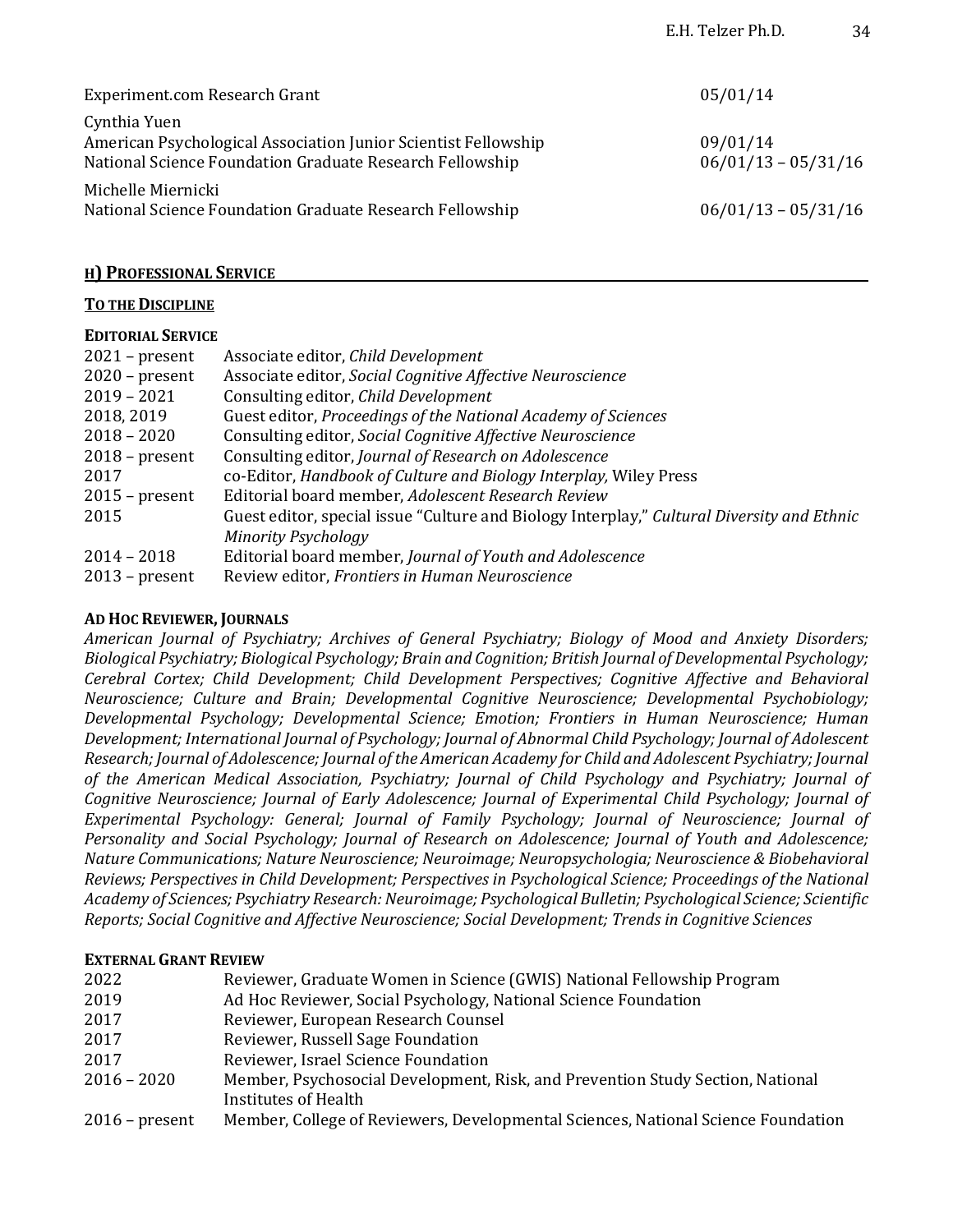| | |
|---|---|
| Experiment.com Research Grant | 05/01/14 |
| Cynthia Yuen | |
| American Psychological Association Junior Scientist Fellowship | 09/01/14 |
| National Science Foundation Graduate Research Fellowship | 06/01/13 – 05/31/16 |
| Michelle Miernicki | |
| National Science Foundation Graduate Research Fellowship | 06/01/13 – 05/31/16 |

## H) PROFESSIONAL SERVICE

### TO THE DISCIPLINE

#### EDITORIAL SERVICE

| | |
|---|---|
| 2021 – present | Associate editor, *Child Development* |
| 2020 – present | Associate editor, *Social Cognitive Affective Neuroscience* |
| 2019 – 2021 | Consulting editor, *Child Development* |
| 2018, 2019 | Guest editor, *Proceedings of the National Academy of Sciences* |
| 2018 – 2020 | Consulting editor, *Social Cognitive Affective Neuroscience* |
| 2018 – present | Consulting editor, *Journal of Research on Adolescence* |
| 2017 | co-Editor, *Handbook of Culture and Biology Interplay,* Wiley Press |
| 2015 – present | Editorial board member, *Adolescent Research Review* |
| 2015 | Guest editor, special issue "Culture and Biology Interplay," *Cultural Diversity and Ethnic Minority Psychology* |
| 2014 – 2018 | Editorial board member, *Journal of Youth and Adolescence* |
| 2013 – present | Review editor, *Frontiers in Human Neuroscience* |

#### AD HOC REVIEWER, JOURNALS

*American Journal of Psychiatry; Archives of General Psychiatry; Biology of Mood and Anxiety Disorders; Biological Psychiatry; Biological Psychology; Brain and Cognition; British Journal of Developmental Psychology; Cerebral Cortex; Child Development; Child Development Perspectives; Cognitive Affective and Behavioral Neuroscience; Culture and Brain; Developmental Cognitive Neuroscience; Developmental Psychobiology; Developmental Psychology; Developmental Science; Emotion; Frontiers in Human Neuroscience; Human Development; International Journal of Psychology; Journal of Abnormal Child Psychology; Journal of Adolescent Research; Journal of Adolescence; Journal of the American Academy for Child and Adolescent Psychiatry; Journal of the American Medical Association, Psychiatry; Journal of Child Psychology and Psychiatry; Journal of Cognitive Neuroscience; Journal of Early Adolescence; Journal of Experimental Child Psychology; Journal of Experimental Psychology: General; Journal of Family Psychology; Journal of Neuroscience; Journal of Personality and Social Psychology; Journal of Research on Adolescence; Journal of Youth and Adolescence; Nature Communications; Nature Neuroscience; Neuroimage; Neuropsychologia; Neuroscience & Biobehavioral Reviews; Perspectives in Child Development; Perspectives in Psychological Science; Proceedings of the National Academy of Sciences; Psychiatry Research: Neuroimage; Psychological Bulletin; Psychological Science; Scientific Reports; Social Cognitive and Affective Neuroscience; Social Development; Trends in Cognitive Sciences*

#### EXTERNAL GRANT REVIEW

| | |
|---|---|
| 2022 | Reviewer, Graduate Women in Science (GWIS) National Fellowship Program |
| 2019 | Ad Hoc Reviewer, Social Psychology, National Science Foundation |
| 2017 | Reviewer, European Research Counsel |
| 2017 | Reviewer, Russell Sage Foundation |
| 2017 | Reviewer, Israel Science Foundation |
| 2016 – 2020 | Member, Psychosocial Development, Risk, and Prevention Study Section, National Institutes of Health |
| 2016 – present | Member, College of Reviewers, Developmental Sciences, National Science Foundation |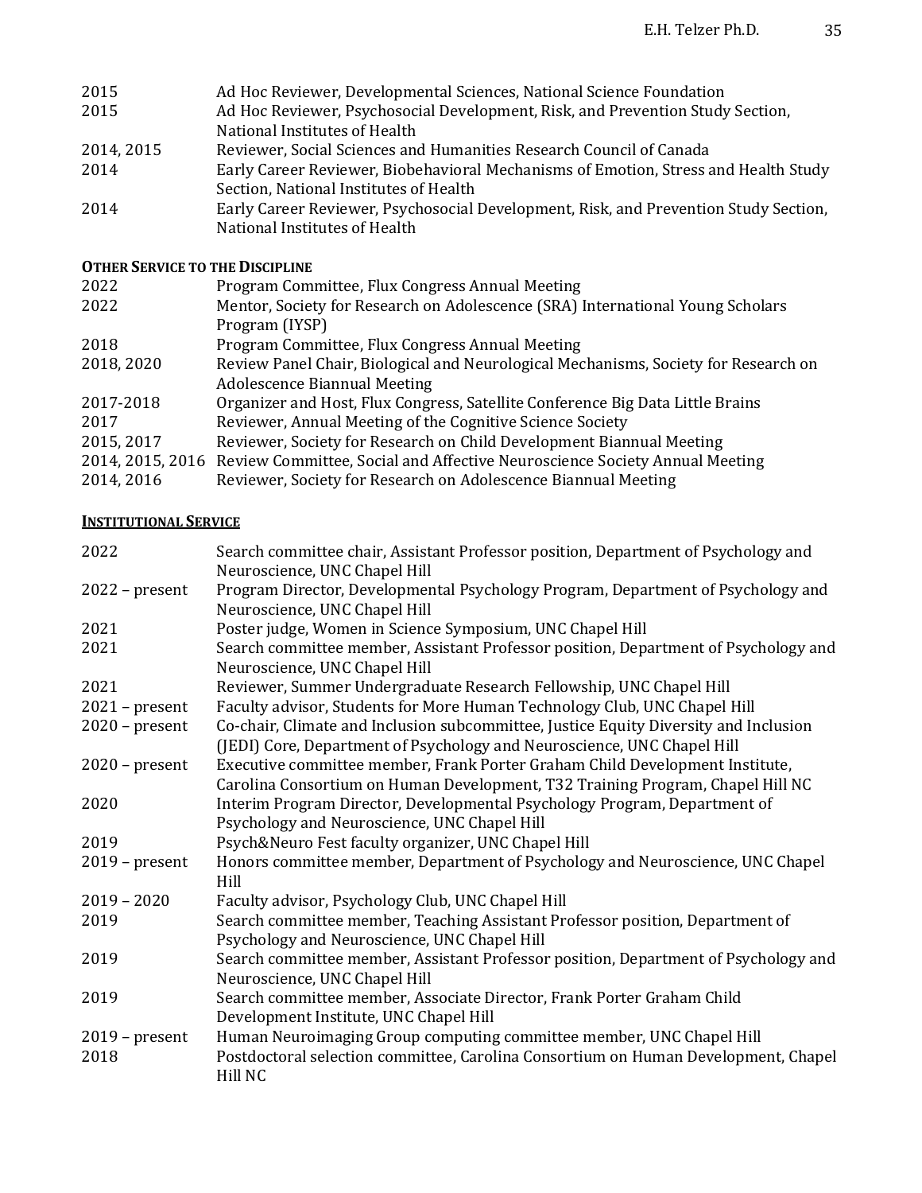| | |
|---|---|
| 2015 | Ad Hoc Reviewer, Developmental Sciences, National Science Foundation |
| 2015 | Ad Hoc Reviewer, Psychosocial Development, Risk, and Prevention Study Section, National Institutes of Health |
| 2014, 2015 | Reviewer, Social Sciences and Humanities Research Council of Canada |
| 2014 | Early Career Reviewer, Biobehavioral Mechanisms of Emotion, Stress and Health Study Section, National Institutes of Health |
| 2014 | Early Career Reviewer, Psychosocial Development, Risk, and Prevention Study Section, National Institutes of Health |

**OTHER SERVICE TO THE DISCIPLINE**

| | |
|---|---|
| 2022 | Program Committee, Flux Congress Annual Meeting |
| 2022 | Mentor, Society for Research on Adolescence (SRA) International Young Scholars Program (IYSP) |
| 2018 | Program Committee, Flux Congress Annual Meeting |
| 2018, 2020 | Review Panel Chair, Biological and Neurological Mechanisms, Society for Research on Adolescence Biannual Meeting |
| 2017-2018 | Organizer and Host, Flux Congress, Satellite Conference Big Data Little Brains |
| 2017 | Reviewer, Annual Meeting of the Cognitive Science Society |
| 2015, 2017 | Reviewer, Society for Research on Child Development Biannual Meeting |
| 2014, 2015, 2016 | Review Committee, Social and Affective Neuroscience Society Annual Meeting |
| 2014, 2016 | Reviewer, Society for Research on Adolescence Biannual Meeting |

## INSTITUTIONAL SERVICE

| | |
|---|---|
| 2022 | Search committee chair, Assistant Professor position, Department of Psychology and Neuroscience, UNC Chapel Hill |
| 2022 – present | Program Director, Developmental Psychology Program, Department of Psychology and Neuroscience, UNC Chapel Hill |
| 2021 | Poster judge, Women in Science Symposium, UNC Chapel Hill |
| 2021 | Search committee member, Assistant Professor position, Department of Psychology and Neuroscience, UNC Chapel Hill |
| 2021 | Reviewer, Summer Undergraduate Research Fellowship, UNC Chapel Hill |
| 2021 – present | Faculty advisor, Students for More Human Technology Club, UNC Chapel Hill |
| 2020 – present | Co-chair, Climate and Inclusion subcommittee, Justice Equity Diversity and Inclusion (JEDI) Core, Department of Psychology and Neuroscience, UNC Chapel Hill |
| 2020 – present | Executive committee member, Frank Porter Graham Child Development Institute, Carolina Consortium on Human Development, T32 Training Program, Chapel Hill NC |
| 2020 | Interim Program Director, Developmental Psychology Program, Department of Psychology and Neuroscience, UNC Chapel Hill |
| 2019 | Psych&Neuro Fest faculty organizer, UNC Chapel Hill |
| 2019 – present | Honors committee member, Department of Psychology and Neuroscience, UNC Chapel Hill |
| 2019 – 2020 | Faculty advisor, Psychology Club, UNC Chapel Hill |
| 2019 | Search committee member, Teaching Assistant Professor position, Department of Psychology and Neuroscience, UNC Chapel Hill |
| 2019 | Search committee member, Assistant Professor position, Department of Psychology and Neuroscience, UNC Chapel Hill |
| 2019 | Search committee member, Associate Director, Frank Porter Graham Child Development Institute, UNC Chapel Hill |
| 2019 – present | Human Neuroimaging Group computing committee member, UNC Chapel Hill |
| 2018 | Postdoctoral selection committee, Carolina Consortium on Human Development, Chapel Hill NC |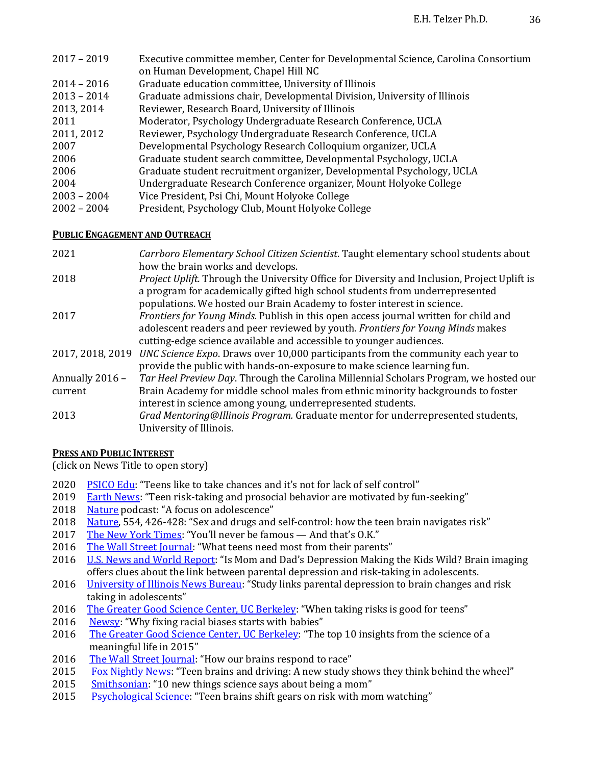2017 – 2019 Executive committee member, Center for Developmental Science, Carolina Consortium on Human Development, Chapel Hill NC

2014 – 2016 Graduate education committee, University of Illinois

2013 – 2014 Graduate admissions chair, Developmental Division, University of Illinois

2013, 2014 Reviewer, Research Board, University of Illinois

2011 Moderator, Psychology Undergraduate Research Conference, UCLA

2011, 2012 Reviewer, Psychology Undergraduate Research Conference, UCLA

2007 Developmental Psychology Research Colloquium organizer, UCLA

2006 Graduate student search committee, Developmental Psychology, UCLA

2006 Graduate student recruitment organizer, Developmental Psychology, UCLA

2004 Undergraduate Research Conference organizer, Mount Holyoke College

2003 – 2004 Vice President, Psi Chi, Mount Holyoke College

2002 – 2004 President, Psychology Club, Mount Holyoke College

## PUBLIC ENGAGEMENT AND OUTREACH

2021 *Carrboro Elementary School Citizen Scientist*. Taught elementary school students about how the brain works and develops.

2018 *Project Uplift*. Through the University Office for Diversity and Inclusion, Project Uplift is a program for academically gifted high school students from underrepresented populations. We hosted our Brain Academy to foster interest in science.

2017 *Frontiers for Young Minds.* Publish in this open access journal written for child and adolescent readers and peer reviewed by youth. *Frontiers for Young Minds* makes cutting-edge science available and accessible to younger audiences.

2017, 2018, 2019 *UNC Science Expo*. Draws over 10,000 participants from the community each year to provide the public with hands-on-exposure to make science learning fun.

Annually 2016 – current *Tar Heel Preview Day*. Through the Carolina Millennial Scholars Program, we hosted our Brain Academy for middle school males from ethnic minority backgrounds to foster interest in science among young, underrepresented students.

2013 *Grad Mentoring@Illinois Program.* Graduate mentor for underrepresented students, University of Illinois.

## PRESS AND PUBLIC INTEREST

(click on News Title to open story)

2020 PSICO Edu: "Teens like to take chances and it's not for lack of self control"

2019 Earth News: "Teen risk-taking and prosocial behavior are motivated by fun-seeking"

2018 Nature podcast: "A focus on adolescence"

2018 Nature, 554, 426-428: "Sex and drugs and self-control: how the teen brain navigates risk"

2017 The New York Times: "You'll never be famous — And that's O.K."

2016 The Wall Street Journal: "What teens need most from their parents"

2016 U.S. News and World Report: "Is Mom and Dad's Depression Making the Kids Wild? Brain imaging offers clues about the link between parental depression and risk-taking in adolescents.

2016 University of Illinois News Bureau: "Study links parental depression to brain changes and risk taking in adolescents"

2016 The Greater Good Science Center, UC Berkeley: "When taking risks is good for teens"

2016 Newsy: "Why fixing racial biases starts with babies"

2016 The Greater Good Science Center, UC Berkeley: "The top 10 insights from the science of a meaningful life in 2015"

2016 The Wall Street Journal: "How our brains respond to race"

2015 Fox Nightly News: "Teen brains and driving: A new study shows they think behind the wheel"

2015 Smithsonian: "10 new things science says about being a mom"

2015 Psychological Science: "Teen brains shift gears on risk with mom watching"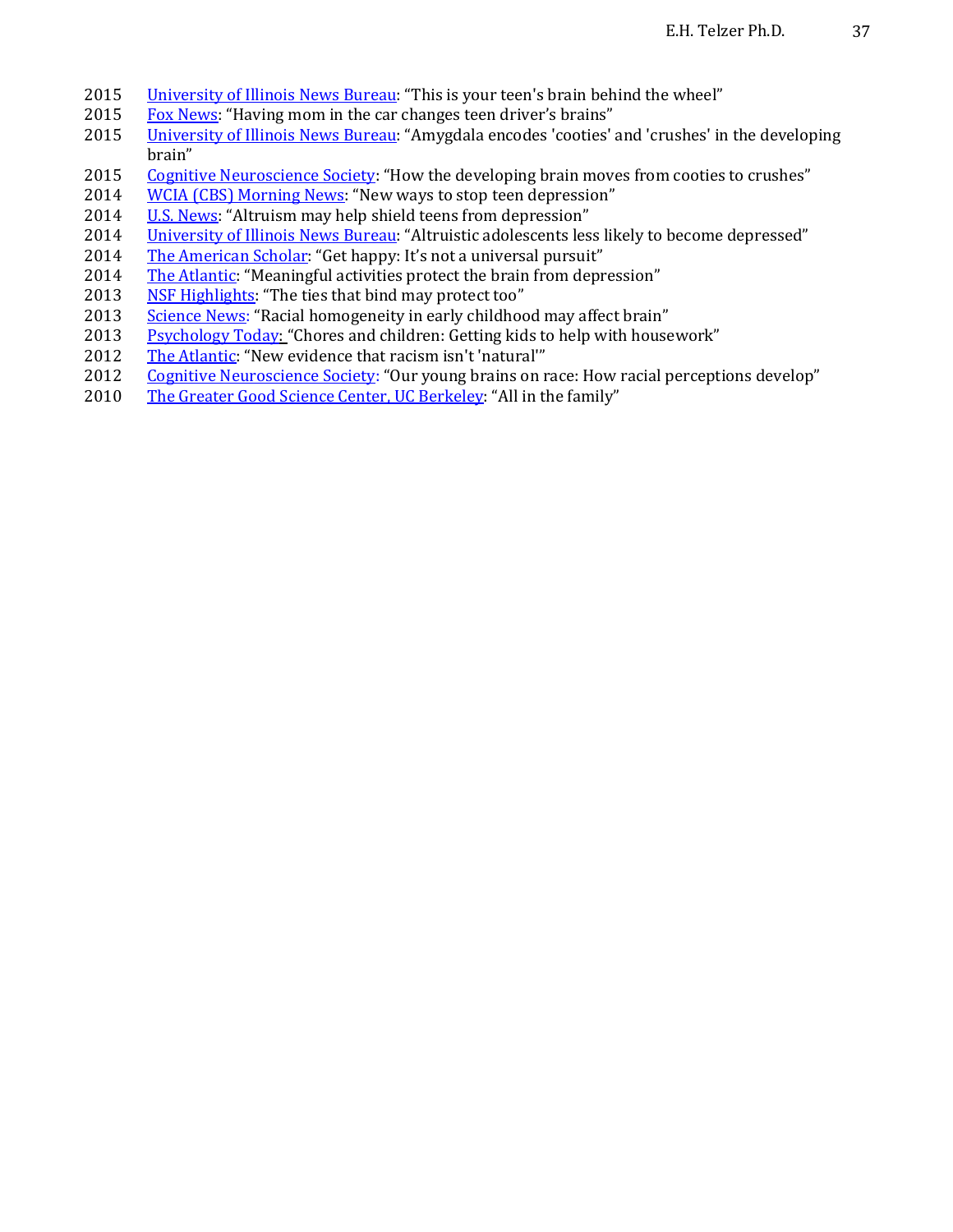2015 University of Illinois News Bureau: “This is your teen's brain behind the wheel”
2015 Fox News: “Having mom in the car changes teen driver’s brains”
2015 University of Illinois News Bureau: “Amygdala encodes 'cooties' and 'crushes' in the developing brain”
2015 Cognitive Neuroscience Society: “How the developing brain moves from cooties to crushes”
2014 WCIA (CBS) Morning News: “New ways to stop teen depression”
2014 U.S. News: “Altruism may help shield teens from depression”
2014 University of Illinois News Bureau: “Altruistic adolescents less likely to become depressed”
2014 The American Scholar: “Get happy: It’s not a universal pursuit”
2014 The Atlantic: “Meaningful activities protect the brain from depression”
2013 NSF Highlights: “The ties that bind may protect too”
2013 Science News: “Racial homogeneity in early childhood may affect brain”
2013 Psychology Today: “Chores and children: Getting kids to help with housework”
2012 The Atlantic: “New evidence that racism isn't 'natural'”
2012 Cognitive Neuroscience Society: “Our young brains on race: How racial perceptions develop”
2010 The Greater Good Science Center, UC Berkeley: “All in the family”